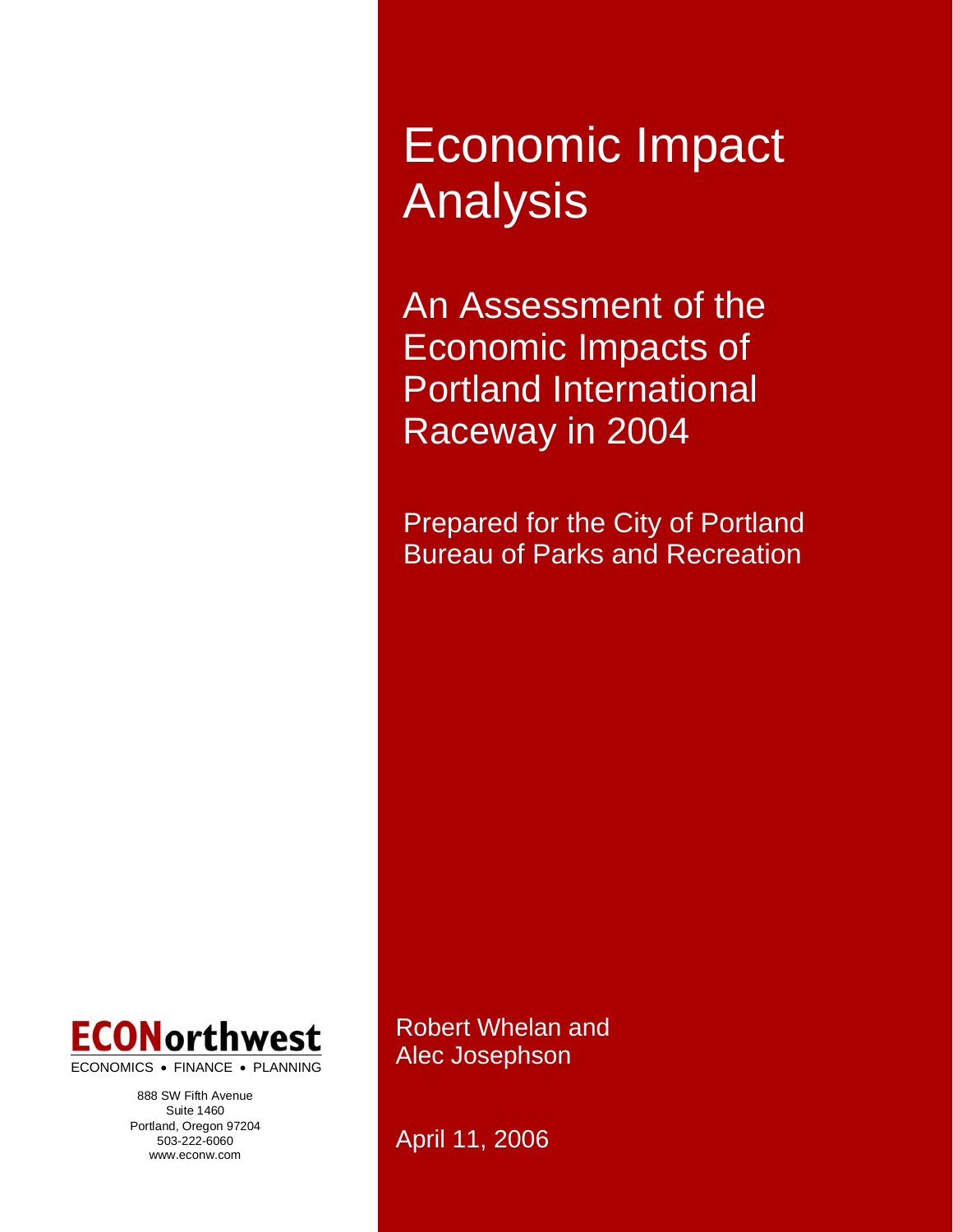# Economic Impact Analysis

## An Assessment of the Economic Impacts of Portland International Raceway in 2004

Prepared for the City of Portland Bureau of Parks and Recreation

Robert Whelan and
Alec Josephson

April 11, 2006

**ECONorthwest**

ECONOMICS • FINANCE • PLANNING

888 SW Fifth Avenue
Suite 1460
Portland, Oregon 97204
503-222-6060
www.econw.com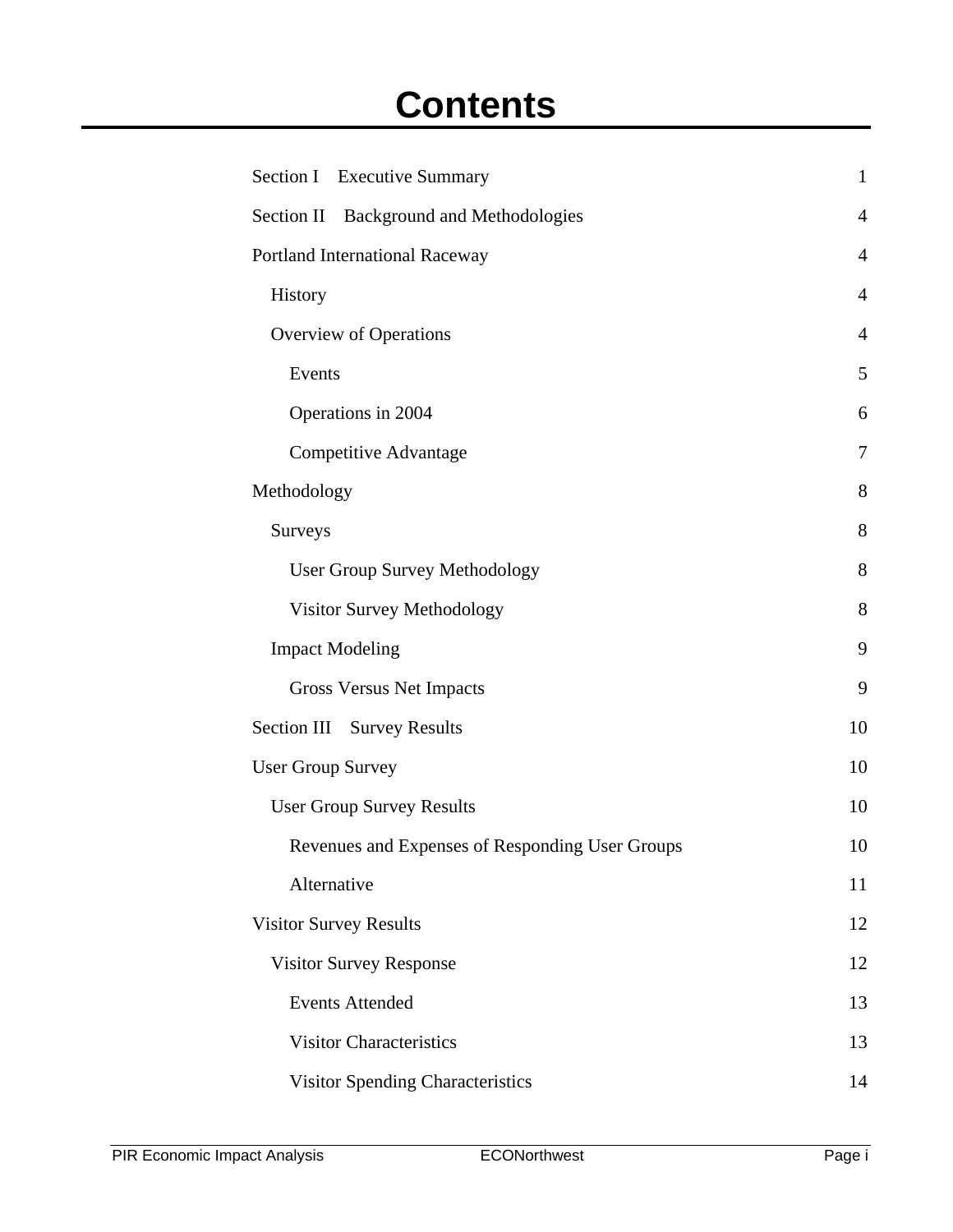# Contents

| | |
|---|---|
| Section I Executive Summary | 1 |
| Section II Background and Methodologies | 4 |
| Portland International Raceway | 4 |
| History | 4 |
| Overview of Operations | 4 |
| Events | 5 |
| Operations in 2004 | 6 |
| Competitive Advantage | 7 |
| Methodology | 8 |
| Surveys | 8 |
| User Group Survey Methodology | 8 |
| Visitor Survey Methodology | 8 |
| Impact Modeling | 9 |
| Gross Versus Net Impacts | 9 |
| Section III Survey Results | 10 |
| User Group Survey | 10 |
| User Group Survey Results | 10 |
| Revenues and Expenses of Responding User Groups | 10 |
| Alternative | 11 |
| Visitor Survey Results | 12 |
| Visitor Survey Response | 12 |
| Events Attended | 13 |
| Visitor Characteristics | 13 |
| Visitor Spending Characteristics | 14 |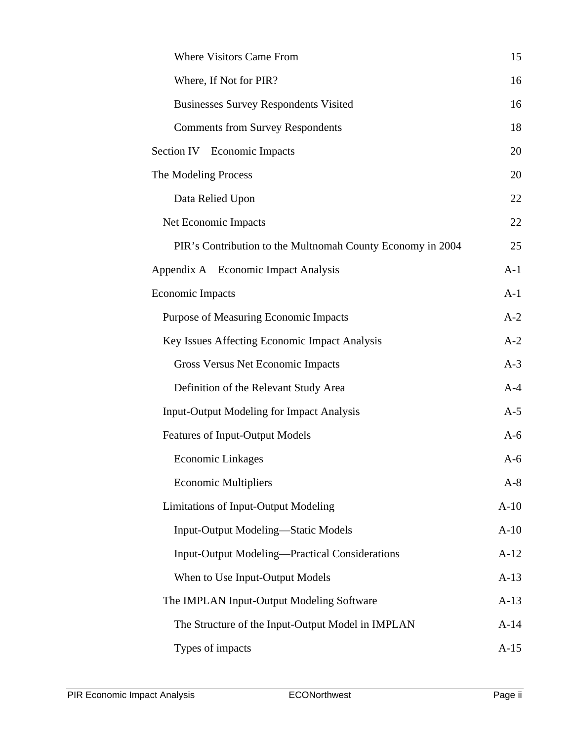| | |
|---|---|
| Where Visitors Came From | 15 |
| Where, If Not for PIR? | 16 |
| Businesses Survey Respondents Visited | 16 |
| Comments from Survey Respondents | 18 |
| Section IV Economic Impacts | 20 |
| The Modeling Process | 20 |
| Data Relied Upon | 22 |
| Net Economic Impacts | 22 |
| PIR's Contribution to the Multnomah County Economy in 2004 | 25 |
| Appendix A Economic Impact Analysis | A-1 |
| Economic Impacts | A-1 |
| Purpose of Measuring Economic Impacts | A-2 |
| Key Issues Affecting Economic Impact Analysis | A-2 |
| Gross Versus Net Economic Impacts | A-3 |
| Definition of the Relevant Study Area | A-4 |
| Input-Output Modeling for Impact Analysis | A-5 |
| Features of Input-Output Models | A-6 |
| Economic Linkages | A-6 |
| Economic Multipliers | A-8 |
| Limitations of Input-Output Modeling | A-10 |
| Input-Output Modeling—Static Models | A-10 |
| Input-Output Modeling—Practical Considerations | A-12 |
| When to Use Input-Output Models | A-13 |
| The IMPLAN Input-Output Modeling Software | A-13 |
| The Structure of the Input-Output Model in IMPLAN | A-14 |
| Types of impacts | A-15 |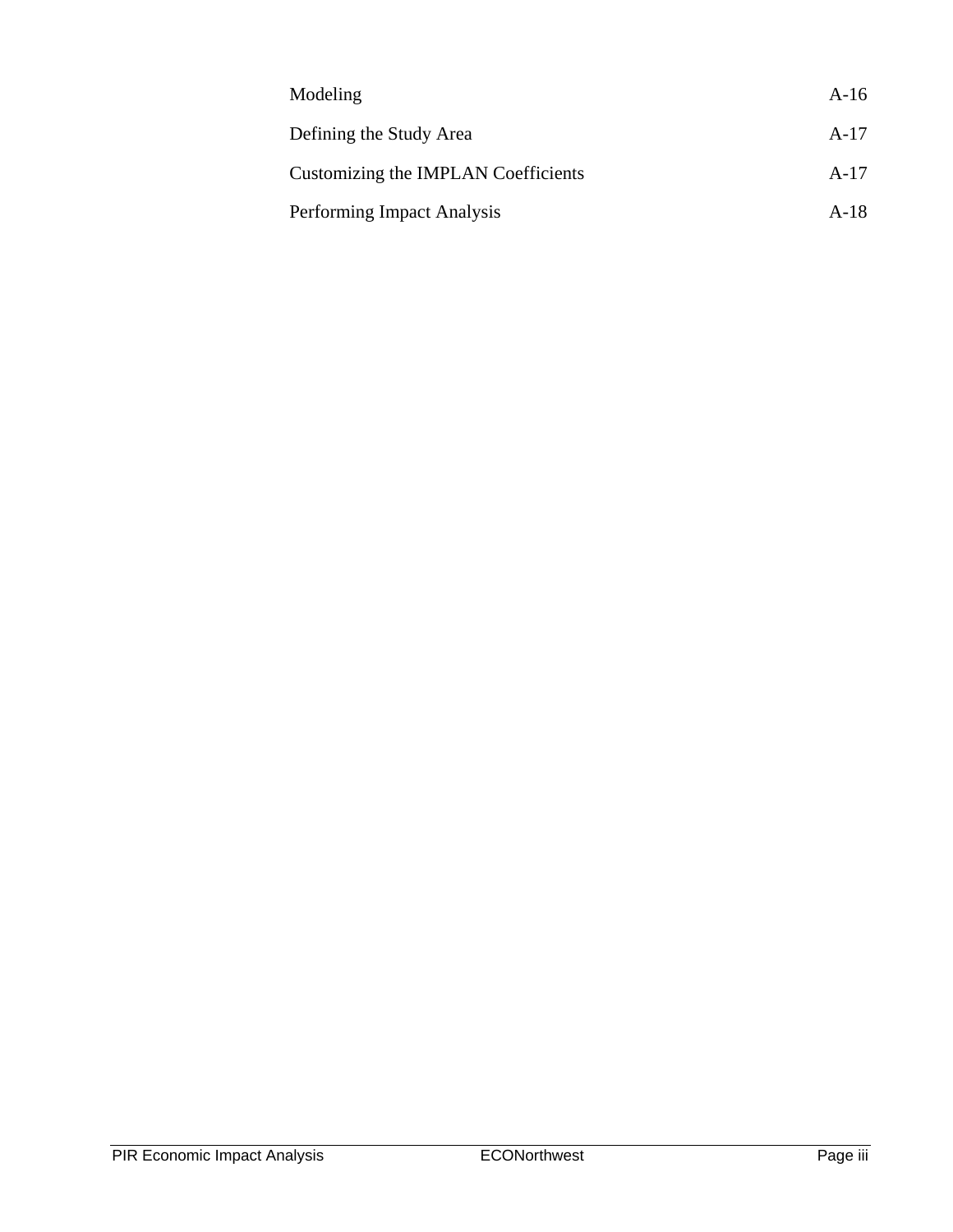| | |
|---|---|
| Modeling | A-16 |
| Defining the Study Area | A-17 |
| Customizing the IMPLAN Coefficients | A-17 |
| Performing Impact Analysis | A-18 |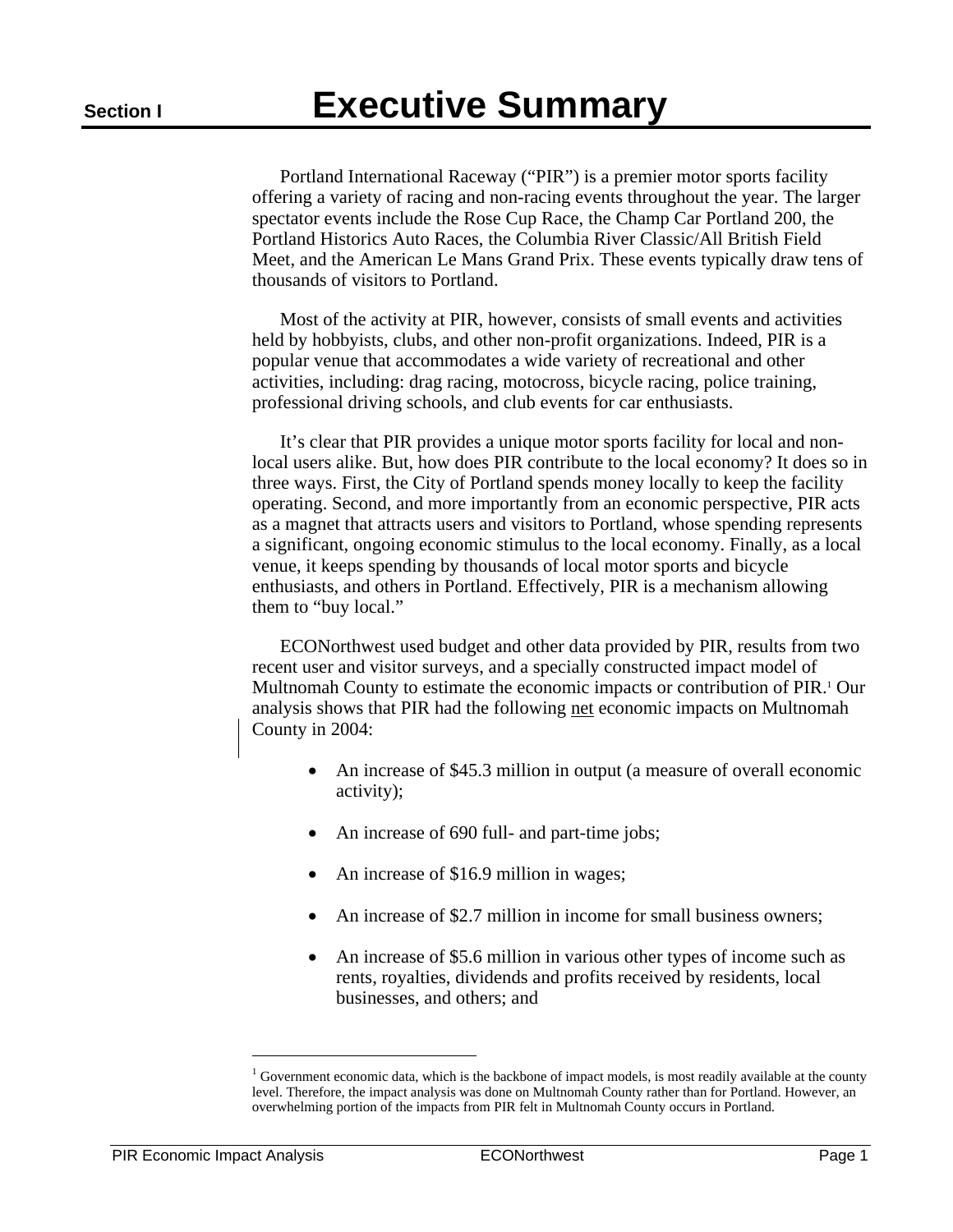# Section I Executive Summary

Portland International Raceway ("PIR") is a premier motor sports facility offering a variety of racing and non-racing events throughout the year. The larger spectator events include the Rose Cup Race, the Champ Car Portland 200, the Portland Historics Auto Races, the Columbia River Classic/All British Field Meet, and the American Le Mans Grand Prix. These events typically draw tens of thousands of visitors to Portland.

Most of the activity at PIR, however, consists of small events and activities held by hobbyists, clubs, and other non-profit organizations. Indeed, PIR is a popular venue that accommodates a wide variety of recreational and other activities, including: drag racing, motocross, bicycle racing, police training, professional driving schools, and club events for car enthusiasts.

It's clear that PIR provides a unique motor sports facility for local and non-local users alike. But, how does PIR contribute to the local economy? It does so in three ways. First, the City of Portland spends money locally to keep the facility operating. Second, and more importantly from an economic perspective, PIR acts as a magnet that attracts users and visitors to Portland, whose spending represents a significant, ongoing economic stimulus to the local economy. Finally, as a local venue, it keeps spending by thousands of local motor sports and bicycle enthusiasts, and others in Portland. Effectively, PIR is a mechanism allowing them to "buy local."

ECONorthwest used budget and other data provided by PIR, results from two recent user and visitor surveys, and a specially constructed impact model of Multnomah County to estimate the economic impacts or contribution of PIR.[1] Our analysis shows that PIR had the following <u>net</u> economic impacts on Multnomah County in 2004:

- An increase of $45.3 million in output (a measure of overall economic activity);
- An increase of 690 full- and part-time jobs;
- An increase of $16.9 million in wages;
- An increase of $2.7 million in income for small business owners;
- An increase of $5.6 million in various other types of income such as rents, royalties, dividends and profits received by residents, local businesses, and others; and

[1] Government economic data, which is the backbone of impact models, is most readily available at the county level. Therefore, the impact analysis was done on Multnomah County rather than for Portland. However, an overwhelming portion of the impacts from PIR felt in Multnomah County occurs in Portland.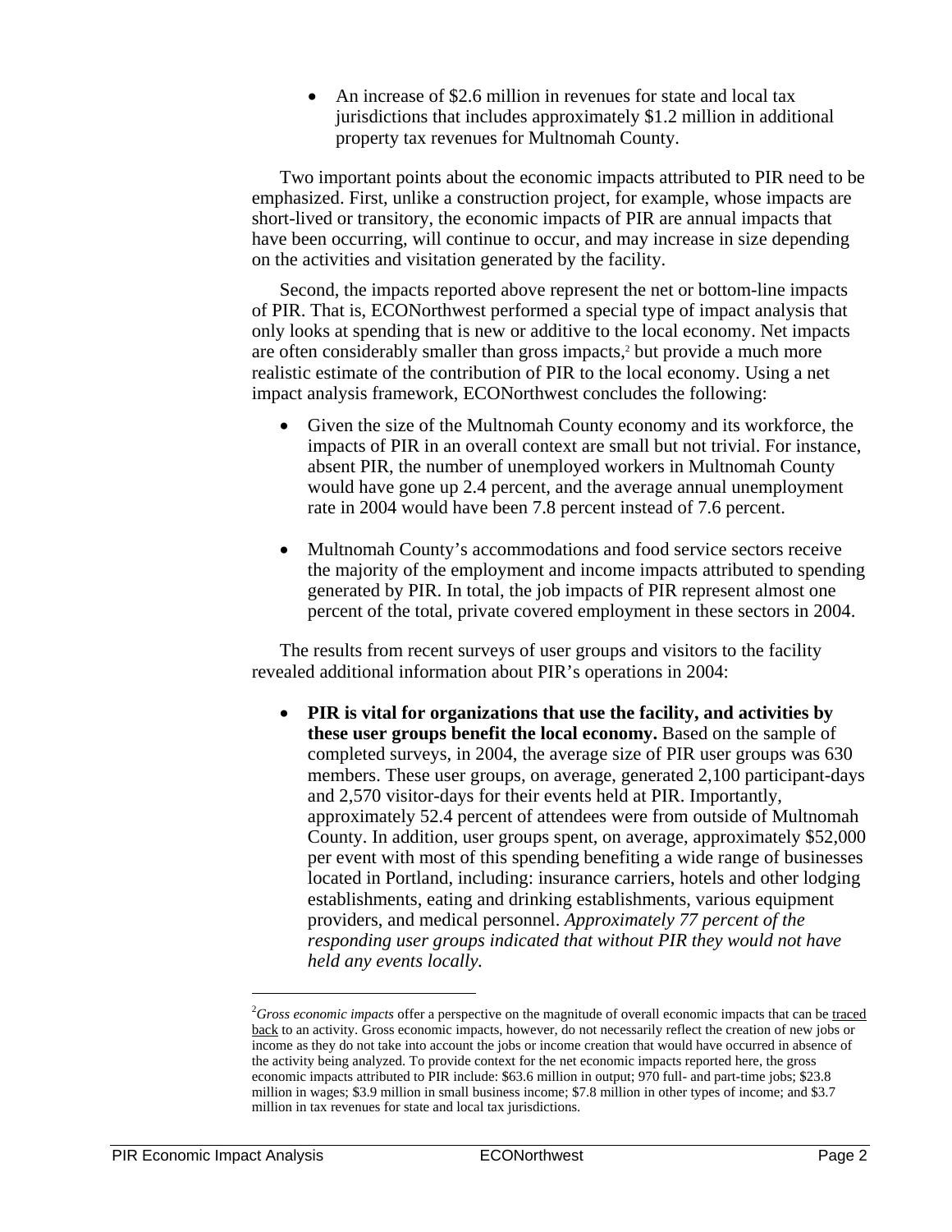- An increase of $2.6 million in revenues for state and local tax jurisdictions that includes approximately $1.2 million in additional property tax revenues for Multnomah County.

Two important points about the economic impacts attributed to PIR need to be emphasized. First, unlike a construction project, for example, whose impacts are short-lived or transitory, the economic impacts of PIR are annual impacts that have been occurring, will continue to occur, and may increase in size depending on the activities and visitation generated by the facility.

Second, the impacts reported above represent the net or bottom-line impacts of PIR. That is, ECONorthwest performed a special type of impact analysis that only looks at spending that is new or additive to the local economy. Net impacts are often considerably smaller than gross impacts,[2] but provide a much more realistic estimate of the contribution of PIR to the local economy. Using a net impact analysis framework, ECONorthwest concludes the following:

- Given the size of the Multnomah County economy and its workforce, the impacts of PIR in an overall context are small but not trivial. For instance, absent PIR, the number of unemployed workers in Multnomah County would have gone up 2.4 percent, and the average annual unemployment rate in 2004 would have been 7.8 percent instead of 7.6 percent.

- Multnomah County's accommodations and food service sectors receive the majority of the employment and income impacts attributed to spending generated by PIR. In total, the job impacts of PIR represent almost one percent of the total, private covered employment in these sectors in 2004.

The results from recent surveys of user groups and visitors to the facility revealed additional information about PIR's operations in 2004:

- **PIR is vital for organizations that use the facility, and activities by these user groups benefit the local economy.** Based on the sample of completed surveys, in 2004, the average size of PIR user groups was 630 members. These user groups, on average, generated 2,100 participant-days and 2,570 visitor-days for their events held at PIR. Importantly, approximately 52.4 percent of attendees were from outside of Multnomah County. In addition, user groups spent, on average, approximately $52,000 per event with most of this spending benefiting a wide range of businesses located in Portland, including: insurance carriers, hotels and other lodging establishments, eating and drinking establishments, various equipment providers, and medical personnel. *Approximately 77 percent of the responding user groups indicated that without PIR they would not have held any events locally.*

---

[2] *Gross economic impacts* offer a perspective on the magnitude of overall economic impacts that can be traced back to an activity. Gross economic impacts, however, do not necessarily reflect the creation of new jobs or income as they do not take into account the jobs or income creation that would have occurred in absence of the activity being analyzed. To provide context for the net economic impacts reported here, the gross economic impacts attributed to PIR include: $63.6 million in output; 970 full- and part-time jobs; $23.8 million in wages; $3.9 million in small business income; $7.8 million in other types of income; and $3.7 million in tax revenues for state and local tax jurisdictions.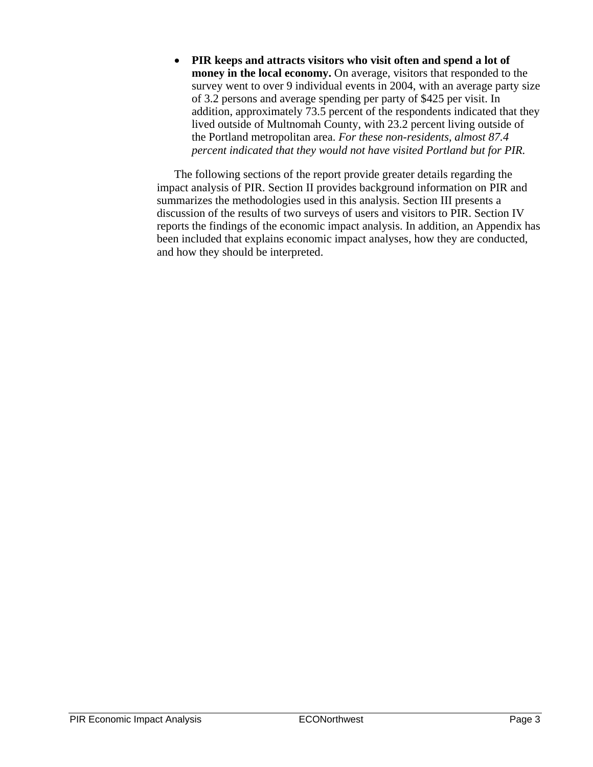- **PIR keeps and attracts visitors who visit often and spend a lot of money in the local economy.** On average, visitors that responded to the survey went to over 9 individual events in 2004, with an average party size of 3.2 persons and average spending per party of $425 per visit. In addition, approximately 73.5 percent of the respondents indicated that they lived outside of Multnomah County, with 23.2 percent living outside of the Portland metropolitan area. *For these non-residents, almost 87.4 percent indicated that they would not have visited Portland but for PIR.*

The following sections of the report provide greater details regarding the impact analysis of PIR. Section II provides background information on PIR and summarizes the methodologies used in this analysis. Section III presents a discussion of the results of two surveys of users and visitors to PIR. Section IV reports the findings of the economic impact analysis. In addition, an Appendix has been included that explains economic impact analyses, how they are conducted, and how they should be interpreted.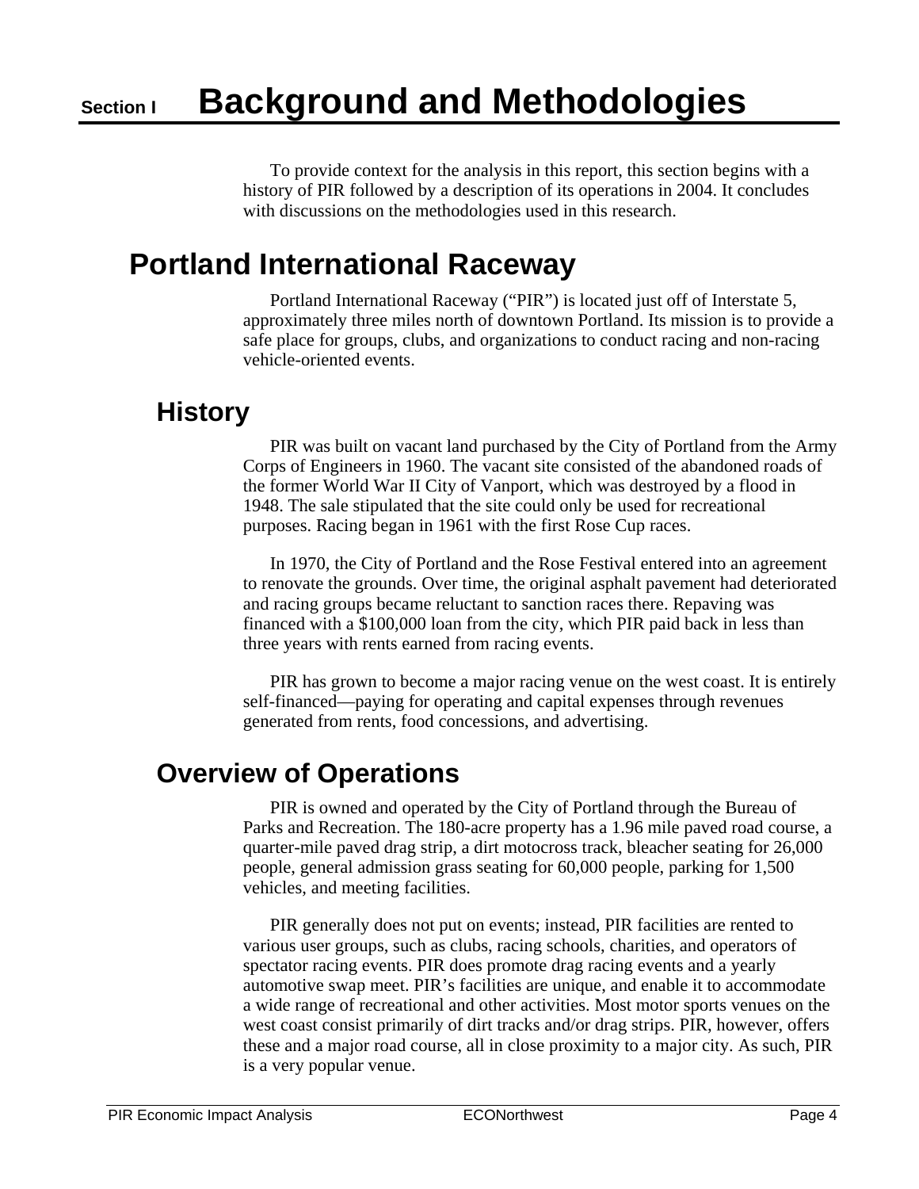# Section I Background and Methodologies

To provide context for the analysis in this report, this section begins with a history of PIR followed by a description of its operations in 2004. It concludes with discussions on the methodologies used in this research.

## Portland International Raceway

Portland International Raceway ("PIR") is located just off of Interstate 5, approximately three miles north of downtown Portland. Its mission is to provide a safe place for groups, clubs, and organizations to conduct racing and non-racing vehicle-oriented events.

### History

PIR was built on vacant land purchased by the City of Portland from the Army Corps of Engineers in 1960. The vacant site consisted of the abandoned roads of the former World War II City of Vanport, which was destroyed by a flood in 1948. The sale stipulated that the site could only be used for recreational purposes. Racing began in 1961 with the first Rose Cup races.

In 1970, the City of Portland and the Rose Festival entered into an agreement to renovate the grounds. Over time, the original asphalt pavement had deteriorated and racing groups became reluctant to sanction races there. Repaving was financed with a $100,000 loan from the city, which PIR paid back in less than three years with rents earned from racing events.

PIR has grown to become a major racing venue on the west coast. It is entirely self-financed—paying for operating and capital expenses through revenues generated from rents, food concessions, and advertising.

### Overview of Operations

PIR is owned and operated by the City of Portland through the Bureau of Parks and Recreation. The 180-acre property has a 1.96 mile paved road course, a quarter-mile paved drag strip, a dirt motocross track, bleacher seating for 26,000 people, general admission grass seating for 60,000 people, parking for 1,500 vehicles, and meeting facilities.

PIR generally does not put on events; instead, PIR facilities are rented to various user groups, such as clubs, racing schools, charities, and operators of spectator racing events. PIR does promote drag racing events and a yearly automotive swap meet. PIR's facilities are unique, and enable it to accommodate a wide range of recreational and other activities. Most motor sports venues on the west coast consist primarily of dirt tracks and/or drag strips. PIR, however, offers these and a major road course, all in close proximity to a major city. As such, PIR is a very popular venue.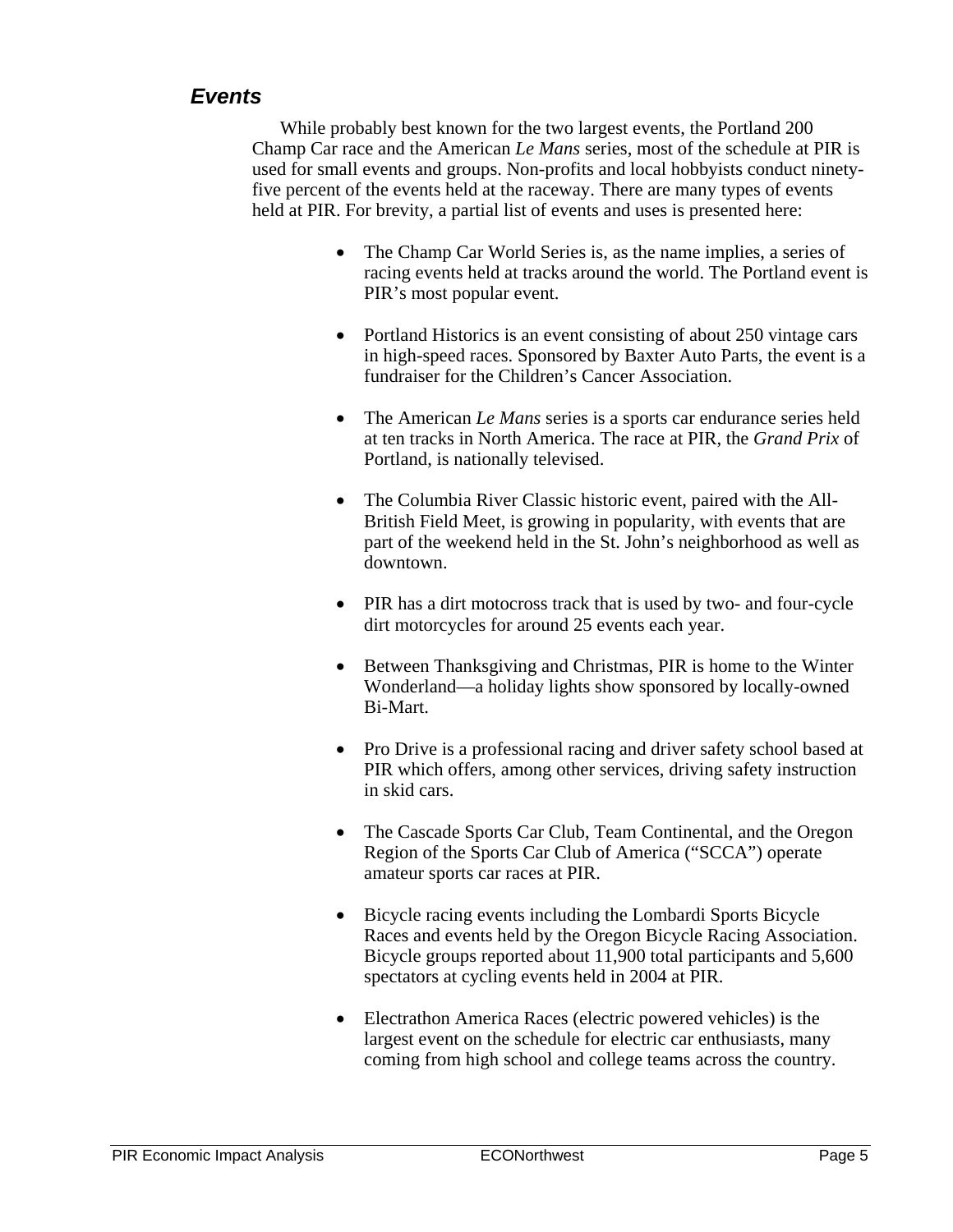## *Events*

While probably best known for the two largest events, the Portland 200 Champ Car race and the American *Le Mans* series, most of the schedule at PIR is used for small events and groups. Non-profits and local hobbyists conduct ninety-five percent of the events held at the raceway. There are many types of events held at PIR. For brevity, a partial list of events and uses is presented here:

- The Champ Car World Series is, as the name implies, a series of racing events held at tracks around the world. The Portland event is PIR's most popular event.
- Portland Historics is an event consisting of about 250 vintage cars in high-speed races. Sponsored by Baxter Auto Parts, the event is a fundraiser for the Children's Cancer Association.
- The American *Le Mans* series is a sports car endurance series held at ten tracks in North America. The race at PIR, the *Grand Prix* of Portland, is nationally televised.
- The Columbia River Classic historic event, paired with the All-British Field Meet, is growing in popularity, with events that are part of the weekend held in the St. John's neighborhood as well as downtown.
- PIR has a dirt motocross track that is used by two- and four-cycle dirt motorcycles for around 25 events each year.
- Between Thanksgiving and Christmas, PIR is home to the Winter Wonderland—a holiday lights show sponsored by locally-owned Bi-Mart.
- Pro Drive is a professional racing and driver safety school based at PIR which offers, among other services, driving safety instruction in skid cars.
- The Cascade Sports Car Club, Team Continental, and the Oregon Region of the Sports Car Club of America ("SCCA") operate amateur sports car races at PIR.
- Bicycle racing events including the Lombardi Sports Bicycle Races and events held by the Oregon Bicycle Racing Association. Bicycle groups reported about 11,900 total participants and 5,600 spectators at cycling events held in 2004 at PIR.
- Electrathon America Races (electric powered vehicles) is the largest event on the schedule for electric car enthusiasts, many coming from high school and college teams across the country.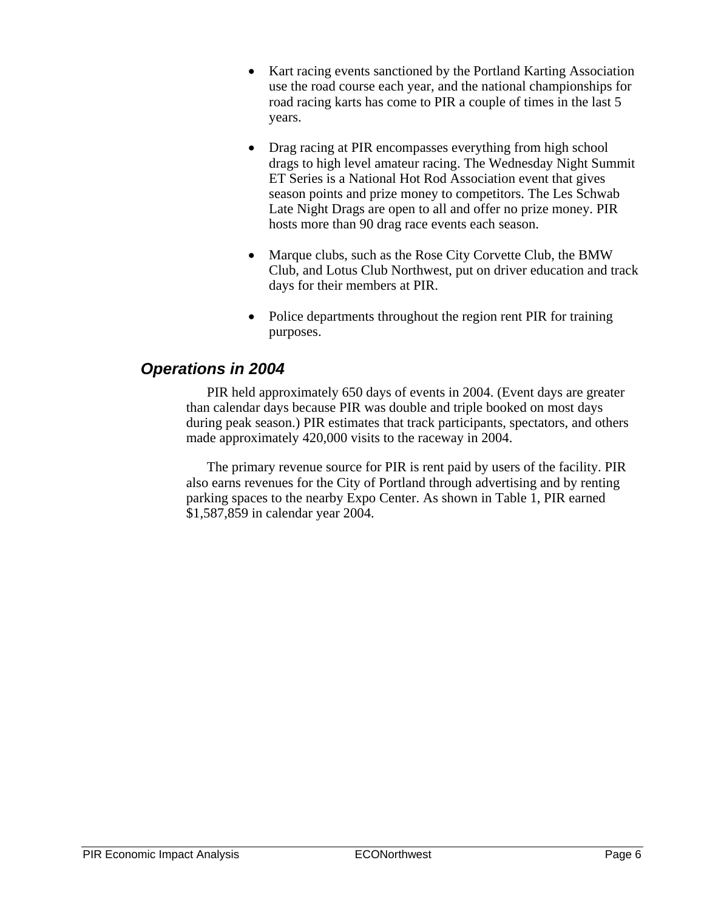- Kart racing events sanctioned by the Portland Karting Association use the road course each year, and the national championships for road racing karts has come to PIR a couple of times in the last 5 years.

- Drag racing at PIR encompasses everything from high school drags to high level amateur racing. The Wednesday Night Summit ET Series is a National Hot Rod Association event that gives season points and prize money to competitors. The Les Schwab Late Night Drags are open to all and offer no prize money. PIR hosts more than 90 drag race events each season.

- Marque clubs, such as the Rose City Corvette Club, the BMW Club, and Lotus Club Northwest, put on driver education and track days for their members at PIR.

- Police departments throughout the region rent PIR for training purposes.

### *Operations in 2004*

PIR held approximately 650 days of events in 2004. (Event days are greater than calendar days because PIR was double and triple booked on most days during peak season.) PIR estimates that track participants, spectators, and others made approximately 420,000 visits to the raceway in 2004.

The primary revenue source for PIR is rent paid by users of the facility. PIR also earns revenues for the City of Portland through advertising and by renting parking spaces to the nearby Expo Center. As shown in Table 1, PIR earned $1,587,859 in calendar year 2004.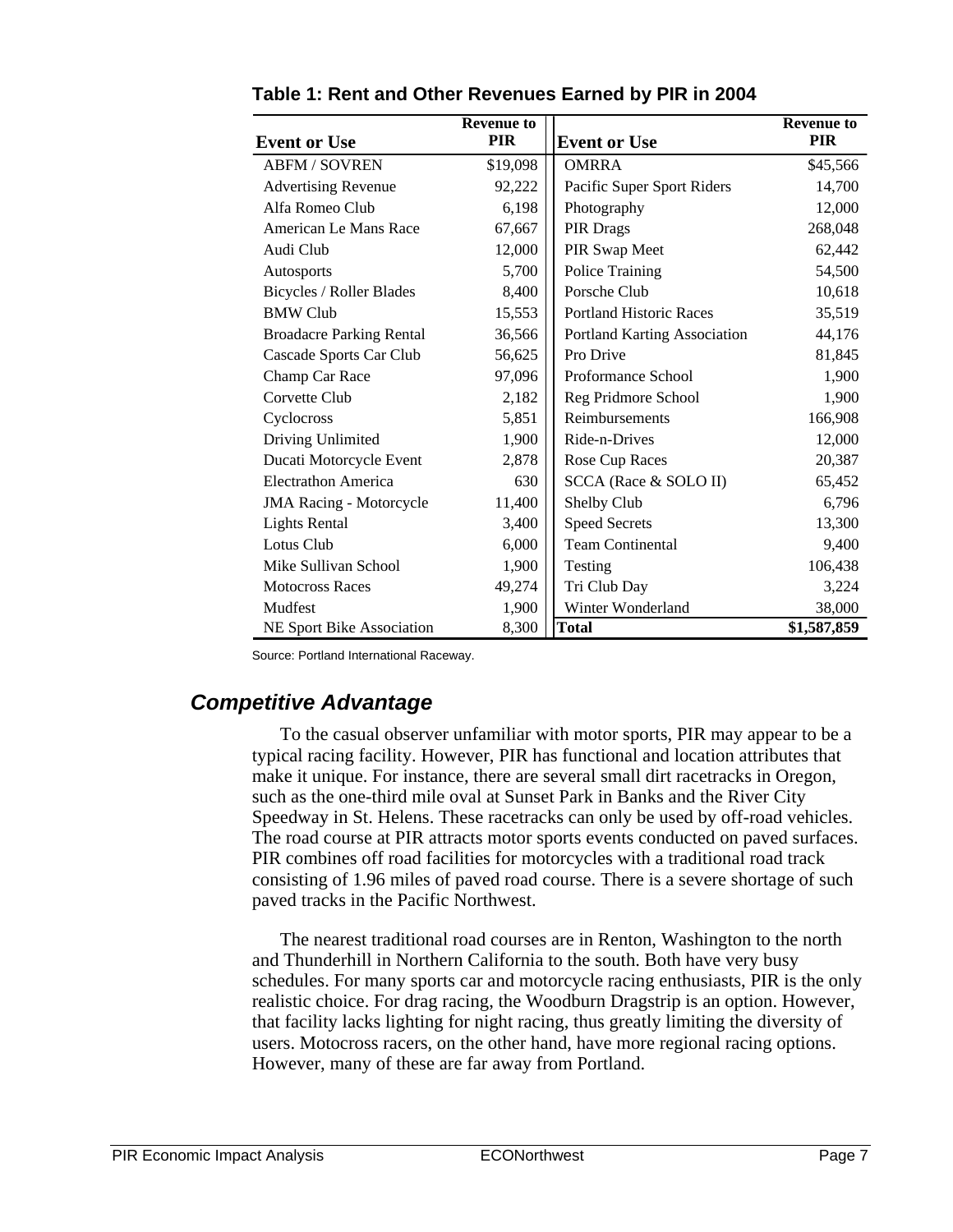**Table 1: Rent and Other Revenues Earned by PIR in 2004**

| Event or Use | Revenue to PIR | Event or Use | Revenue to PIR |
|---|---|---|---|
| ABFM / SOVREN | $19,098 | OMRRA | $45,566 |
| Advertising Revenue | 92,222 | Pacific Super Sport Riders | 14,700 |
| Alfa Romeo Club | 6,198 | Photography | 12,000 |
| American Le Mans Race | 67,667 | PIR Drags | 268,048 |
| Audi Club | 12,000 | PIR Swap Meet | 62,442 |
| Autosports | 5,700 | Police Training | 54,500 |
| Bicycles / Roller Blades | 8,400 | Porsche Club | 10,618 |
| BMW Club | 15,553 | Portland Historic Races | 35,519 |
| Broadacre Parking Rental | 36,566 | Portland Karting Association | 44,176 |
| Cascade Sports Car Club | 56,625 | Pro Drive | 81,845 |
| Champ Car Race | 97,096 | Proformance School | 1,900 |
| Corvette Club | 2,182 | Reg Pridmore School | 1,900 |
| Cyclocross | 5,851 | Reimbursements | 166,908 |
| Driving Unlimited | 1,900 | Ride-n-Drives | 12,000 |
| Ducati Motorcycle Event | 2,878 | Rose Cup Races | 20,387 |
| Electrathon America | 630 | SCCA (Race & SOLO II) | 65,452 |
| JMA Racing - Motorcycle | 11,400 | Shelby Club | 6,796 |
| Lights Rental | 3,400 | Speed Secrets | 13,300 |
| Lotus Club | 6,000 | Team Continental | 9,400 |
| Mike Sullivan School | 1,900 | Testing | 106,438 |
| Motocross Races | 49,274 | Tri Club Day | 3,224 |
| Mudfest | 1,900 | Winter Wonderland | 38,000 |
| NE Sport Bike Association | 8,300 | **Total** | **$1,587,859** |

Source: Portland International Raceway.

## *Competitive Advantage*

To the casual observer unfamiliar with motor sports, PIR may appear to be a typical racing facility. However, PIR has functional and location attributes that make it unique. For instance, there are several small dirt racetracks in Oregon, such as the one-third mile oval at Sunset Park in Banks and the River City Speedway in St. Helens. These racetracks can only be used by off-road vehicles. The road course at PIR attracts motor sports events conducted on paved surfaces. PIR combines off road facilities for motorcycles with a traditional road track consisting of 1.96 miles of paved road course. There is a severe shortage of such paved tracks in the Pacific Northwest.

The nearest traditional road courses are in Renton, Washington to the north and Thunderhill in Northern California to the south. Both have very busy schedules. For many sports car and motorcycle racing enthusiasts, PIR is the only realistic choice. For drag racing, the Woodburn Dragstrip is an option. However, that facility lacks lighting for night racing, thus greatly limiting the diversity of users. Motocross racers, on the other hand, have more regional racing options. However, many of these are far away from Portland.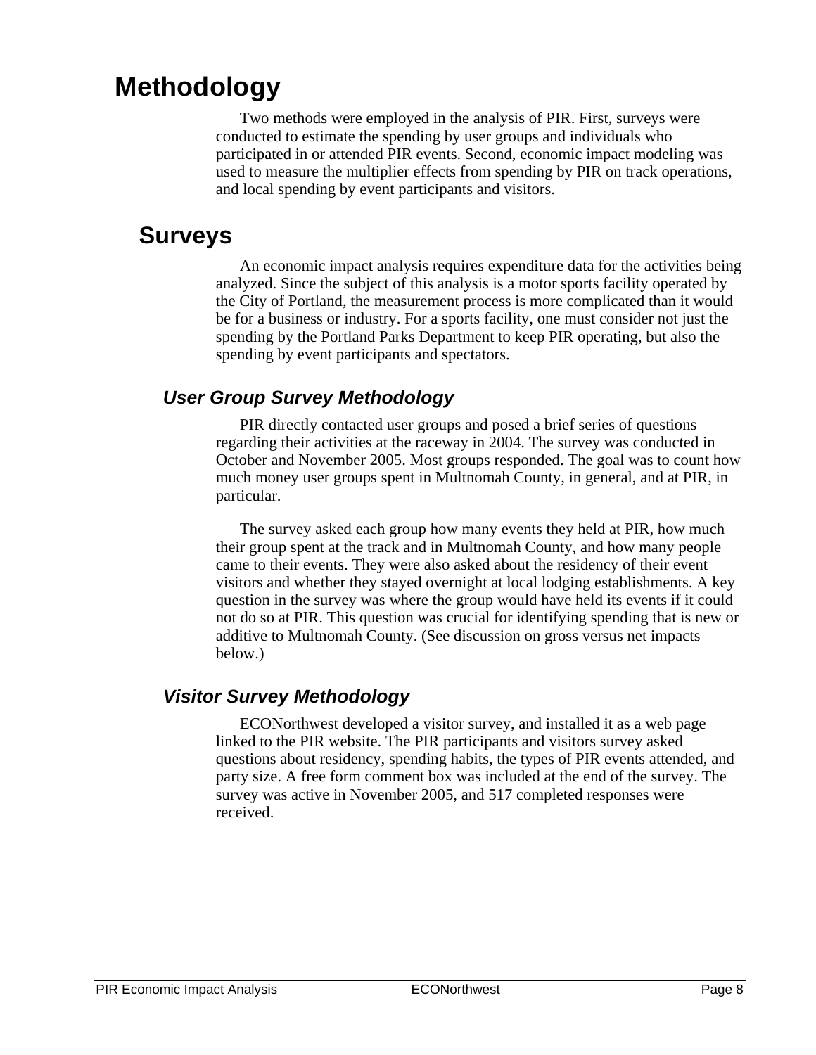# Methodology

Two methods were employed in the analysis of PIR. First, surveys were conducted to estimate the spending by user groups and individuals who participated in or attended PIR events. Second, economic impact modeling was used to measure the multiplier effects from spending by PIR on track operations, and local spending by event participants and visitors.

## Surveys

An economic impact analysis requires expenditure data for the activities being analyzed. Since the subject of this analysis is a motor sports facility operated by the City of Portland, the measurement process is more complicated than it would be for a business or industry. For a sports facility, one must consider not just the spending by the Portland Parks Department to keep PIR operating, but also the spending by event participants and spectators.

### *User Group Survey Methodology*

PIR directly contacted user groups and posed a brief series of questions regarding their activities at the raceway in 2004. The survey was conducted in October and November 2005. Most groups responded. The goal was to count how much money user groups spent in Multnomah County, in general, and at PIR, in particular.

The survey asked each group how many events they held at PIR, how much their group spent at the track and in Multnomah County, and how many people came to their events. They were also asked about the residency of their event visitors and whether they stayed overnight at local lodging establishments. A key question in the survey was where the group would have held its events if it could not do so at PIR. This question was crucial for identifying spending that is new or additive to Multnomah County. (See discussion on gross versus net impacts below.)

### *Visitor Survey Methodology*

ECONorthwest developed a visitor survey, and installed it as a web page linked to the PIR website. The PIR participants and visitors survey asked questions about residency, spending habits, the types of PIR events attended, and party size. A free form comment box was included at the end of the survey. The survey was active in November 2005, and 517 completed responses were received.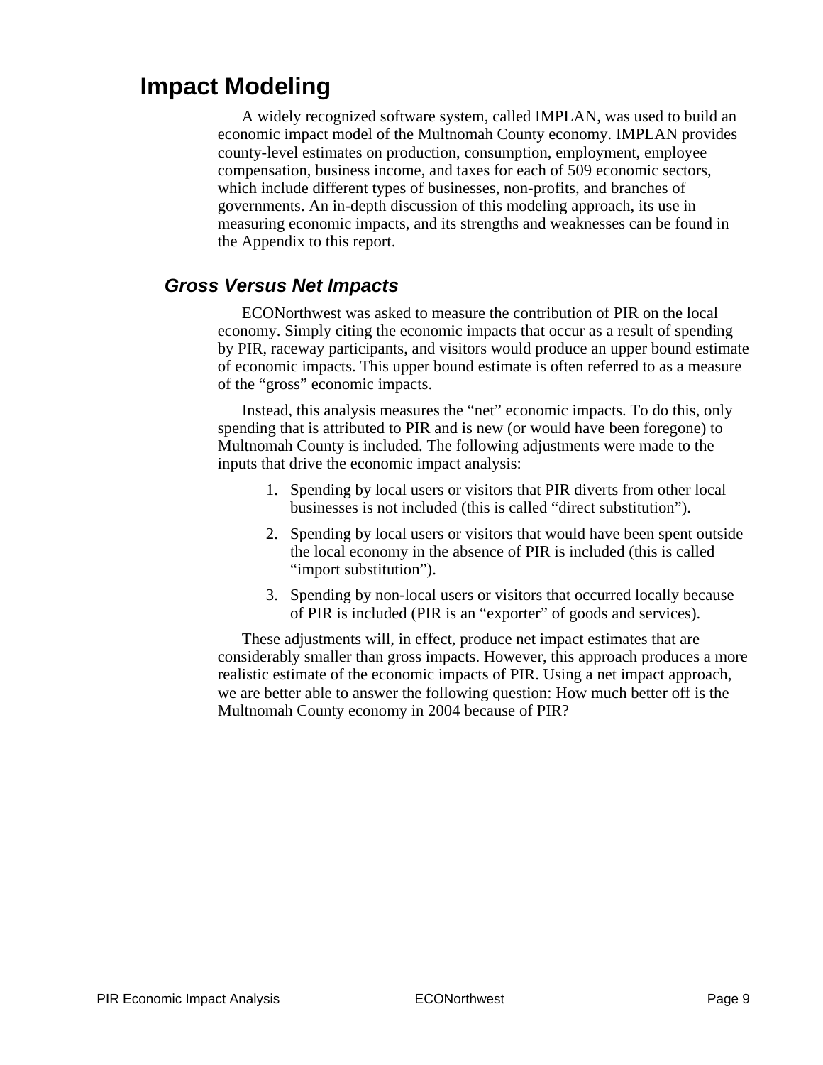# Impact Modeling

A widely recognized software system, called IMPLAN, was used to build an economic impact model of the Multnomah County economy. IMPLAN provides county-level estimates on production, consumption, employment, employee compensation, business income, and taxes for each of 509 economic sectors, which include different types of businesses, non-profits, and branches of governments. An in-depth discussion of this modeling approach, its use in measuring economic impacts, and its strengths and weaknesses can be found in the Appendix to this report.

## *Gross Versus Net Impacts*

ECONorthwest was asked to measure the contribution of PIR on the local economy. Simply citing the economic impacts that occur as a result of spending by PIR, raceway participants, and visitors would produce an upper bound estimate of economic impacts. This upper bound estimate is often referred to as a measure of the "gross" economic impacts.

Instead, this analysis measures the "net" economic impacts. To do this, only spending that is attributed to PIR and is new (or would have been foregone) to Multnomah County is included. The following adjustments were made to the inputs that drive the economic impact analysis:

1. Spending by local users or visitors that PIR diverts from other local businesses <u>is not</u> included (this is called "direct substitution").
2. Spending by local users or visitors that would have been spent outside the local economy in the absence of PIR <u>is</u> included (this is called "import substitution").
3. Spending by non-local users or visitors that occurred locally because of PIR <u>is</u> included (PIR is an "exporter" of goods and services).

These adjustments will, in effect, produce net impact estimates that are considerably smaller than gross impacts. However, this approach produces a more realistic estimate of the economic impacts of PIR. Using a net impact approach, we are better able to answer the following question: How much better off is the Multnomah County economy in 2004 because of PIR?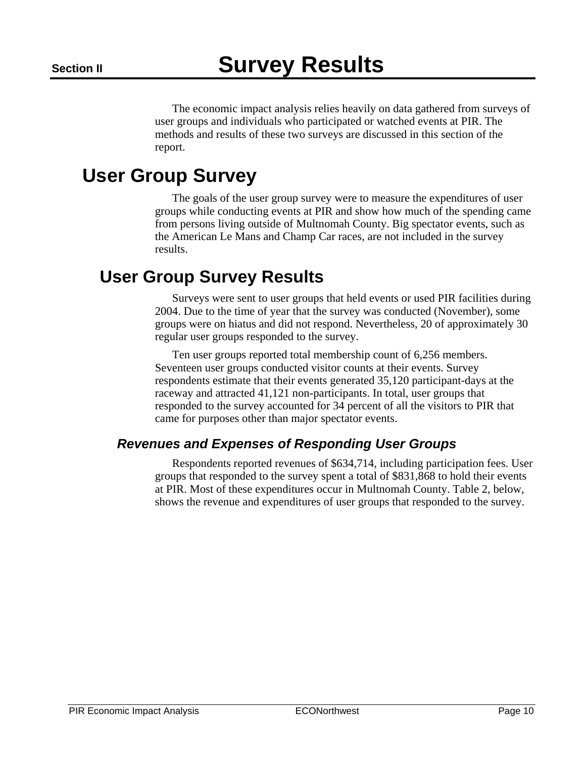# Section II Survey Results

The economic impact analysis relies heavily on data gathered from surveys of user groups and individuals who participated or watched events at PIR. The methods and results of these two surveys are discussed in this section of the report.

## User Group Survey

The goals of the user group survey were to measure the expenditures of user groups while conducting events at PIR and show how much of the spending came from persons living outside of Multnomah County. Big spectator events, such as the American Le Mans and Champ Car races, are not included in the survey results.

### User Group Survey Results

Surveys were sent to user groups that held events or used PIR facilities during 2004. Due to the time of year that the survey was conducted (November), some groups were on hiatus and did not respond. Nevertheless, 20 of approximately 30 regular user groups responded to the survey.

Ten user groups reported total membership count of 6,256 members. Seventeen user groups conducted visitor counts at their events. Survey respondents estimate that their events generated 35,120 participant-days at the raceway and attracted 41,121 non-participants. In total, user groups that responded to the survey accounted for 34 percent of all the visitors to PIR that came for purposes other than major spectator events.

#### *Revenues and Expenses of Responding User Groups*

Respondents reported revenues of $634,714, including participation fees. User groups that responded to the survey spent a total of $831,868 to hold their events at PIR. Most of these expenditures occur in Multnomah County. Table 2, below, shows the revenue and expenditures of user groups that responded to the survey.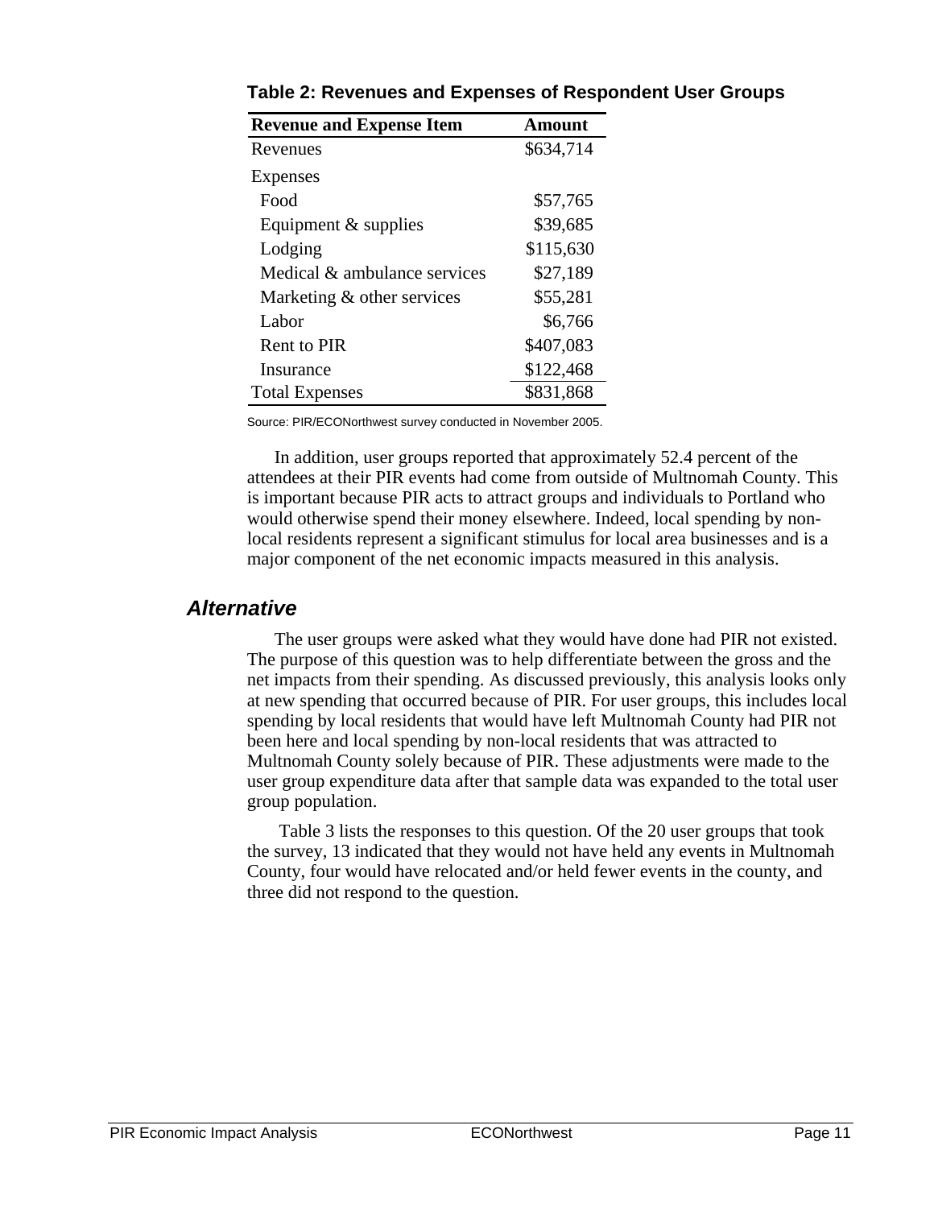**Table 2: Revenues and Expenses of Respondent User Groups**

| Revenue and Expense Item | Amount |
|---|---|
| Revenues | $634,714 |
| Expenses | |
| Food | $57,765 |
| Equipment & supplies | $39,685 |
| Lodging | $115,630 |
| Medical & ambulance services | $27,189 |
| Marketing & other services | $55,281 |
| Labor | $6,766 |
| Rent to PIR | $407,083 |
| Insurance | $122,468 |
| Total Expenses | $831,868 |

Source: PIR/ECONorthwest survey conducted in November 2005.

In addition, user groups reported that approximately 52.4 percent of the attendees at their PIR events had come from outside of Multnomah County. This is important because PIR acts to attract groups and individuals to Portland who would otherwise spend their money elsewhere. Indeed, local spending by non-local residents represent a significant stimulus for local area businesses and is a major component of the net economic impacts measured in this analysis.

## Alternative

The user groups were asked what they would have done had PIR not existed. The purpose of this question was to help differentiate between the gross and the net impacts from their spending. As discussed previously, this analysis looks only at new spending that occurred because of PIR. For user groups, this includes local spending by local residents that would have left Multnomah County had PIR not been here and local spending by non-local residents that was attracted to Multnomah County solely because of PIR. These adjustments were made to the user group expenditure data after that sample data was expanded to the total user group population.

Table 3 lists the responses to this question. Of the 20 user groups that took the survey, 13 indicated that they would not have held any events in Multnomah County, four would have relocated and/or held fewer events in the county, and three did not respond to the question.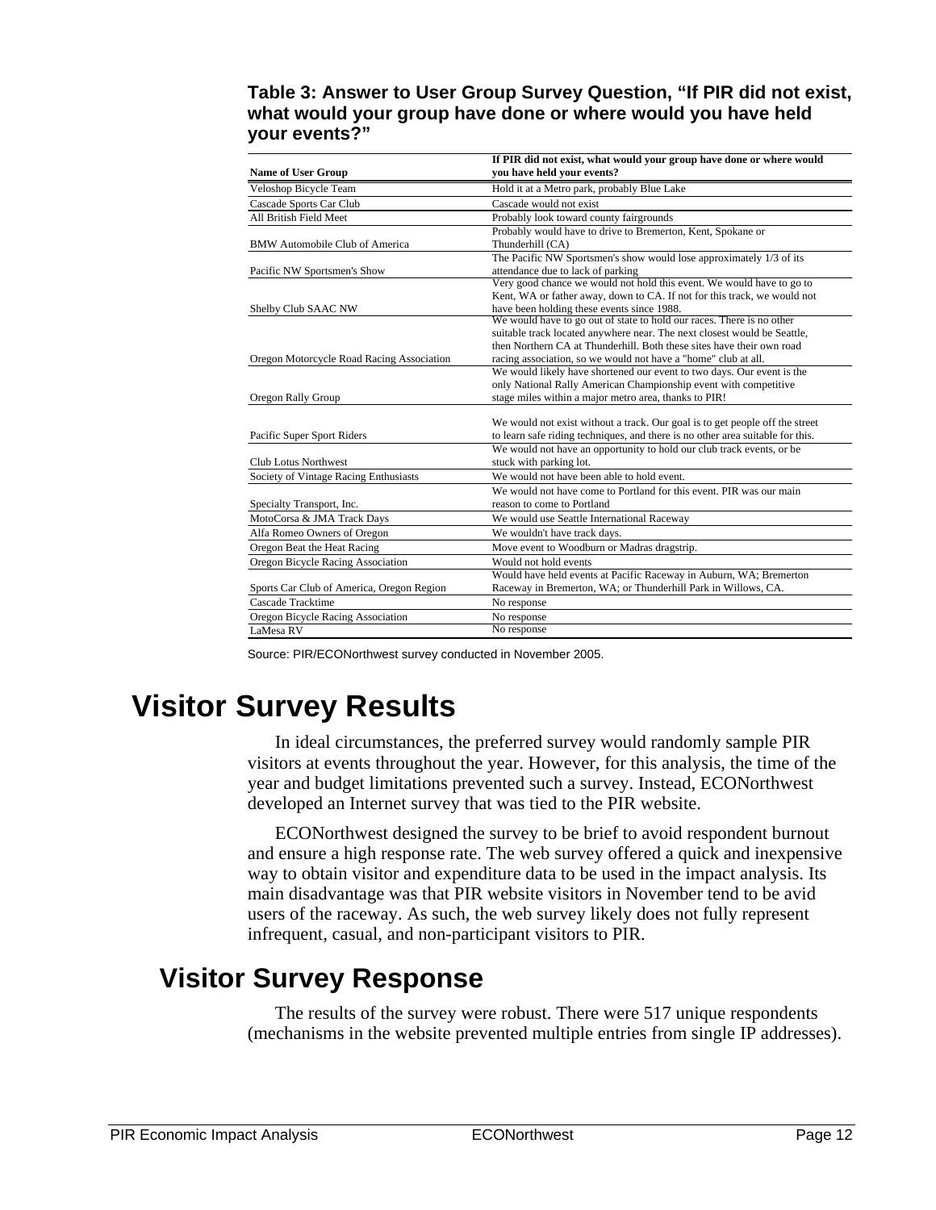**Table 3: Answer to User Group Survey Question, "If PIR did not exist, what would your group have done or where would you have held your events?"**

| Name of User Group | If PIR did not exist, what would your group have done or where would you have held your events? |
|---|---|
| Veloshop Bicycle Team | Hold it at a Metro park, probably Blue Lake |
| Cascade Sports Car Club | Cascade would not exist |
| All British Field Meet | Probably look toward county fairgrounds |
| BMW Automobile Club of America | Probably would have to drive to Bremerton, Kent, Spokane or Thunderhill (CA) |
| Pacific NW Sportsmen's Show | The Pacific NW Sportsmen's show would lose approximately 1/3 of its attendance due to lack of parking |
| Shelby Club SAAC NW | Very good chance we would not hold this event. We would have to go to Kent, WA or father away, down to CA. If not for this track, we would not have been holding these events since 1988. |
| Oregon Motorcycle Road Racing Association | We would have to go out of state to hold our races. There is no other suitable track located anywhere near. The next closest would be Seattle, then Northern CA at Thunderhill. Both these sites have their own road racing association, so we would not have a "home" club at all. |
| Oregon Rally Group | We would likely have shortened our event to two days. Our event is the only National Rally American Championship event with competitive stage miles within a major metro area, thanks to PIR! |
| Pacific Super Sport Riders | We would not exist without a track. Our goal is to get people off the street to learn safe riding techniques, and there is no other area suitable for this. |
| Club Lotus Northwest | We would not have an opportunity to hold our club track events, or be stuck with parking lot. |
| Society of Vintage Racing Enthusiasts | We would not have been able to hold event. |
| Specialty Transport, Inc. | We would not have come to Portland for this event. PIR was our main reason to come to Portland |
| MotoCorsa & JMA Track Days | We would use Seattle International Raceway |
| Alfa Romeo Owners of Oregon | We wouldn't have track days. |
| Oregon Beat the Heat Racing | Move event to Woodburn or Madras dragstrip. |
| Oregon Bicycle Racing Association | Would not hold events |
| Sports Car Club of America, Oregon Region | Would have held events at Pacific Raceway in Auburn, WA; Bremerton Raceway in Bremerton, WA; or Thunderhill Park in Willows, CA. |
| Cascade Tracktime | No response |
| Oregon Bicycle Racing Association | No response |
| LaMesa RV | No response |

Source: PIR/ECONorthwest survey conducted in November 2005.

# Visitor Survey Results

In ideal circumstances, the preferred survey would randomly sample PIR visitors at events throughout the year. However, for this analysis, the time of the year and budget limitations prevented such a survey. Instead, ECONorthwest developed an Internet survey that was tied to the PIR website.

ECONorthwest designed the survey to be brief to avoid respondent burnout and ensure a high response rate. The web survey offered a quick and inexpensive way to obtain visitor and expenditure data to be used in the impact analysis. Its main disadvantage was that PIR website visitors in November tend to be avid users of the raceway. As such, the web survey likely does not fully represent infrequent, casual, and non-participant visitors to PIR.

## Visitor Survey Response

The results of the survey were robust. There were 517 unique respondents (mechanisms in the website prevented multiple entries from single IP addresses).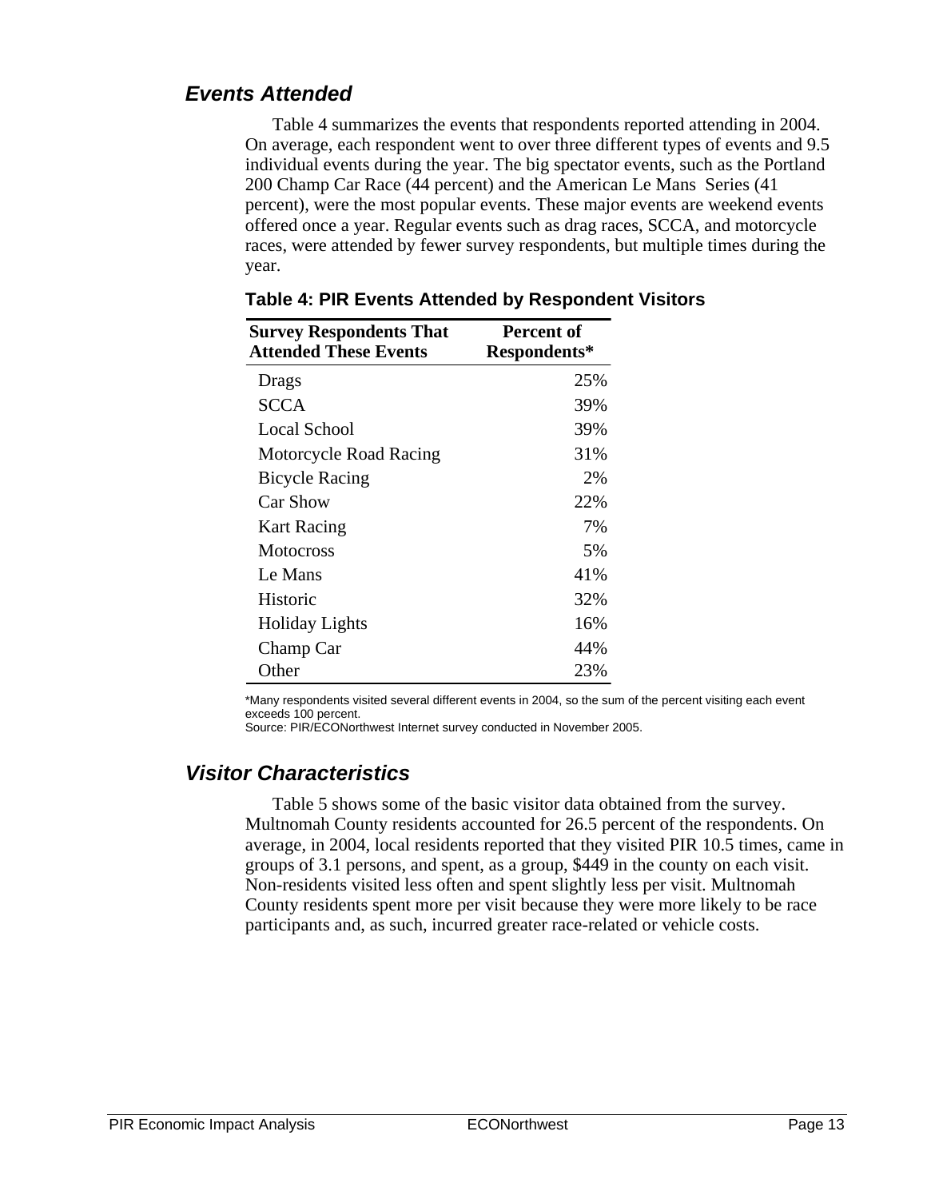## Events Attended

Table 4 summarizes the events that respondents reported attending in 2004. On average, each respondent went to over three different types of events and 9.5 individual events during the year. The big spectator events, such as the Portland 200 Champ Car Race (44 percent) and the American Le Mans Series (41 percent), were the most popular events. These major events are weekend events offered once a year. Regular events such as drag races, SCCA, and motorcycle races, were attended by fewer survey respondents, but multiple times during the year.

**Table 4: PIR Events Attended by Respondent Visitors**

| Survey Respondents That Attended These Events | Percent of Respondents* |
|---|---:|
| Drags | 25% |
| SCCA | 39% |
| Local School | 39% |
| Motorcycle Road Racing | 31% |
| Bicycle Racing | 2% |
| Car Show | 22% |
| Kart Racing | 7% |
| Motocross | 5% |
| Le Mans | 41% |
| Historic | 32% |
| Holiday Lights | 16% |
| Champ Car | 44% |
| Other | 23% |

*Many respondents visited several different events in 2004, so the sum of the percent visiting each event exceeds 100 percent.
Source: PIR/ECONorthwest Internet survey conducted in November 2005.

## Visitor Characteristics

Table 5 shows some of the basic visitor data obtained from the survey. Multnomah County residents accounted for 26.5 percent of the respondents. On average, in 2004, local residents reported that they visited PIR 10.5 times, came in groups of 3.1 persons, and spent, as a group, $449 in the county on each visit. Non-residents visited less often and spent slightly less per visit. Multnomah County residents spent more per visit because they were more likely to be race participants and, as such, incurred greater race-related or vehicle costs.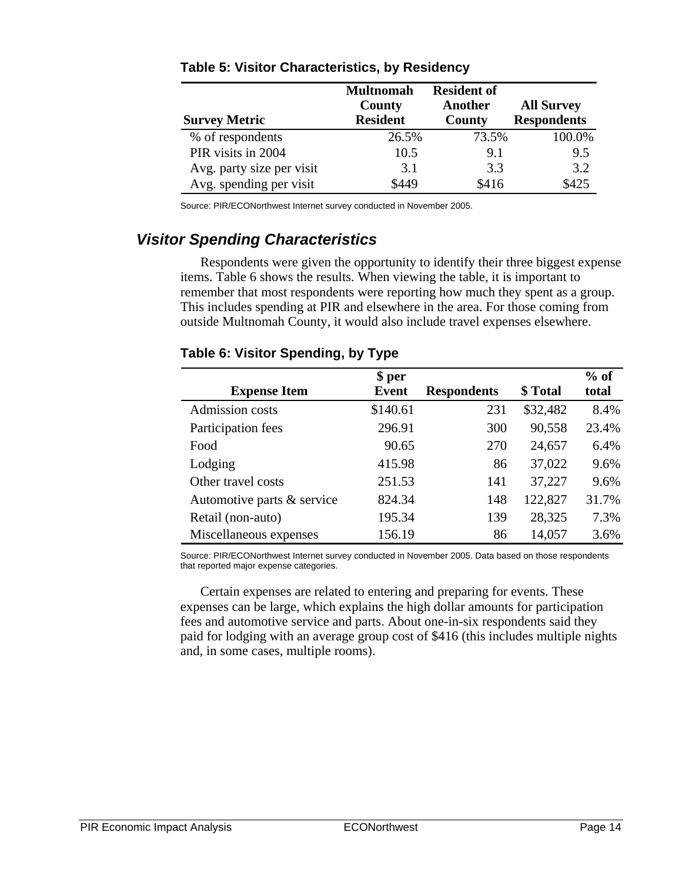**Table 5: Visitor Characteristics, by Residency**

| Survey Metric | Multnomah County Resident | Resident of Another County | All Survey Respondents |
|---|---|---|---|
| % of respondents | 26.5% | 73.5% | 100.0% |
| PIR visits in 2004 | 10.5 | 9.1 | 9.5 |
| Avg. party size per visit | 3.1 | 3.3 | 3.2 |
| Avg. spending per visit | $449 | $416 | $425 |

Source: PIR/ECONorthwest Internet survey conducted in November 2005.

## *Visitor Spending Characteristics*

Respondents were given the opportunity to identify their three biggest expense items. Table 6 shows the results. When viewing the table, it is important to remember that most respondents were reporting how much they spent as a group. This includes spending at PIR and elsewhere in the area. For those coming from outside Multnomah County, it would also include travel expenses elsewhere.

**Table 6: Visitor Spending, by Type**

| Expense Item | $ per Event | Respondents | $ Total | % of total |
|---|---|---|---|---|
| Admission costs | $140.61 | 231 | $32,482 | 8.4% |
| Participation fees | 296.91 | 300 | 90,558 | 23.4% |
| Food | 90.65 | 270 | 24,657 | 6.4% |
| Lodging | 415.98 | 86 | 37,022 | 9.6% |
| Other travel costs | 251.53 | 141 | 37,227 | 9.6% |
| Automotive parts & service | 824.34 | 148 | 122,827 | 31.7% |
| Retail (non-auto) | 195.34 | 139 | 28,325 | 7.3% |
| Miscellaneous expenses | 156.19 | 86 | 14,057 | 3.6% |

Source: PIR/ECONorthwest Internet survey conducted in November 2005. Data based on those respondents that reported major expense categories.

Certain expenses are related to entering and preparing for events. These expenses can be large, which explains the high dollar amounts for participation fees and automotive service and parts. About one-in-six respondents said they paid for lodging with an average group cost of $416 (this includes multiple nights and, in some cases, multiple rooms).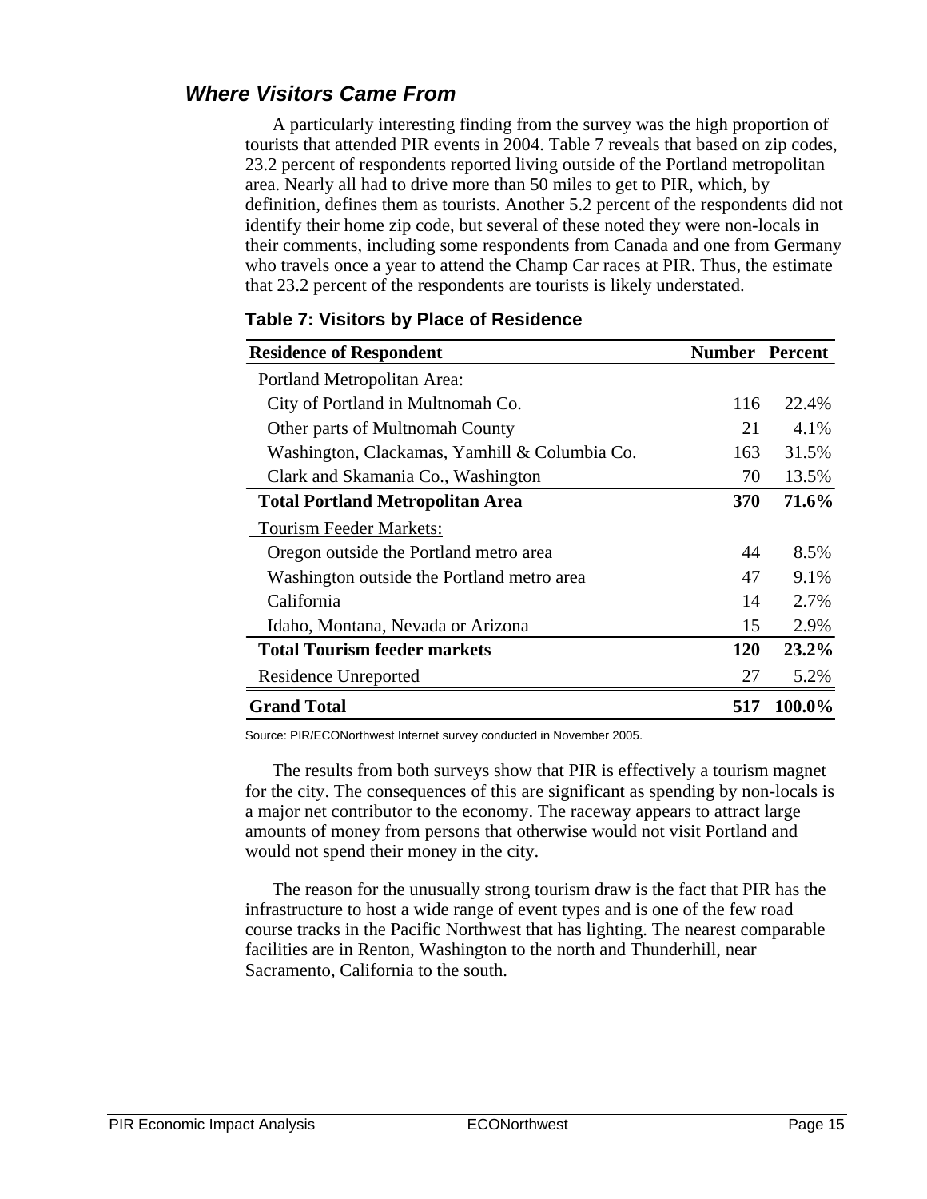## *Where Visitors Came From*

A particularly interesting finding from the survey was the high proportion of tourists that attended PIR events in 2004. Table 7 reveals that based on zip codes, 23.2 percent of respondents reported living outside of the Portland metropolitan area. Nearly all had to drive more than 50 miles to get to PIR, which, by definition, defines them as tourists. Another 5.2 percent of the respondents did not identify their home zip code, but several of these noted they were non-locals in their comments, including some respondents from Canada and one from Germany who travels once a year to attend the Champ Car races at PIR. Thus, the estimate that 23.2 percent of the respondents are tourists is likely understated.

**Table 7: Visitors by Place of Residence**

| Residence of Respondent | Number | Percent |
|---|---|---|
| Portland Metropolitan Area: | | |
| City of Portland in Multnomah Co. | 116 | 22.4% |
| Other parts of Multnomah County | 21 | 4.1% |
| Washington, Clackamas, Yamhill & Columbia Co. | 163 | 31.5% |
| Clark and Skamania Co., Washington | 70 | 13.5% |
| **Total Portland Metropolitan Area** | **370** | **71.6%** |
| Tourism Feeder Markets: | | |
| Oregon outside the Portland metro area | 44 | 8.5% |
| Washington outside the Portland metro area | 47 | 9.1% |
| California | 14 | 2.7% |
| Idaho, Montana, Nevada or Arizona | 15 | 2.9% |
| **Total Tourism feeder markets** | **120** | **23.2%** |
| Residence Unreported | 27 | 5.2% |
| **Grand Total** | **517** | **100.0%** |

Source: PIR/ECONorthwest Internet survey conducted in November 2005.

The results from both surveys show that PIR is effectively a tourism magnet for the city. The consequences of this are significant as spending by non-locals is a major net contributor to the economy. The raceway appears to attract large amounts of money from persons that otherwise would not visit Portland and would not spend their money in the city.

The reason for the unusually strong tourism draw is the fact that PIR has the infrastructure to host a wide range of event types and is one of the few road course tracks in the Pacific Northwest that has lighting. The nearest comparable facilities are in Renton, Washington to the north and Thunderhill, near Sacramento, California to the south.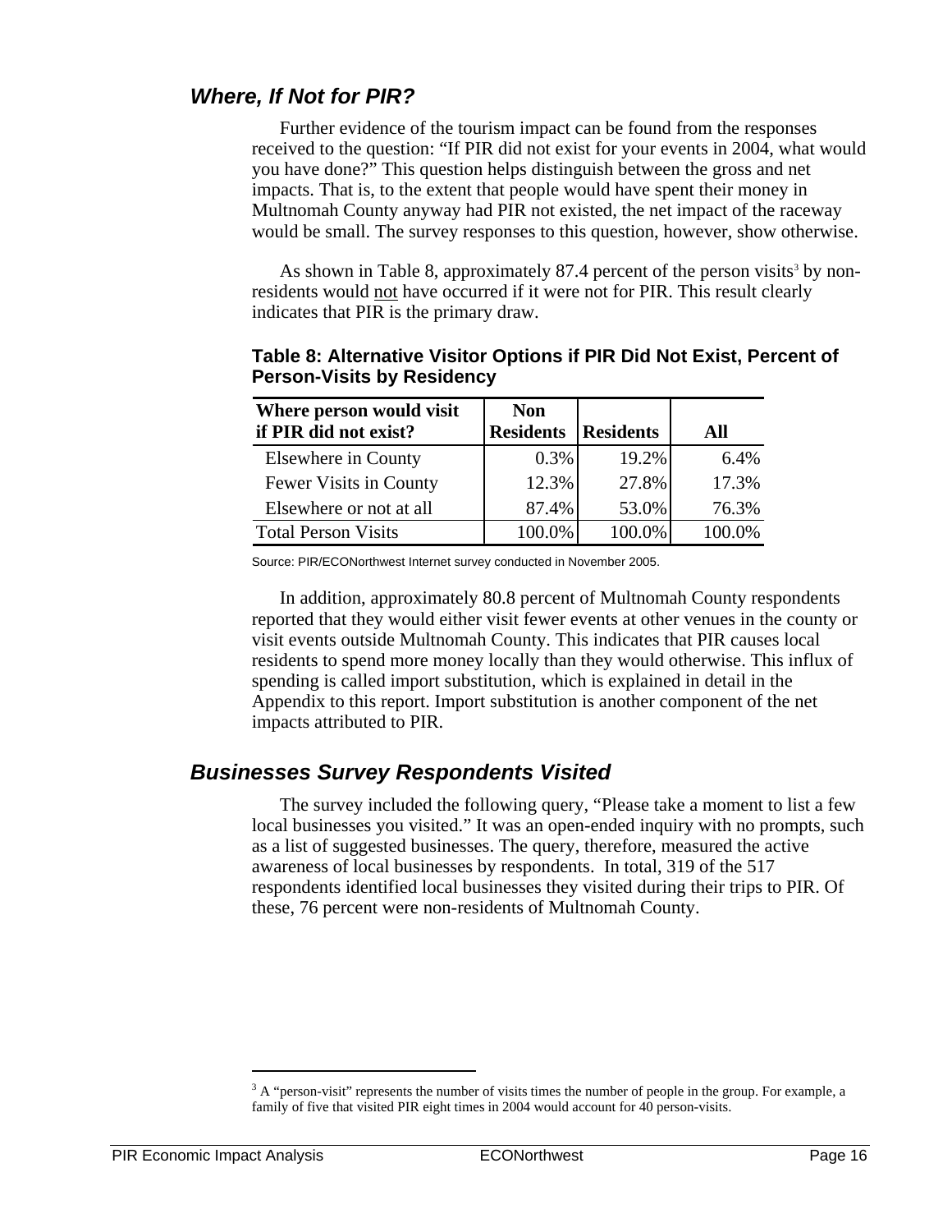## *Where, If Not for PIR?*

Further evidence of the tourism impact can be found from the responses received to the question: "If PIR did not exist for your events in 2004, what would you have done?" This question helps distinguish between the gross and net impacts. That is, to the extent that people would have spent their money in Multnomah County anyway had PIR not existed, the net impact of the raceway would be small. The survey responses to this question, however, show otherwise.

As shown in Table 8, approximately 87.4 percent of the person visits[3] by non-residents would not have occurred if it were not for PIR. This result clearly indicates that PIR is the primary draw.

**Table 8: Alternative Visitor Options if PIR Did Not Exist, Percent of Person-Visits by Residency**

| Where person would visit if PIR did not exist? | Non Residents | Residents | All |
|---|---|---|---|
| Elsewhere in County | 0.3% | 19.2% | 6.4% |
| Fewer Visits in County | 12.3% | 27.8% | 17.3% |
| Elsewhere or not at all | 87.4% | 53.0% | 76.3% |
| Total Person Visits | 100.0% | 100.0% | 100.0% |

Source: PIR/ECONorthwest Internet survey conducted in November 2005.

In addition, approximately 80.8 percent of Multnomah County respondents reported that they would either visit fewer events at other venues in the county or visit events outside Multnomah County. This indicates that PIR causes local residents to spend more money locally than they would otherwise. This influx of spending is called import substitution, which is explained in detail in the Appendix to this report. Import substitution is another component of the net impacts attributed to PIR.

## *Businesses Survey Respondents Visited*

The survey included the following query, "Please take a moment to list a few local businesses you visited." It was an open-ended inquiry with no prompts, such as a list of suggested businesses. The query, therefore, measured the active awareness of local businesses by respondents. In total, 319 of the 517 respondents identified local businesses they visited during their trips to PIR. Of these, 76 percent were non-residents of Multnomah County.

[3] A "person-visit" represents the number of visits times the number of people in the group. For example, a family of five that visited PIR eight times in 2004 would account for 40 person-visits.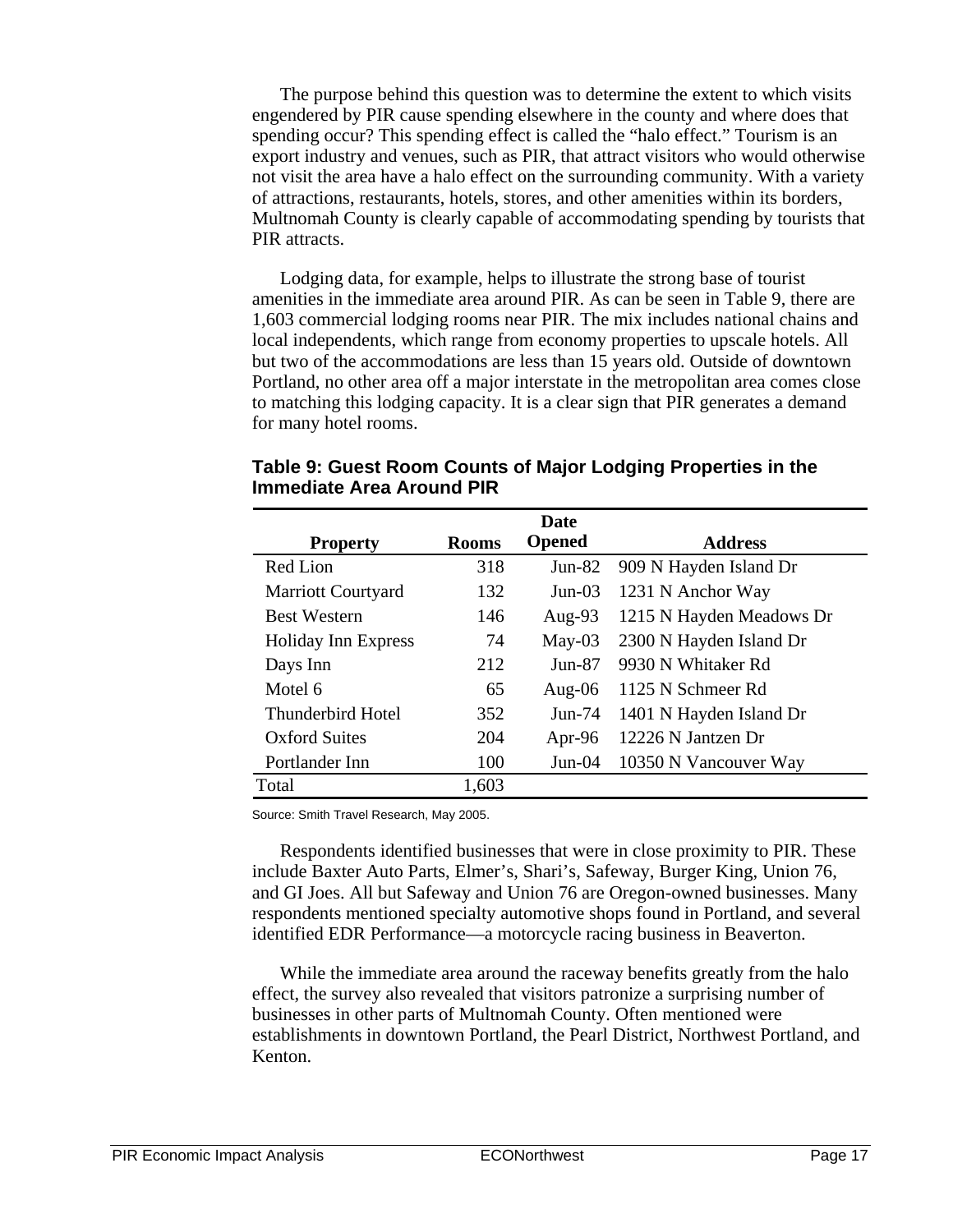The purpose behind this question was to determine the extent to which visits engendered by PIR cause spending elsewhere in the county and where does that spending occur? This spending effect is called the "halo effect." Tourism is an export industry and venues, such as PIR, that attract visitors who would otherwise not visit the area have a halo effect on the surrounding community. With a variety of attractions, restaurants, hotels, stores, and other amenities within its borders, Multnomah County is clearly capable of accommodating spending by tourists that PIR attracts.

Lodging data, for example, helps to illustrate the strong base of tourist amenities in the immediate area around PIR. As can be seen in Table 9, there are 1,603 commercial lodging rooms near PIR. The mix includes national chains and local independents, which range from economy properties to upscale hotels. All but two of the accommodations are less than 15 years old. Outside of downtown Portland, no other area off a major interstate in the metropolitan area comes close to matching this lodging capacity. It is a clear sign that PIR generates a demand for many hotel rooms.

**Table 9: Guest Room Counts of Major Lodging Properties in the Immediate Area Around PIR**

| Property | Rooms | Date Opened | Address |
|---|---|---|---|
| Red Lion | 318 | Jun-82 | 909 N Hayden Island Dr |
| Marriott Courtyard | 132 | Jun-03 | 1231 N Anchor Way |
| Best Western | 146 | Aug-93 | 1215 N Hayden Meadows Dr |
| Holiday Inn Express | 74 | May-03 | 2300 N Hayden Island Dr |
| Days Inn | 212 | Jun-87 | 9930 N Whitaker Rd |
| Motel 6 | 65 | Aug-06 | 1125 N Schmeer Rd |
| Thunderbird Hotel | 352 | Jun-74 | 1401 N Hayden Island Dr |
| Oxford Suites | 204 | Apr-96 | 12226 N Jantzen Dr |
| Portlander Inn | 100 | Jun-04 | 10350 N Vancouver Way |
| Total | 1,603 | | |

Source: Smith Travel Research, May 2005.

Respondents identified businesses that were in close proximity to PIR. These include Baxter Auto Parts, Elmer's, Shari's, Safeway, Burger King, Union 76, and GI Joes. All but Safeway and Union 76 are Oregon-owned businesses. Many respondents mentioned specialty automotive shops found in Portland, and several identified EDR Performance—a motorcycle racing business in Beaverton.

While the immediate area around the raceway benefits greatly from the halo effect, the survey also revealed that visitors patronize a surprising number of businesses in other parts of Multnomah County. Often mentioned were establishments in downtown Portland, the Pearl District, Northwest Portland, and Kenton.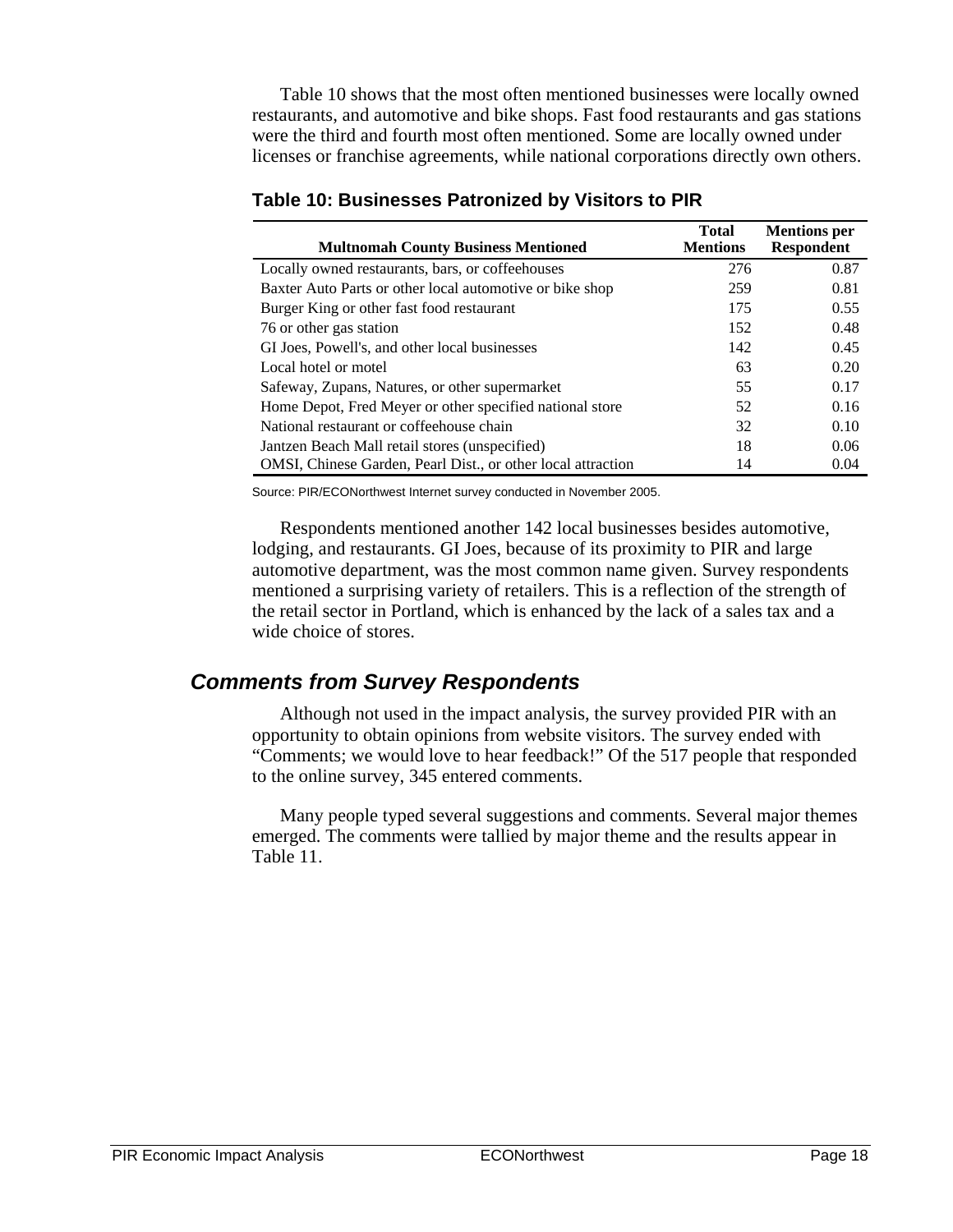Table 10 shows that the most often mentioned businesses were locally owned restaurants, and automotive and bike shops. Fast food restaurants and gas stations were the third and fourth most often mentioned. Some are locally owned under licenses or franchise agreements, while national corporations directly own others.

**Table 10: Businesses Patronized by Visitors to PIR**

| Multnomah County Business Mentioned | Total Mentions | Mentions per Respondent |
|---|---|---|
| Locally owned restaurants, bars, or coffeehouses | 276 | 0.87 |
| Baxter Auto Parts or other local automotive or bike shop | 259 | 0.81 |
| Burger King or other fast food restaurant | 175 | 0.55 |
| 76 or other gas station | 152 | 0.48 |
| GI Joes, Powell's, and other local businesses | 142 | 0.45 |
| Local hotel or motel | 63 | 0.20 |
| Safeway, Zupans, Natures, or other supermarket | 55 | 0.17 |
| Home Depot, Fred Meyer or other specified national store | 52 | 0.16 |
| National restaurant or coffeehouse chain | 32 | 0.10 |
| Jantzen Beach Mall retail stores (unspecified) | 18 | 0.06 |
| OMSI, Chinese Garden, Pearl Dist., or other local attraction | 14 | 0.04 |

Source: PIR/ECONorthwest Internet survey conducted in November 2005.

Respondents mentioned another 142 local businesses besides automotive, lodging, and restaurants. GI Joes, because of its proximity to PIR and large automotive department, was the most common name given. Survey respondents mentioned a surprising variety of retailers. This is a reflection of the strength of the retail sector in Portland, which is enhanced by the lack of a sales tax and a wide choice of stores.

## *Comments from Survey Respondents*

Although not used in the impact analysis, the survey provided PIR with an opportunity to obtain opinions from website visitors. The survey ended with "Comments; we would love to hear feedback!" Of the 517 people that responded to the online survey, 345 entered comments.

Many people typed several suggestions and comments. Several major themes emerged. The comments were tallied by major theme and the results appear in Table 11.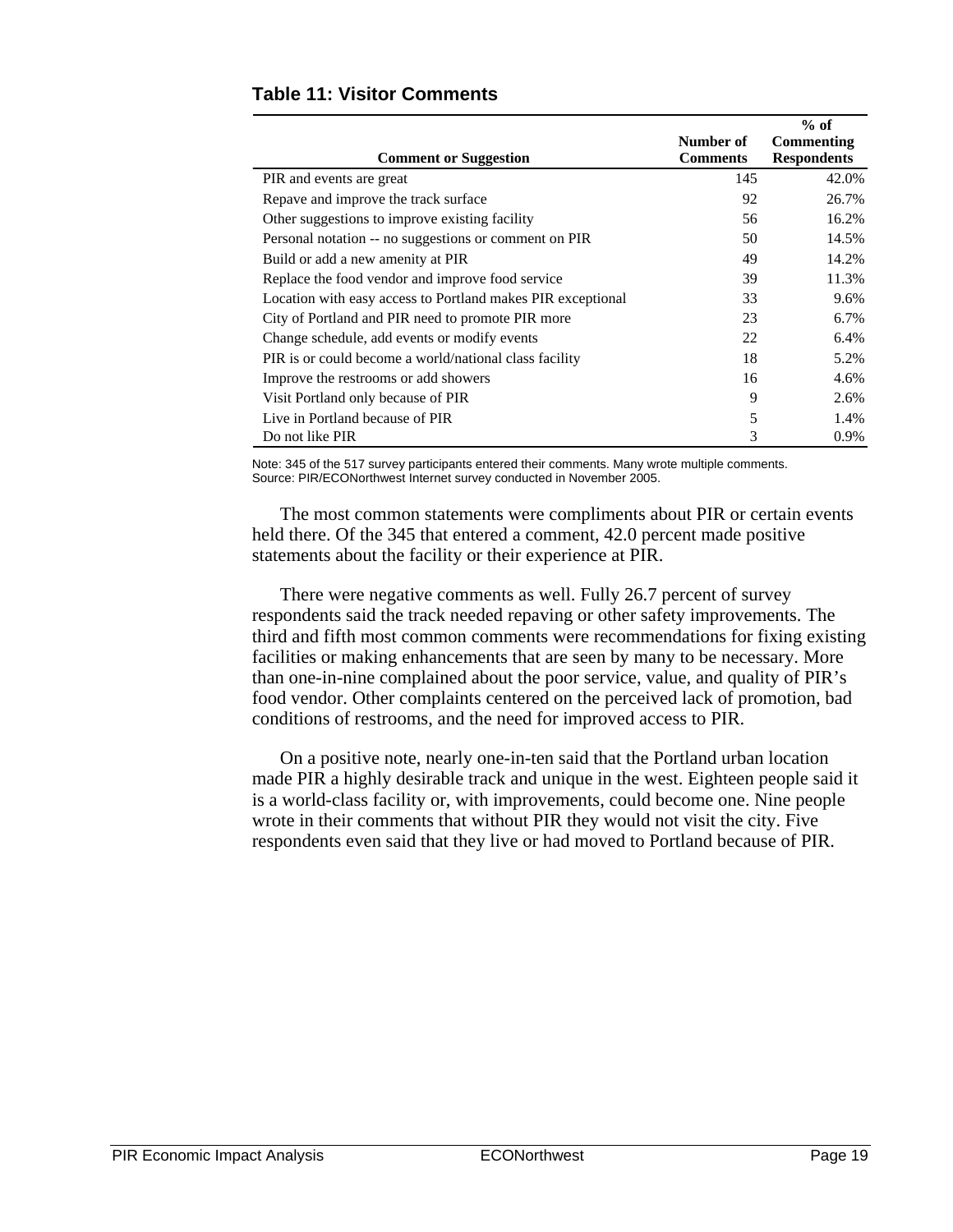### Table 11: Visitor Comments

| Comment or Suggestion | Number of Comments | % of Commenting Respondents |
|---|---|---|
| PIR and events are great | 145 | 42.0% |
| Repave and improve the track surface | 92 | 26.7% |
| Other suggestions to improve existing facility | 56 | 16.2% |
| Personal notation -- no suggestions or comment on PIR | 50 | 14.5% |
| Build or add a new amenity at PIR | 49 | 14.2% |
| Replace the food vendor and improve food service | 39 | 11.3% |
| Location with easy access to Portland makes PIR exceptional | 33 | 9.6% |
| City of Portland and PIR need to promote PIR more | 23 | 6.7% |
| Change schedule, add events or modify events | 22 | 6.4% |
| PIR is or could become a world/national class facility | 18 | 5.2% |
| Improve the restrooms or add showers | 16 | 4.6% |
| Visit Portland only because of PIR | 9 | 2.6% |
| Live in Portland because of PIR | 5 | 1.4% |
| Do not like PIR | 3 | 0.9% |

Note: 345 of the 517 survey participants entered their comments. Many wrote multiple comments.
Source: PIR/ECONorthwest Internet survey conducted in November 2005.

The most common statements were compliments about PIR or certain events held there. Of the 345 that entered a comment, 42.0 percent made positive statements about the facility or their experience at PIR.

There were negative comments as well. Fully 26.7 percent of survey respondents said the track needed repaving or other safety improvements. The third and fifth most common comments were recommendations for fixing existing facilities or making enhancements that are seen by many to be necessary. More than one-in-nine complained about the poor service, value, and quality of PIR's food vendor. Other complaints centered on the perceived lack of promotion, bad conditions of restrooms, and the need for improved access to PIR.

On a positive note, nearly one-in-ten said that the Portland urban location made PIR a highly desirable track and unique in the west. Eighteen people said it is a world-class facility or, with improvements, could become one. Nine people wrote in their comments that without PIR they would not visit the city. Five respondents even said that they live or had moved to Portland because of PIR.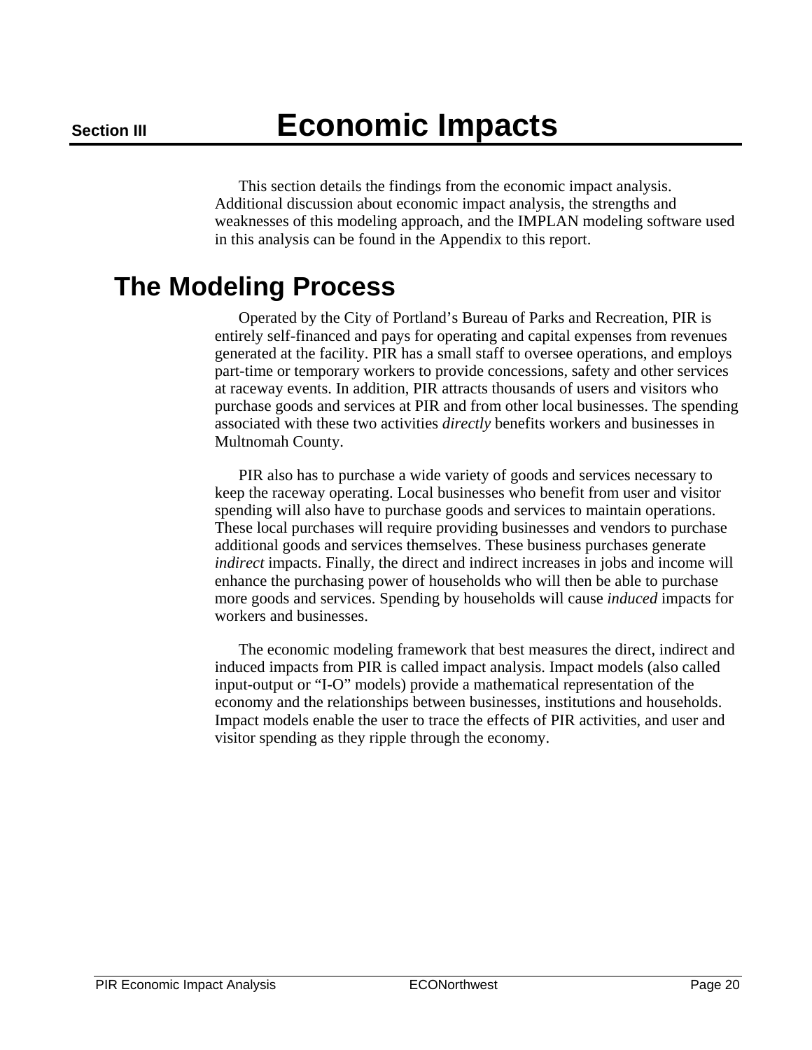# Section III Economic Impacts

This section details the findings from the economic impact analysis. Additional discussion about economic impact analysis, the strengths and weaknesses of this modeling approach, and the IMPLAN modeling software used in this analysis can be found in the Appendix to this report.

## The Modeling Process

Operated by the City of Portland's Bureau of Parks and Recreation, PIR is entirely self-financed and pays for operating and capital expenses from revenues generated at the facility. PIR has a small staff to oversee operations, and employs part-time or temporary workers to provide concessions, safety and other services at raceway events. In addition, PIR attracts thousands of users and visitors who purchase goods and services at PIR and from other local businesses. The spending associated with these two activities *directly* benefits workers and businesses in Multnomah County.

PIR also has to purchase a wide variety of goods and services necessary to keep the raceway operating. Local businesses who benefit from user and visitor spending will also have to purchase goods and services to maintain operations. These local purchases will require providing businesses and vendors to purchase additional goods and services themselves. These business purchases generate *indirect* impacts. Finally, the direct and indirect increases in jobs and income will enhance the purchasing power of households who will then be able to purchase more goods and services. Spending by households will cause *induced* impacts for workers and businesses.

The economic modeling framework that best measures the direct, indirect and induced impacts from PIR is called impact analysis. Impact models (also called input-output or "I-O" models) provide a mathematical representation of the economy and the relationships between businesses, institutions and households. Impact models enable the user to trace the effects of PIR activities, and user and visitor spending as they ripple through the economy.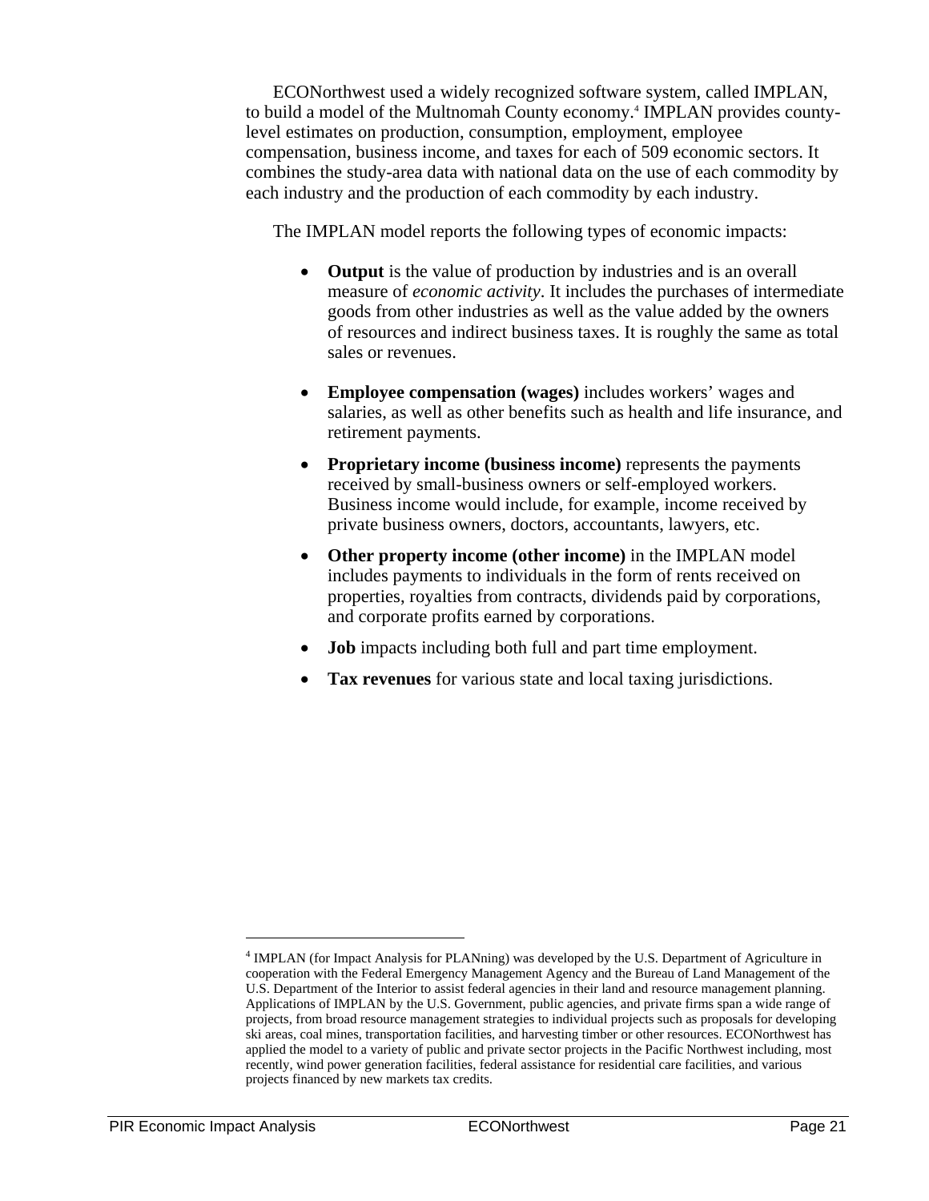ECONorthwest used a widely recognized software system, called IMPLAN, to build a model of the Multnomah County economy.[4] IMPLAN provides county-level estimates on production, consumption, employment, employee compensation, business income, and taxes for each of 509 economic sectors. It combines the study-area data with national data on the use of each commodity by each industry and the production of each commodity by each industry.

The IMPLAN model reports the following types of economic impacts:

- **Output** is the value of production by industries and is an overall measure of *economic activity*. It includes the purchases of intermediate goods from other industries as well as the value added by the owners of resources and indirect business taxes. It is roughly the same as total sales or revenues.
- **Employee compensation (wages)** includes workers' wages and salaries, as well as other benefits such as health and life insurance, and retirement payments.
- **Proprietary income (business income)** represents the payments received by small-business owners or self-employed workers. Business income would include, for example, income received by private business owners, doctors, accountants, lawyers, etc.
- **Other property income (other income)** in the IMPLAN model includes payments to individuals in the form of rents received on properties, royalties from contracts, dividends paid by corporations, and corporate profits earned by corporations.
- **Job** impacts including both full and part time employment.
- **Tax revenues** for various state and local taxing jurisdictions.

[4] IMPLAN (for Impact Analysis for PLANning) was developed by the U.S. Department of Agriculture in cooperation with the Federal Emergency Management Agency and the Bureau of Land Management of the U.S. Department of the Interior to assist federal agencies in their land and resource management planning. Applications of IMPLAN by the U.S. Government, public agencies, and private firms span a wide range of projects, from broad resource management strategies to individual projects such as proposals for developing ski areas, coal mines, transportation facilities, and harvesting timber or other resources. ECONorthwest has applied the model to a variety of public and private sector projects in the Pacific Northwest including, most recently, wind power generation facilities, federal assistance for residential care facilities, and various projects financed by new markets tax credits.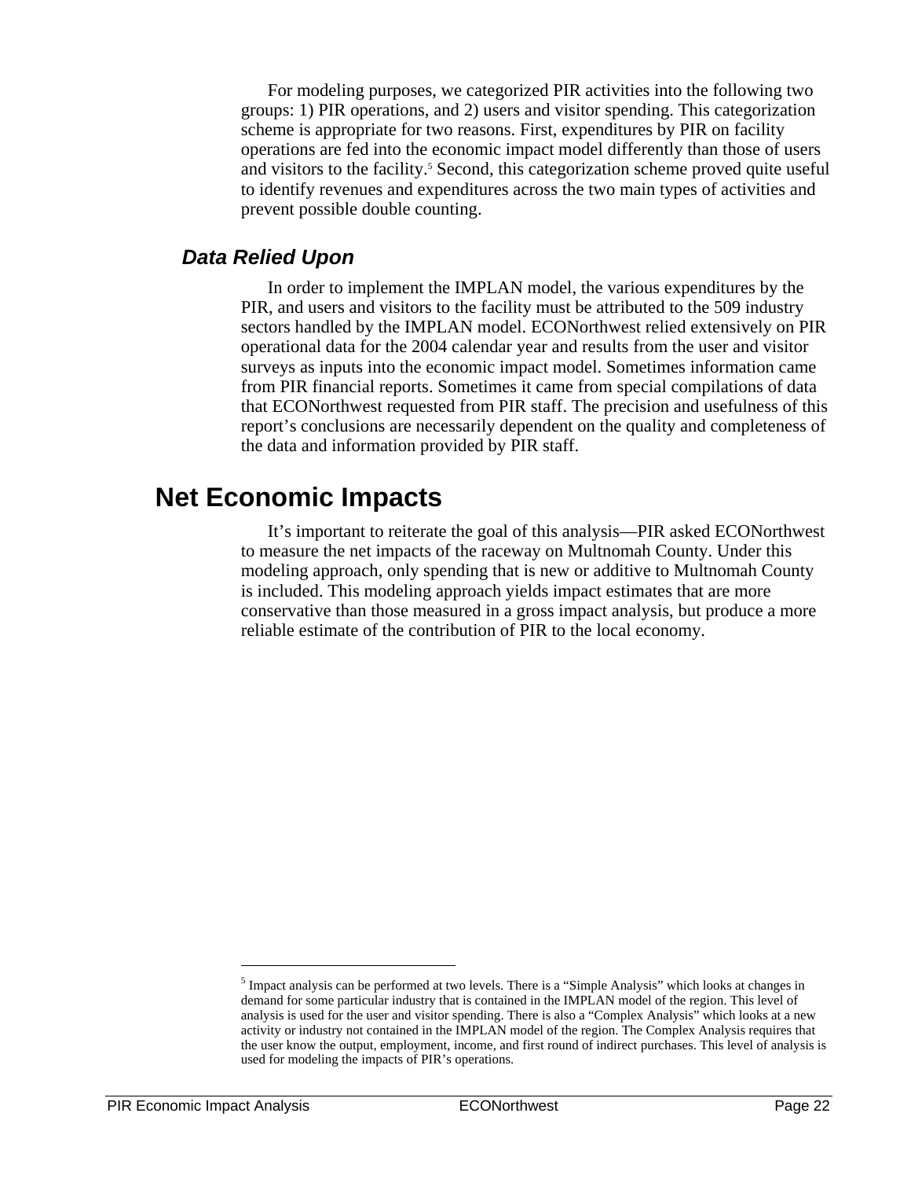For modeling purposes, we categorized PIR activities into the following two groups: 1) PIR operations, and 2) users and visitor spending. This categorization scheme is appropriate for two reasons. First, expenditures by PIR on facility operations are fed into the economic impact model differently than those of users and visitors to the facility.[5] Second, this categorization scheme proved quite useful to identify revenues and expenditures across the two main types of activities and prevent possible double counting.

### *Data Relied Upon*

In order to implement the IMPLAN model, the various expenditures by the PIR, and users and visitors to the facility must be attributed to the 509 industry sectors handled by the IMPLAN model. ECONorthwest relied extensively on PIR operational data for the 2004 calendar year and results from the user and visitor surveys as inputs into the economic impact model. Sometimes information came from PIR financial reports. Sometimes it came from special compilations of data that ECONorthwest requested from PIR staff. The precision and usefulness of this report's conclusions are necessarily dependent on the quality and completeness of the data and information provided by PIR staff.

## Net Economic Impacts

It's important to reiterate the goal of this analysis—PIR asked ECONorthwest to measure the net impacts of the raceway on Multnomah County. Under this modeling approach, only spending that is new or additive to Multnomah County is included. This modeling approach yields impact estimates that are more conservative than those measured in a gross impact analysis, but produce a more reliable estimate of the contribution of PIR to the local economy.

---

[5] Impact analysis can be performed at two levels. There is a "Simple Analysis" which looks at changes in demand for some particular industry that is contained in the IMPLAN model of the region. This level of analysis is used for the user and visitor spending. There is also a "Complex Analysis" which looks at a new activity or industry not contained in the IMPLAN model of the region. The Complex Analysis requires that the user know the output, employment, income, and first round of indirect purchases. This level of analysis is used for modeling the impacts of PIR's operations.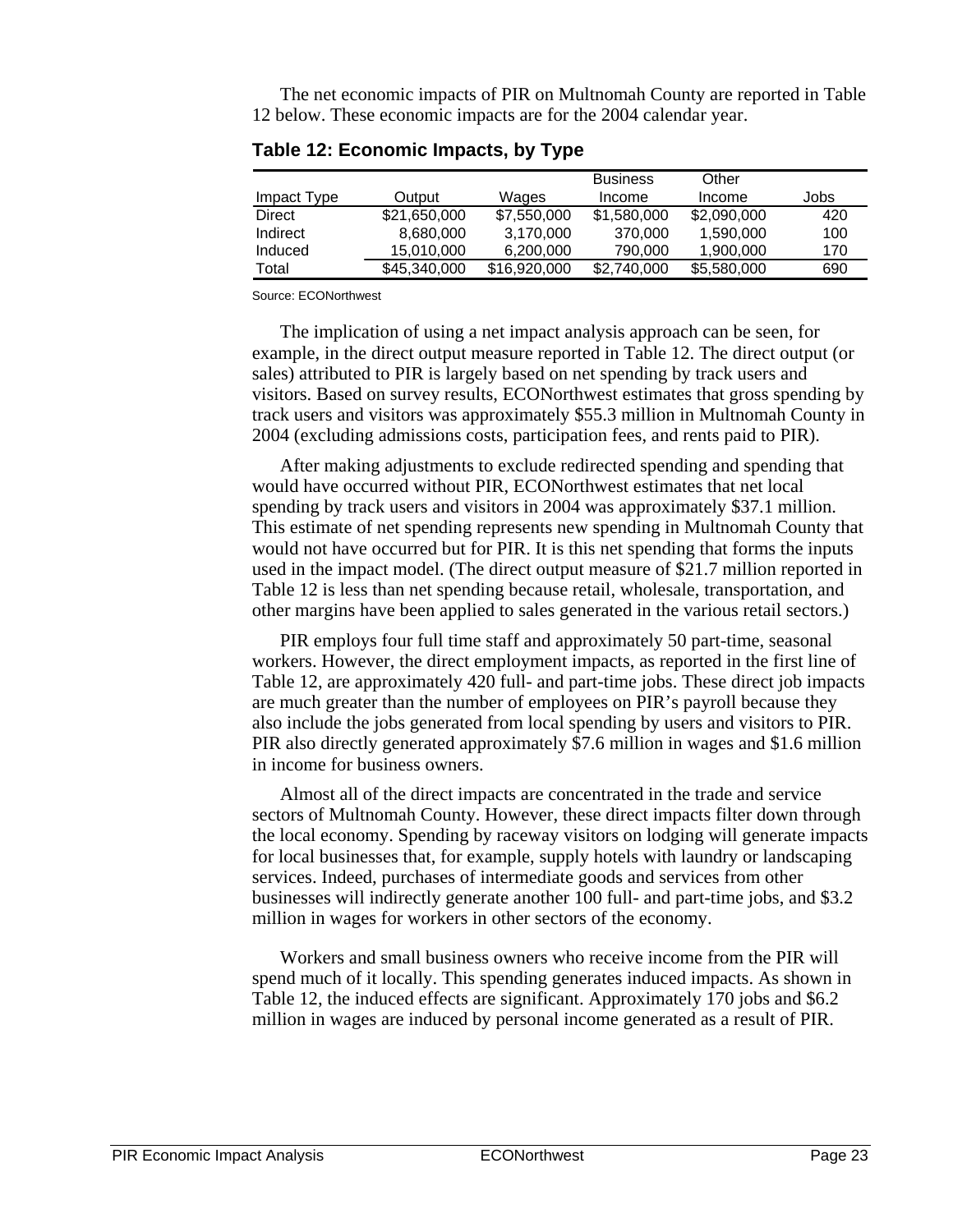The net economic impacts of PIR on Multnomah County are reported in Table 12 below. These economic impacts are for the 2004 calendar year.

**Table 12: Economic Impacts, by Type**

| Impact Type | Output | Wages | Business Income | Other Income | Jobs |
|---|---|---|---|---|---|
| Direct | $21,650,000 | $7,550,000 | $1,580,000 | $2,090,000 | 420 |
| Indirect | 8,680,000 | 3,170,000 | 370,000 | 1,590,000 | 100 |
| Induced | 15,010,000 | 6,200,000 | 790,000 | 1,900,000 | 170 |
| Total | $45,340,000 | $16,920,000 | $2,740,000 | $5,580,000 | 690 |

Source: ECONorthwest

The implication of using a net impact analysis approach can be seen, for example, in the direct output measure reported in Table 12. The direct output (or sales) attributed to PIR is largely based on net spending by track users and visitors. Based on survey results, ECONorthwest estimates that gross spending by track users and visitors was approximately $55.3 million in Multnomah County in 2004 (excluding admissions costs, participation fees, and rents paid to PIR).

After making adjustments to exclude redirected spending and spending that would have occurred without PIR, ECONorthwest estimates that net local spending by track users and visitors in 2004 was approximately $37.1 million. This estimate of net spending represents new spending in Multnomah County that would not have occurred but for PIR. It is this net spending that forms the inputs used in the impact model. (The direct output measure of $21.7 million reported in Table 12 is less than net spending because retail, wholesale, transportation, and other margins have been applied to sales generated in the various retail sectors.)

PIR employs four full time staff and approximately 50 part-time, seasonal workers. However, the direct employment impacts, as reported in the first line of Table 12, are approximately 420 full- and part-time jobs. These direct job impacts are much greater than the number of employees on PIR's payroll because they also include the jobs generated from local spending by users and visitors to PIR. PIR also directly generated approximately $7.6 million in wages and $1.6 million in income for business owners.

Almost all of the direct impacts are concentrated in the trade and service sectors of Multnomah County. However, these direct impacts filter down through the local economy. Spending by raceway visitors on lodging will generate impacts for local businesses that, for example, supply hotels with laundry or landscaping services. Indeed, purchases of intermediate goods and services from other businesses will indirectly generate another 100 full- and part-time jobs, and $3.2 million in wages for workers in other sectors of the economy.

Workers and small business owners who receive income from the PIR will spend much of it locally. This spending generates induced impacts. As shown in Table 12, the induced effects are significant. Approximately 170 jobs and $6.2 million in wages are induced by personal income generated as a result of PIR.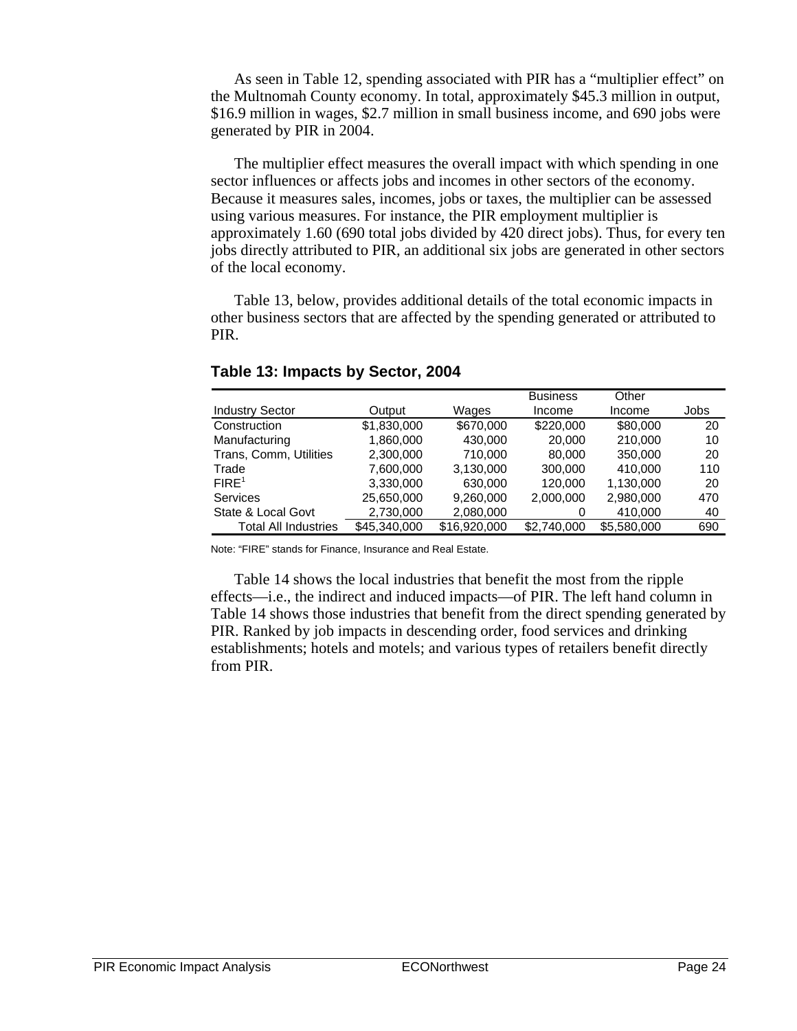As seen in Table 12, spending associated with PIR has a "multiplier effect" on the Multnomah County economy. In total, approximately $45.3 million in output, $16.9 million in wages, $2.7 million in small business income, and 690 jobs were generated by PIR in 2004.

The multiplier effect measures the overall impact with which spending in one sector influences or affects jobs and incomes in other sectors of the economy. Because it measures sales, incomes, jobs or taxes, the multiplier can be assessed using various measures. For instance, the PIR employment multiplier is approximately 1.60 (690 total jobs divided by 420 direct jobs). Thus, for every ten jobs directly attributed to PIR, an additional six jobs are generated in other sectors of the local economy.

Table 13, below, provides additional details of the total economic impacts in other business sectors that are affected by the spending generated or attributed to PIR.

### Table 13: Impacts by Sector, 2004

| Industry Sector | Output | Wages | Business Income | Other Income | Jobs |
|---|---|---|---|---|---|
| Construction | $1,830,000 | $670,000 | $220,000 | $80,000 | 20 |
| Manufacturing | 1,860,000 | 430,000 | 20,000 | 210,000 | 10 |
| Trans, Comm, Utilities | 2,300,000 | 710,000 | 80,000 | 350,000 | 20 |
| Trade | 7,600,000 | 3,130,000 | 300,000 | 410,000 | 110 |
| FIRE[1] | 3,330,000 | 630,000 | 120,000 | 1,130,000 | 20 |
| Services | 25,650,000 | 9,260,000 | 2,000,000 | 2,980,000 | 470 |
| State & Local Govt | 2,730,000 | 2,080,000 | 0 | 410,000 | 40 |
| Total All Industries | $45,340,000 | $16,920,000 | $2,740,000 | $5,580,000 | 690 |

Note: "FIRE" stands for Finance, Insurance and Real Estate.

Table 14 shows the local industries that benefit the most from the ripple effects—i.e., the indirect and induced impacts—of PIR. The left hand column in Table 14 shows those industries that benefit from the direct spending generated by PIR. Ranked by job impacts in descending order, food services and drinking establishments; hotels and motels; and various types of retailers benefit directly from PIR.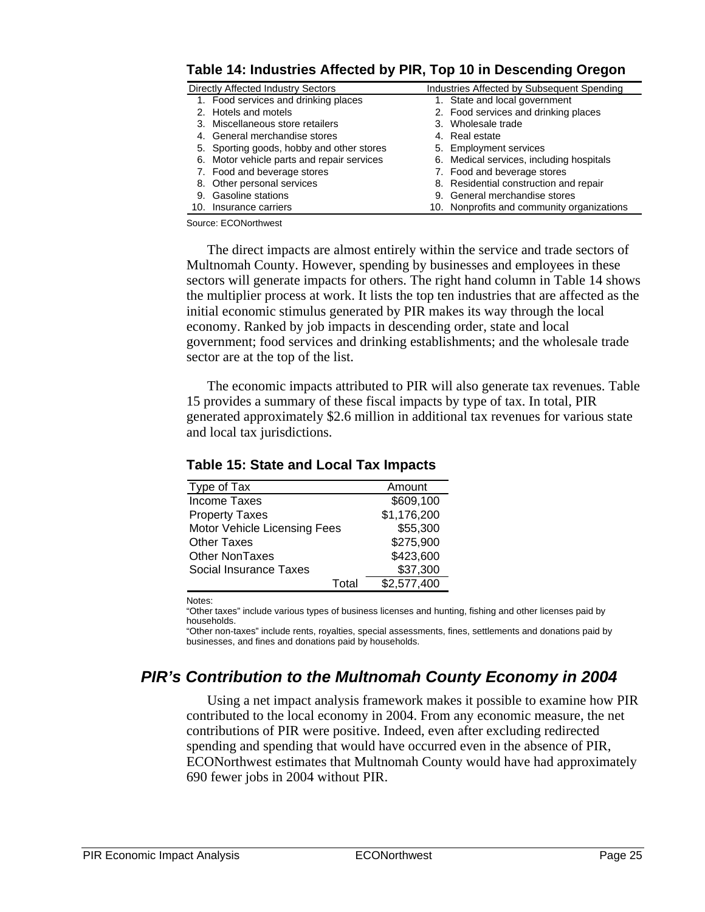**Table 14: Industries Affected by PIR, Top 10 in Descending Oregon**

| Directly Affected Industry Sectors | Industries Affected by Subsequent Spending |
|---|---|
| 1. Food services and drinking places | 1. State and local government |
| 2. Hotels and motels | 2. Food services and drinking places |
| 3. Miscellaneous store retailers | 3. Wholesale trade |
| 4. General merchandise stores | 4. Real estate |
| 5. Sporting goods, hobby and other stores | 5. Employment services |
| 6. Motor vehicle parts and repair services | 6. Medical services, including hospitals |
| 7. Food and beverage stores | 7. Food and beverage stores |
| 8. Other personal services | 8. Residential construction and repair |
| 9. Gasoline stations | 9. General merchandise stores |
| 10. Insurance carriers | 10. Nonprofits and community organizations |

Source: ECONorthwest

The direct impacts are almost entirely within the service and trade sectors of Multnomah County. However, spending by businesses and employees in these sectors will generate impacts for others. The right hand column in Table 14 shows the multiplier process at work. It lists the top ten industries that are affected as the initial economic stimulus generated by PIR makes its way through the local economy. Ranked by job impacts in descending order, state and local government; food services and drinking establishments; and the wholesale trade sector are at the top of the list.

The economic impacts attributed to PIR will also generate tax revenues. Table 15 provides a summary of these fiscal impacts by type of tax. In total, PIR generated approximately $2.6 million in additional tax revenues for various state and local tax jurisdictions.

**Table 15: State and Local Tax Impacts**

| Type of Tax | Amount |
|---|---|
| Income Taxes | $609,100 |
| Property Taxes | $1,176,200 |
| Motor Vehicle Licensing Fees | $55,300 |
| Other Taxes | $275,900 |
| Other NonTaxes | $423,600 |
| Social Insurance Taxes | $37,300 |
| Total | $2,577,400 |

Notes:

"Other taxes" include various types of business licenses and hunting, fishing and other licenses paid by households.

"Other non-taxes" include rents, royalties, special assessments, fines, settlements and donations paid by businesses, and fines and donations paid by households.

## *PIR's Contribution to the Multnomah County Economy in 2004*

Using a net impact analysis framework makes it possible to examine how PIR contributed to the local economy in 2004. From any economic measure, the net contributions of PIR were positive. Indeed, even after excluding redirected spending and spending that would have occurred even in the absence of PIR, ECONorthwest estimates that Multnomah County would have had approximately 690 fewer jobs in 2004 without PIR.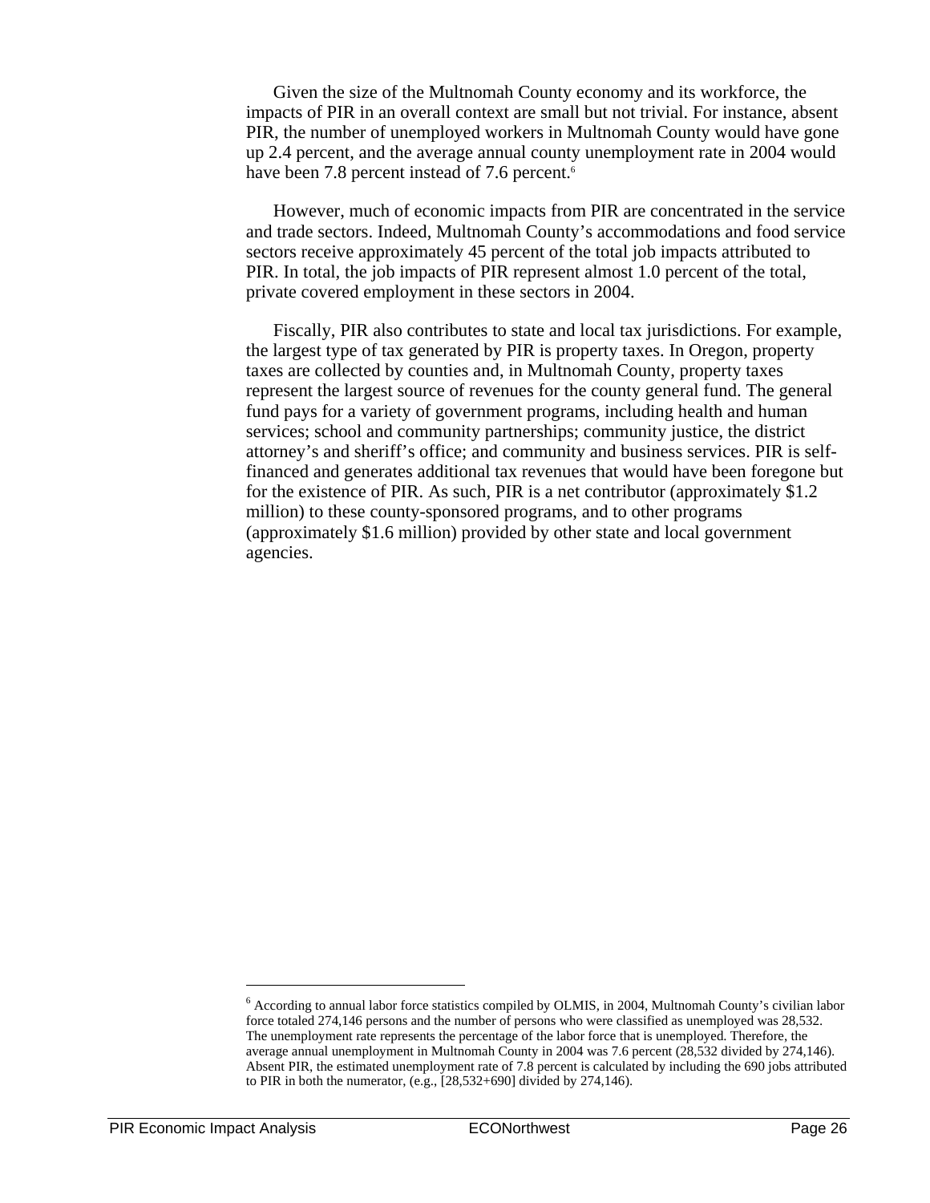Given the size of the Multnomah County economy and its workforce, the impacts of PIR in an overall context are small but not trivial. For instance, absent PIR, the number of unemployed workers in Multnomah County would have gone up 2.4 percent, and the average annual county unemployment rate in 2004 would have been 7.8 percent instead of 7.6 percent.[6]

However, much of economic impacts from PIR are concentrated in the service and trade sectors. Indeed, Multnomah County's accommodations and food service sectors receive approximately 45 percent of the total job impacts attributed to PIR. In total, the job impacts of PIR represent almost 1.0 percent of the total, private covered employment in these sectors in 2004.

Fiscally, PIR also contributes to state and local tax jurisdictions. For example, the largest type of tax generated by PIR is property taxes. In Oregon, property taxes are collected by counties and, in Multnomah County, property taxes represent the largest source of revenues for the county general fund. The general fund pays for a variety of government programs, including health and human services; school and community partnerships; community justice, the district attorney's and sheriff's office; and community and business services. PIR is self-financed and generates additional tax revenues that would have been foregone but for the existence of PIR. As such, PIR is a net contributor (approximately $1.2 million) to these county-sponsored programs, and to other programs (approximately $1.6 million) provided by other state and local government agencies.

---

[6] According to annual labor force statistics compiled by OLMIS, in 2004, Multnomah County's civilian labor force totaled 274,146 persons and the number of persons who were classified as unemployed was 28,532. The unemployment rate represents the percentage of the labor force that is unemployed. Therefore, the average annual unemployment in Multnomah County in 2004 was 7.6 percent (28,532 divided by 274,146). Absent PIR, the estimated unemployment rate of 7.8 percent is calculated by including the 690 jobs attributed to PIR in both the numerator, (e.g., [28,532+690] divided by 274,146).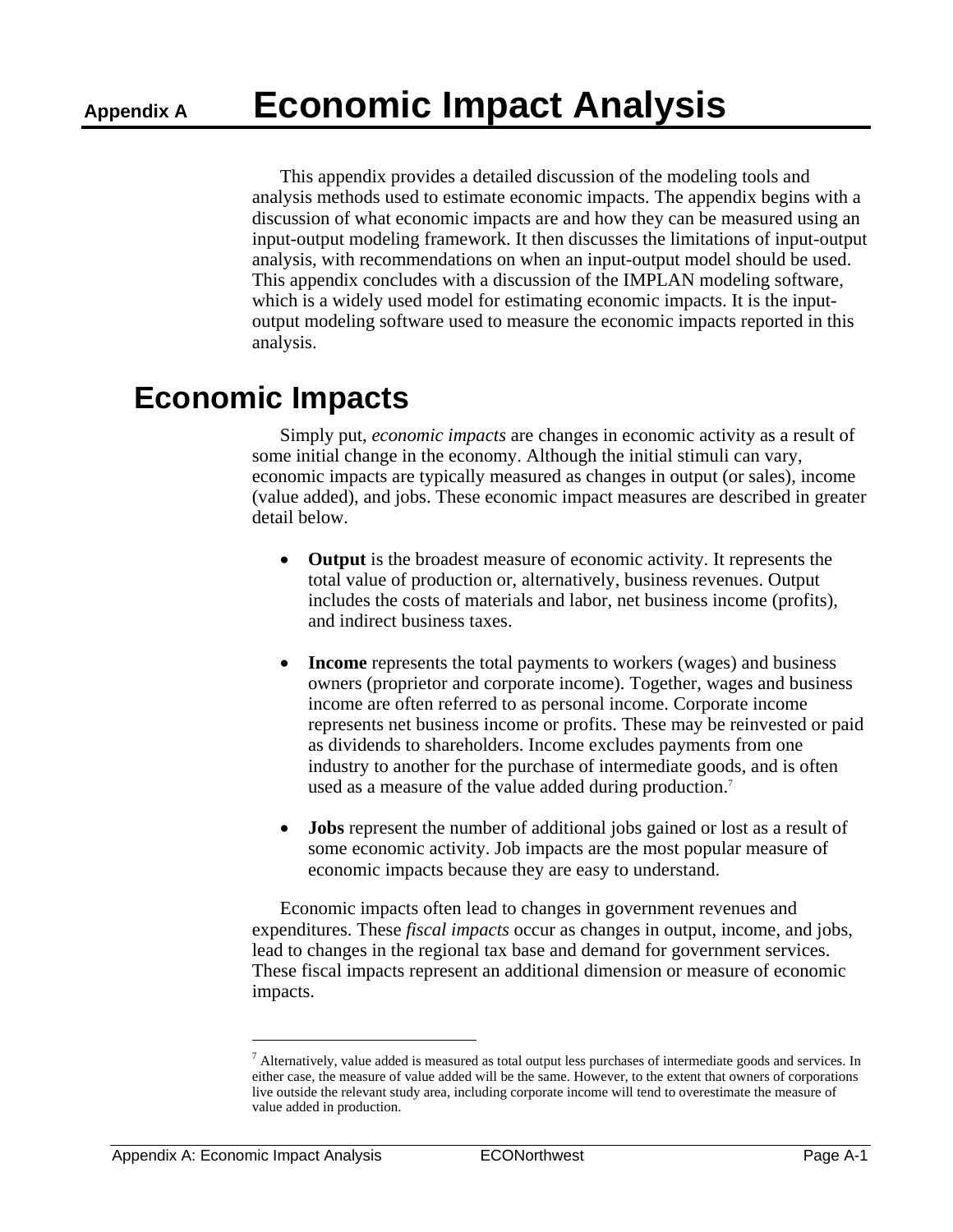# Appendix A Economic Impact Analysis

This appendix provides a detailed discussion of the modeling tools and analysis methods used to estimate economic impacts. The appendix begins with a discussion of what economic impacts are and how they can be measured using an input-output modeling framework. It then discusses the limitations of input-output analysis, with recommendations on when an input-output model should be used. This appendix concludes with a discussion of the IMPLAN modeling software, which is a widely used model for estimating economic impacts. It is the input-output modeling software used to measure the economic impacts reported in this analysis.

## Economic Impacts

Simply put, *economic impacts* are changes in economic activity as a result of some initial change in the economy. Although the initial stimuli can vary, economic impacts are typically measured as changes in output (or sales), income (value added), and jobs. These economic impact measures are described in greater detail below.

- **Output** is the broadest measure of economic activity. It represents the total value of production or, alternatively, business revenues. Output includes the costs of materials and labor, net business income (profits), and indirect business taxes.

- **Income** represents the total payments to workers (wages) and business owners (proprietor and corporate income). Together, wages and business income are often referred to as personal income. Corporate income represents net business income or profits. These may be reinvested or paid as dividends to shareholders. Income excludes payments from one industry to another for the purchase of intermediate goods, and is often used as a measure of the value added during production.[7]

- **Jobs** represent the number of additional jobs gained or lost as a result of some economic activity. Job impacts are the most popular measure of economic impacts because they are easy to understand.

Economic impacts often lead to changes in government revenues and expenditures. These *fiscal impacts* occur as changes in output, income, and jobs, lead to changes in the regional tax base and demand for government services. These fiscal impacts represent an additional dimension or measure of economic impacts.

---

[7] Alternatively, value added is measured as total output less purchases of intermediate goods and services. In either case, the measure of value added will be the same. However, to the extent that owners of corporations live outside the relevant study area, including corporate income will tend to overestimate the measure of value added in production.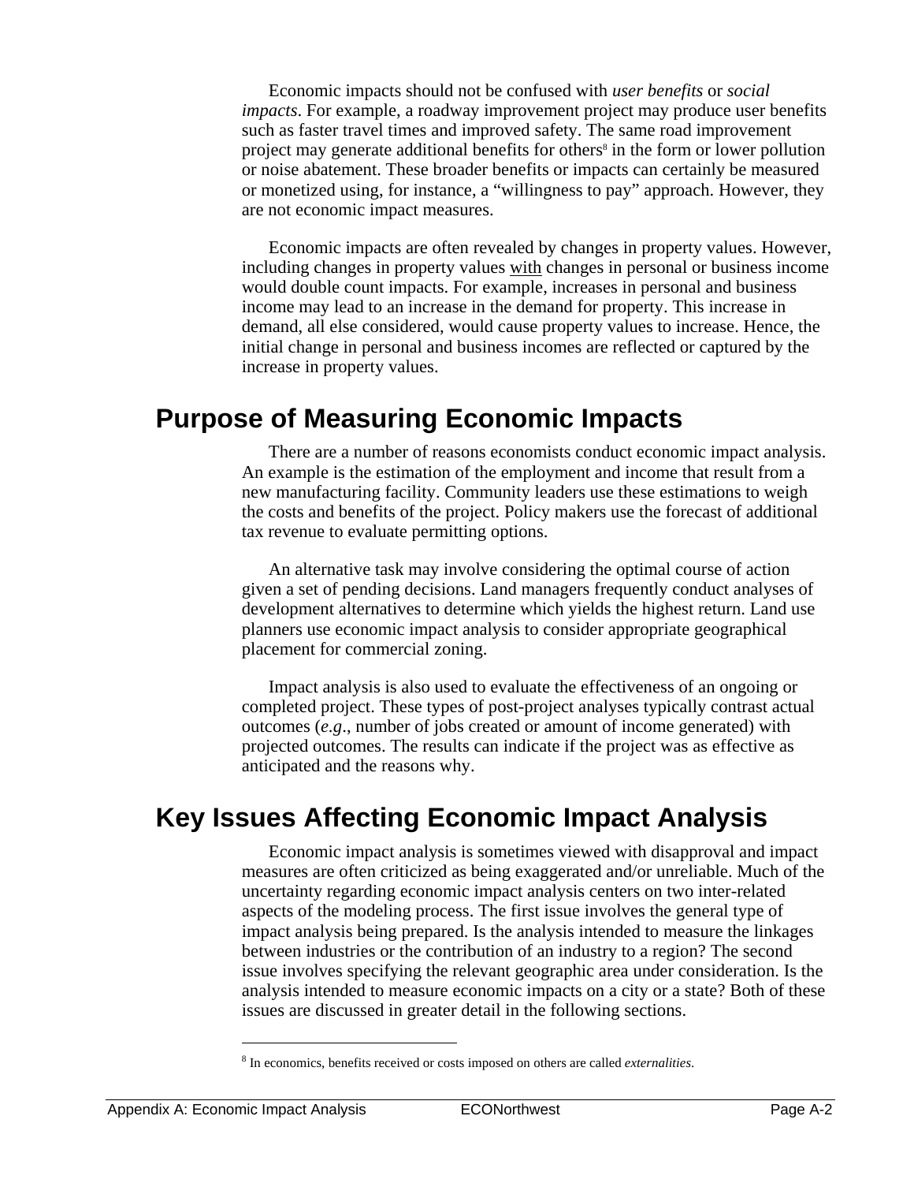Economic impacts should not be confused with *user benefits* or *social impacts*. For example, a roadway improvement project may produce user benefits such as faster travel times and improved safety. The same road improvement project may generate additional benefits for others[8] in the form or lower pollution or noise abatement. These broader benefits or impacts can certainly be measured or monetized using, for instance, a "willingness to pay" approach. However, they are not economic impact measures.

Economic impacts are often revealed by changes in property values. However, including changes in property values <u>with</u> changes in personal or business income would double count impacts. For example, increases in personal and business income may lead to an increase in the demand for property. This increase in demand, all else considered, would cause property values to increase. Hence, the initial change in personal and business incomes are reflected or captured by the increase in property values.

## Purpose of Measuring Economic Impacts

There are a number of reasons economists conduct economic impact analysis. An example is the estimation of the employment and income that result from a new manufacturing facility. Community leaders use these estimations to weigh the costs and benefits of the project. Policy makers use the forecast of additional tax revenue to evaluate permitting options.

An alternative task may involve considering the optimal course of action given a set of pending decisions. Land managers frequently conduct analyses of development alternatives to determine which yields the highest return. Land use planners use economic impact analysis to consider appropriate geographical placement for commercial zoning.

Impact analysis is also used to evaluate the effectiveness of an ongoing or completed project. These types of post-project analyses typically contrast actual outcomes (*e.g*., number of jobs created or amount of income generated) with projected outcomes. The results can indicate if the project was as effective as anticipated and the reasons why.

## Key Issues Affecting Economic Impact Analysis

Economic impact analysis is sometimes viewed with disapproval and impact measures are often criticized as being exaggerated and/or unreliable. Much of the uncertainty regarding economic impact analysis centers on two inter-related aspects of the modeling process. The first issue involves the general type of impact analysis being prepared. Is the analysis intended to measure the linkages between industries or the contribution of an industry to a region? The second issue involves specifying the relevant geographic area under consideration. Is the analysis intended to measure economic impacts on a city or a state? Both of these issues are discussed in greater detail in the following sections.

---

[8] In economics, benefits received or costs imposed on others are called *externalities*.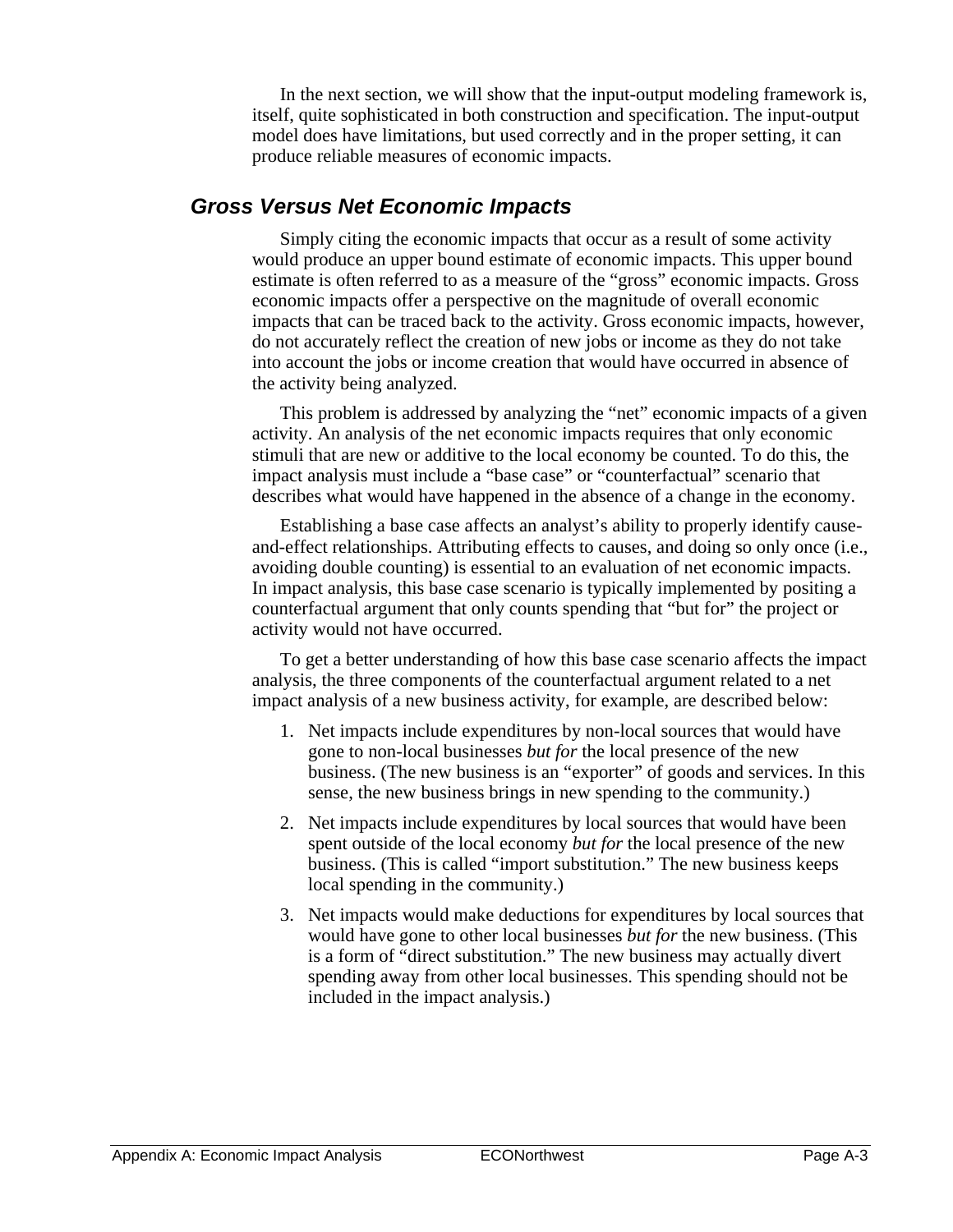In the next section, we will show that the input-output modeling framework is, itself, quite sophisticated in both construction and specification. The input-output model does have limitations, but used correctly and in the proper setting, it can produce reliable measures of economic impacts.

## *Gross Versus Net Economic Impacts*

Simply citing the economic impacts that occur as a result of some activity would produce an upper bound estimate of economic impacts. This upper bound estimate is often referred to as a measure of the "gross" economic impacts. Gross economic impacts offer a perspective on the magnitude of overall economic impacts that can be traced back to the activity. Gross economic impacts, however, do not accurately reflect the creation of new jobs or income as they do not take into account the jobs or income creation that would have occurred in absence of the activity being analyzed.

This problem is addressed by analyzing the "net" economic impacts of a given activity. An analysis of the net economic impacts requires that only economic stimuli that are new or additive to the local economy be counted. To do this, the impact analysis must include a "base case" or "counterfactual" scenario that describes what would have happened in the absence of a change in the economy.

Establishing a base case affects an analyst's ability to properly identify cause-and-effect relationships. Attributing effects to causes, and doing so only once (i.e., avoiding double counting) is essential to an evaluation of net economic impacts. In impact analysis, this base case scenario is typically implemented by positing a counterfactual argument that only counts spending that "but for" the project or activity would not have occurred.

To get a better understanding of how this base case scenario affects the impact analysis, the three components of the counterfactual argument related to a net impact analysis of a new business activity, for example, are described below:

1. Net impacts include expenditures by non-local sources that would have gone to non-local businesses *but for* the local presence of the new business. (The new business is an "exporter" of goods and services. In this sense, the new business brings in new spending to the community.)
2. Net impacts include expenditures by local sources that would have been spent outside of the local economy *but for* the local presence of the new business. (This is called "import substitution." The new business keeps local spending in the community.)
3. Net impacts would make deductions for expenditures by local sources that would have gone to other local businesses *but for* the new business. (This is a form of "direct substitution." The new business may actually divert spending away from other local businesses. This spending should not be included in the impact analysis.)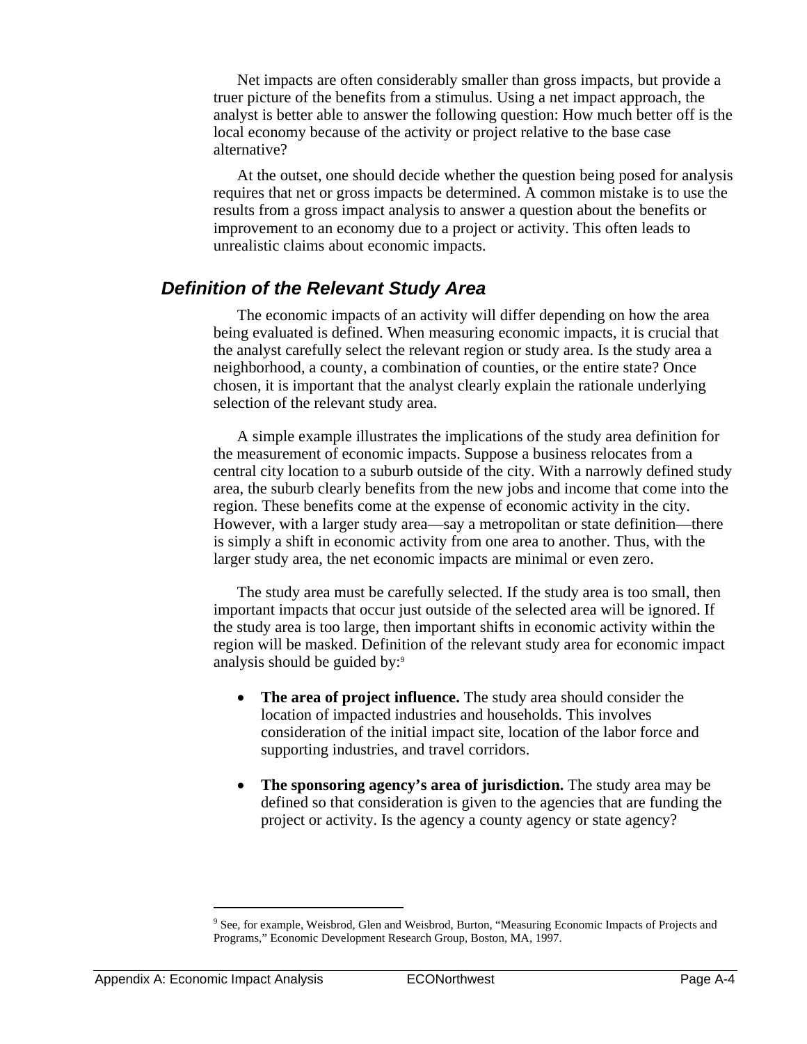Net impacts are often considerably smaller than gross impacts, but provide a truer picture of the benefits from a stimulus. Using a net impact approach, the analyst is better able to answer the following question: How much better off is the local economy because of the activity or project relative to the base case alternative?

At the outset, one should decide whether the question being posed for analysis requires that net or gross impacts be determined. A common mistake is to use the results from a gross impact analysis to answer a question about the benefits or improvement to an economy due to a project or activity. This often leads to unrealistic claims about economic impacts.

## *Definition of the Relevant Study Area*

The economic impacts of an activity will differ depending on how the area being evaluated is defined. When measuring economic impacts, it is crucial that the analyst carefully select the relevant region or study area. Is the study area a neighborhood, a county, a combination of counties, or the entire state? Once chosen, it is important that the analyst clearly explain the rationale underlying selection of the relevant study area.

A simple example illustrates the implications of the study area definition for the measurement of economic impacts. Suppose a business relocates from a central city location to a suburb outside of the city. With a narrowly defined study area, the suburb clearly benefits from the new jobs and income that come into the region. These benefits come at the expense of economic activity in the city. However, with a larger study area—say a metropolitan or state definition—there is simply a shift in economic activity from one area to another. Thus, with the larger study area, the net economic impacts are minimal or even zero.

The study area must be carefully selected. If the study area is too small, then important impacts that occur just outside of the selected area will be ignored. If the study area is too large, then important shifts in economic activity within the region will be masked. Definition of the relevant study area for economic impact analysis should be guided by:[9]

- **The area of project influence.** The study area should consider the location of impacted industries and households. This involves consideration of the initial impact site, location of the labor force and supporting industries, and travel corridors.

- **The sponsoring agency's area of jurisdiction.** The study area may be defined so that consideration is given to the agencies that are funding the project or activity. Is the agency a county agency or state agency?

---

[9] See, for example, Weisbrod, Glen and Weisbrod, Burton, "Measuring Economic Impacts of Projects and Programs," Economic Development Research Group, Boston, MA, 1997.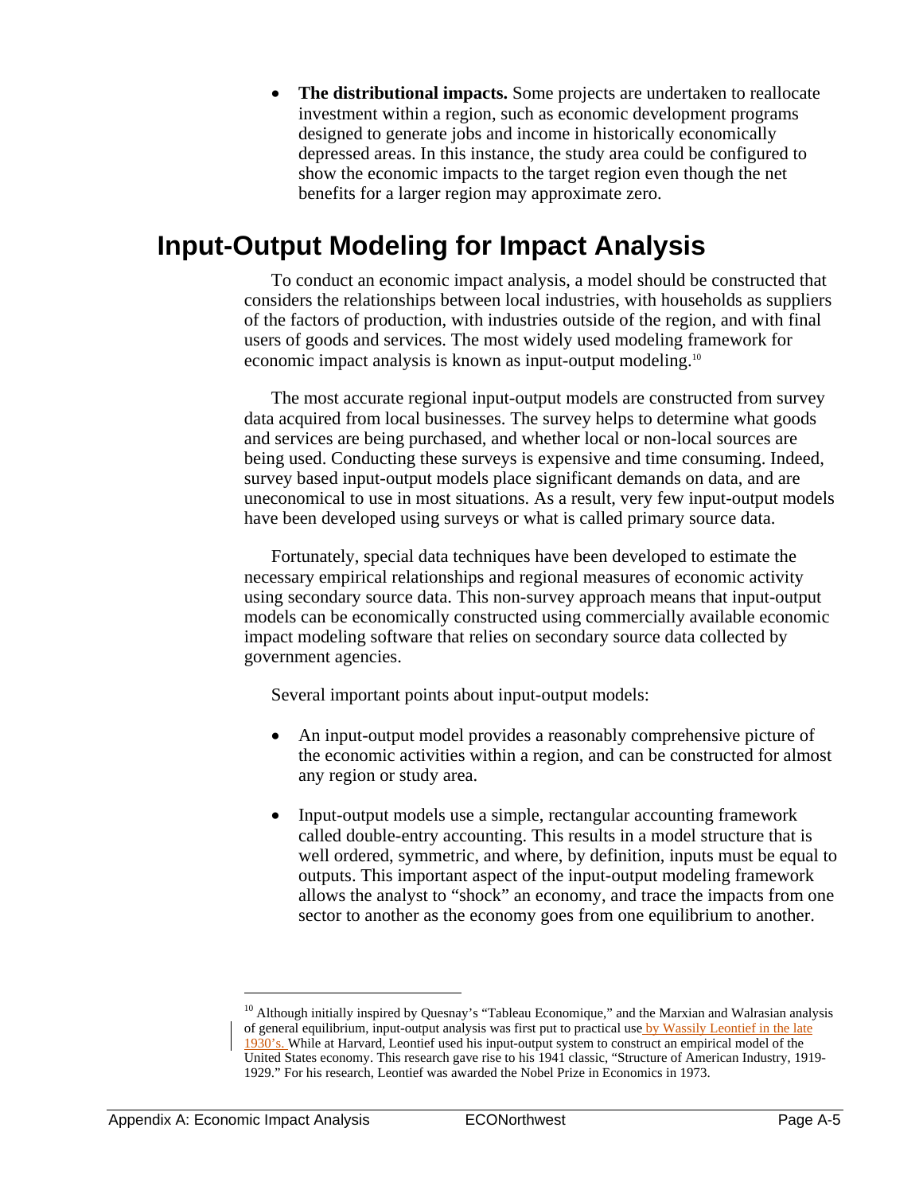- **The distributional impacts.** Some projects are undertaken to reallocate investment within a region, such as economic development programs designed to generate jobs and income in historically economically depressed areas. In this instance, the study area could be configured to show the economic impacts to the target region even though the net benefits for a larger region may approximate zero.

# Input-Output Modeling for Impact Analysis

To conduct an economic impact analysis, a model should be constructed that considers the relationships between local industries, with households as suppliers of the factors of production, with industries outside of the region, and with final users of goods and services. The most widely used modeling framework for economic impact analysis is known as input-output modeling.[10]

The most accurate regional input-output models are constructed from survey data acquired from local businesses. The survey helps to determine what goods and services are being purchased, and whether local or non-local sources are being used. Conducting these surveys is expensive and time consuming. Indeed, survey based input-output models place significant demands on data, and are uneconomical to use in most situations. As a result, very few input-output models have been developed using surveys or what is called primary source data.

Fortunately, special data techniques have been developed to estimate the necessary empirical relationships and regional measures of economic activity using secondary source data. This non-survey approach means that input-output models can be economically constructed using commercially available economic impact modeling software that relies on secondary source data collected by government agencies.

Several important points about input-output models:

- An input-output model provides a reasonably comprehensive picture of the economic activities within a region, and can be constructed for almost any region or study area.

- Input-output models use a simple, rectangular accounting framework called double-entry accounting. This results in a model structure that is well ordered, symmetric, and where, by definition, inputs must be equal to outputs. This important aspect of the input-output modeling framework allows the analyst to "shock" an economy, and trace the impacts from one sector to another as the economy goes from one equilibrium to another.

---

[10] Although initially inspired by Quesnay's "Tableau Economique," and the Marxian and Walrasian analysis of general equilibrium, input-output analysis was first put to practical use by Wassily Leontief in the late 1930's. While at Harvard, Leontief used his input-output system to construct an empirical model of the United States economy. This research gave rise to his 1941 classic, "Structure of American Industry, 1919-1929." For his research, Leontief was awarded the Nobel Prize in Economics in 1973.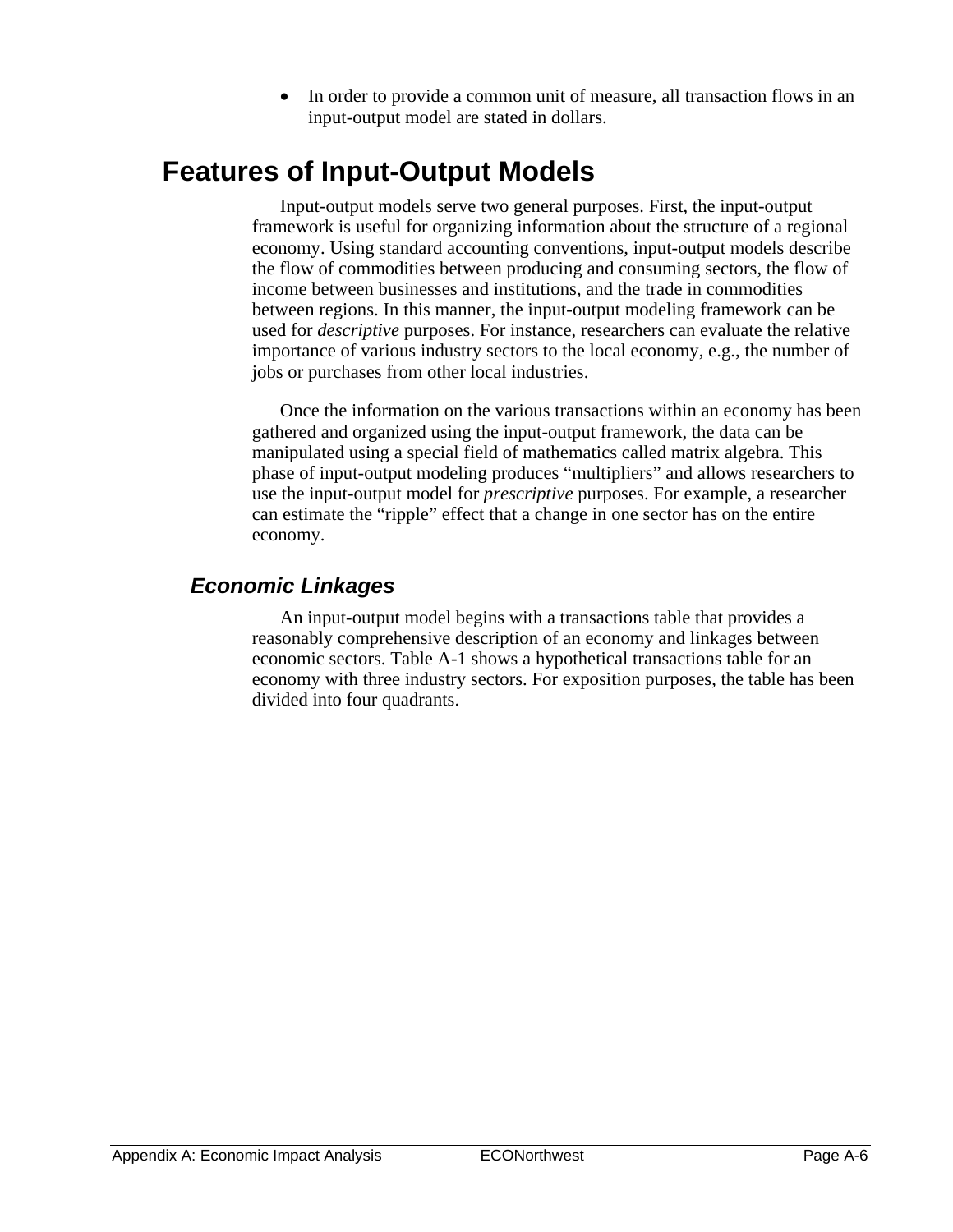- In order to provide a common unit of measure, all transaction flows in an input-output model are stated in dollars.

# Features of Input-Output Models

Input-output models serve two general purposes. First, the input-output framework is useful for organizing information about the structure of a regional economy. Using standard accounting conventions, input-output models describe the flow of commodities between producing and consuming sectors, the flow of income between businesses and institutions, and the trade in commodities between regions. In this manner, the input-output modeling framework can be used for *descriptive* purposes. For instance, researchers can evaluate the relative importance of various industry sectors to the local economy, e.g., the number of jobs or purchases from other local industries.

Once the information on the various transactions within an economy has been gathered and organized using the input-output framework, the data can be manipulated using a special field of mathematics called matrix algebra. This phase of input-output modeling produces "multipliers" and allows researchers to use the input-output model for *prescriptive* purposes. For example, a researcher can estimate the "ripple" effect that a change in one sector has on the entire economy.

## *Economic Linkages*

An input-output model begins with a transactions table that provides a reasonably comprehensive description of an economy and linkages between economic sectors. Table A-1 shows a hypothetical transactions table for an economy with three industry sectors. For exposition purposes, the table has been divided into four quadrants.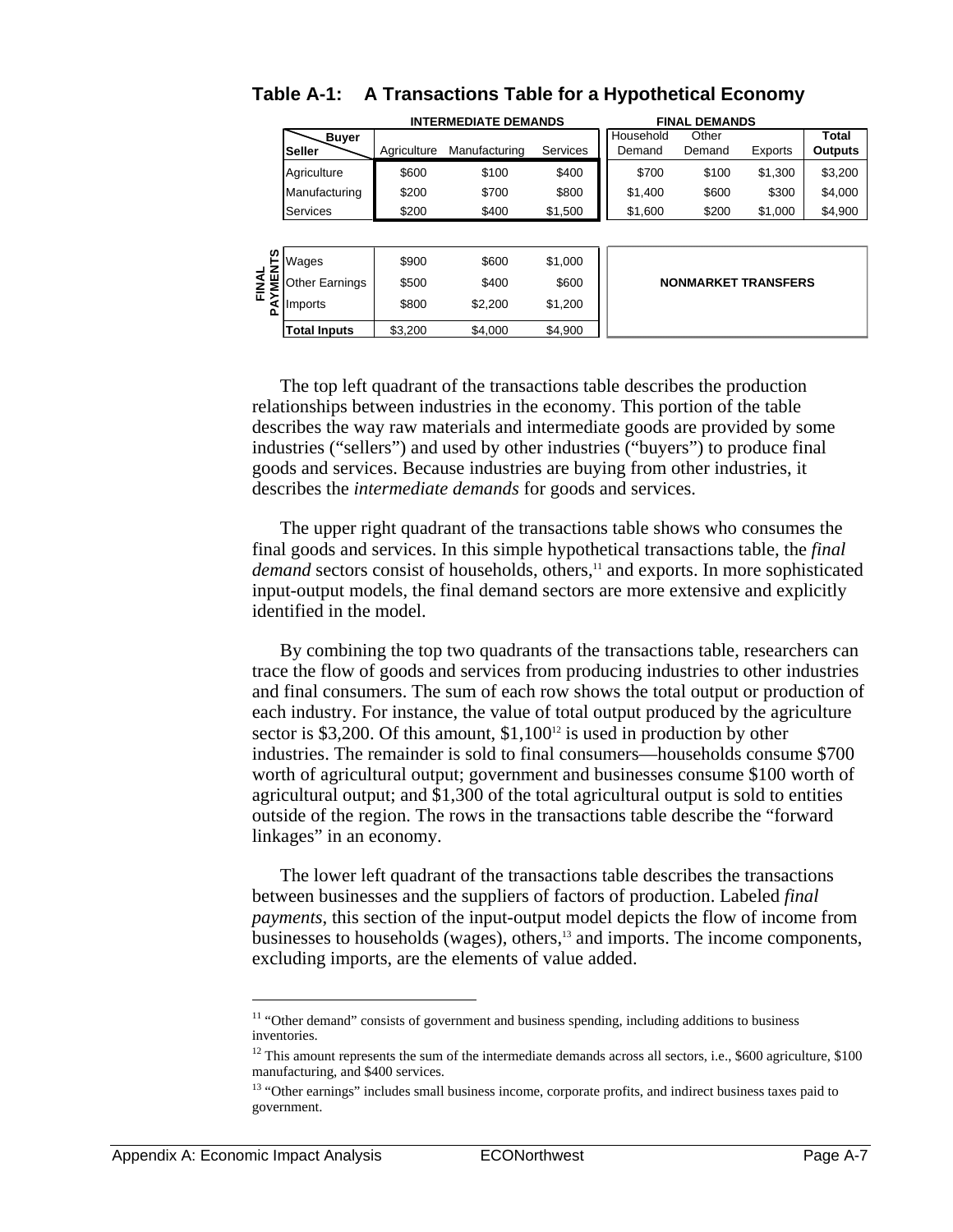### Table A-1: A Transactions Table for a Hypothetical Economy

| | | INTERMEDIATE DEMANDS | | | FINAL DEMANDS | | | |
|---|---|---|---|---|---|---|---|---|
| | Buyer / Seller | Agriculture | Manufacturing | Services | Household Demand | Other Demand | Exports | Total Outputs |
| | Agriculture | $600 | $100 | $400 | $700 | $100 | $1,300 | $3,200 |
| | Manufacturing | $200 | $700 | $800 | $1,400 | $600 | $300 | $4,000 |
| | Services | $200 | $400 | $1,500 | $1,600 | $200 | $1,000 | $4,900 |
| FINAL PAYMENTS | Wages | $900 | $600 | $1,000 | NONMARKET TRANSFERS | | | |
| FINAL PAYMENTS | Other Earnings | $500 | $400 | $600 | | | | |
| FINAL PAYMENTS | Imports | $800 | $2,200 | $1,200 | | | | |
| | Total Inputs | $3,200 | $4,000 | $4,900 | | | | |

The top left quadrant of the transactions table describes the production relationships between industries in the economy. This portion of the table describes the way raw materials and intermediate goods are provided by some industries ("sellers") and used by other industries ("buyers") to produce final goods and services. Because industries are buying from other industries, it describes the *intermediate demands* for goods and services.

The upper right quadrant of the transactions table shows who consumes the final goods and services. In this simple hypothetical transactions table, the *final demand* sectors consist of households, others,[11] and exports. In more sophisticated input-output models, the final demand sectors are more extensive and explicitly identified in the model.

By combining the top two quadrants of the transactions table, researchers can trace the flow of goods and services from producing industries to other industries and final consumers. The sum of each row shows the total output or production of each industry. For instance, the value of total output produced by the agriculture sector is $3,200. Of this amount, $1,100[12] is used in production by other industries. The remainder is sold to final consumers—households consume $700 worth of agricultural output; government and businesses consume $100 worth of agricultural output; and $1,300 of the total agricultural output is sold to entities outside of the region. The rows in the transactions table describe the "forward linkages" in an economy.

The lower left quadrant of the transactions table describes the transactions between businesses and the suppliers of factors of production. Labeled *final payments*, this section of the input-output model depicts the flow of income from businesses to households (wages), others,[13] and imports. The income components, excluding imports, are the elements of value added.

---

[11] "Other demand" consists of government and business spending, including additions to business inventories.

[12] This amount represents the sum of the intermediate demands across all sectors, i.e., $600 agriculture, $100 manufacturing, and $400 services.

[13] "Other earnings" includes small business income, corporate profits, and indirect business taxes paid to government.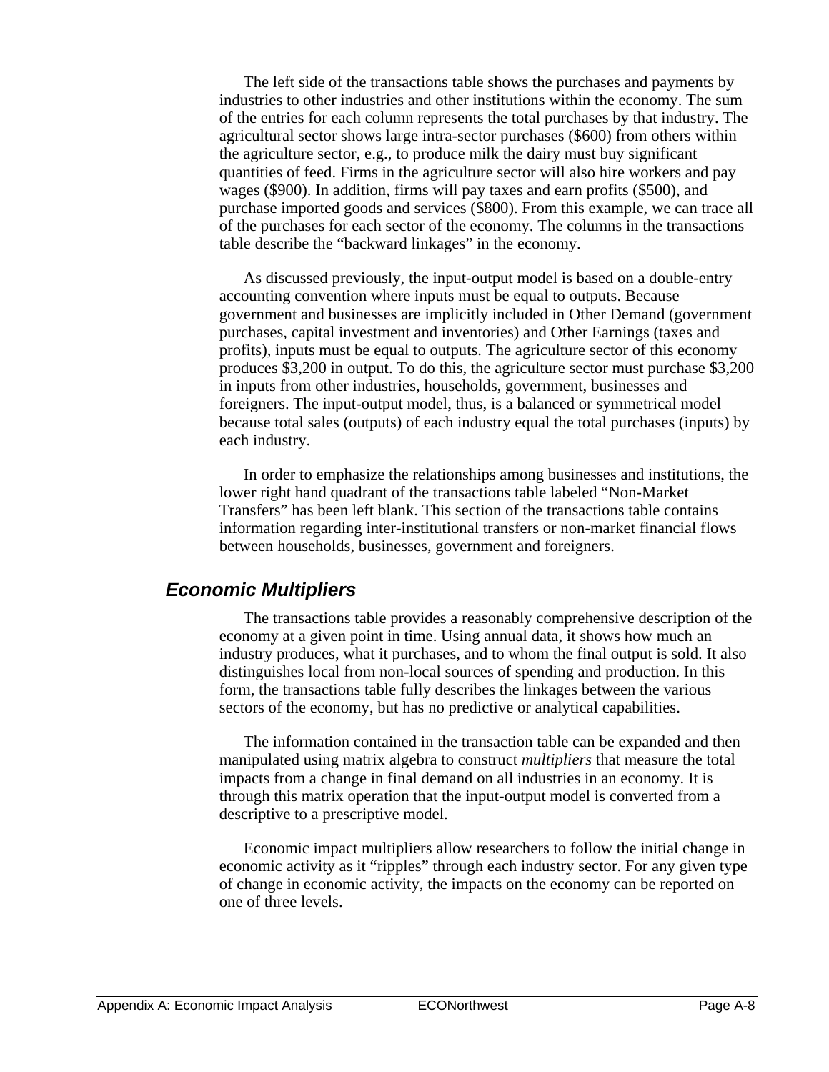The left side of the transactions table shows the purchases and payments by industries to other industries and other institutions within the economy. The sum of the entries for each column represents the total purchases by that industry. The agricultural sector shows large intra-sector purchases ($600) from others within the agriculture sector, e.g., to produce milk the dairy must buy significant quantities of feed. Firms in the agriculture sector will also hire workers and pay wages ($900). In addition, firms will pay taxes and earn profits ($500), and purchase imported goods and services ($800). From this example, we can trace all of the purchases for each sector of the economy. The columns in the transactions table describe the "backward linkages" in the economy.

As discussed previously, the input-output model is based on a double-entry accounting convention where inputs must be equal to outputs. Because government and businesses are implicitly included in Other Demand (government purchases, capital investment and inventories) and Other Earnings (taxes and profits), inputs must be equal to outputs. The agriculture sector of this economy produces $3,200 in output. To do this, the agriculture sector must purchase $3,200 in inputs from other industries, households, government, businesses and foreigners. The input-output model, thus, is a balanced or symmetrical model because total sales (outputs) of each industry equal the total purchases (inputs) by each industry.

In order to emphasize the relationships among businesses and institutions, the lower right hand quadrant of the transactions table labeled "Non-Market Transfers" has been left blank. This section of the transactions table contains information regarding inter-institutional transfers or non-market financial flows between households, businesses, government and foreigners.

## Economic Multipliers

The transactions table provides a reasonably comprehensive description of the economy at a given point in time. Using annual data, it shows how much an industry produces, what it purchases, and to whom the final output is sold. It also distinguishes local from non-local sources of spending and production. In this form, the transactions table fully describes the linkages between the various sectors of the economy, but has no predictive or analytical capabilities.

The information contained in the transaction table can be expanded and then manipulated using matrix algebra to construct *multipliers* that measure the total impacts from a change in final demand on all industries in an economy. It is through this matrix operation that the input-output model is converted from a descriptive to a prescriptive model.

Economic impact multipliers allow researchers to follow the initial change in economic activity as it "ripples" through each industry sector. For any given type of change in economic activity, the impacts on the economy can be reported on one of three levels.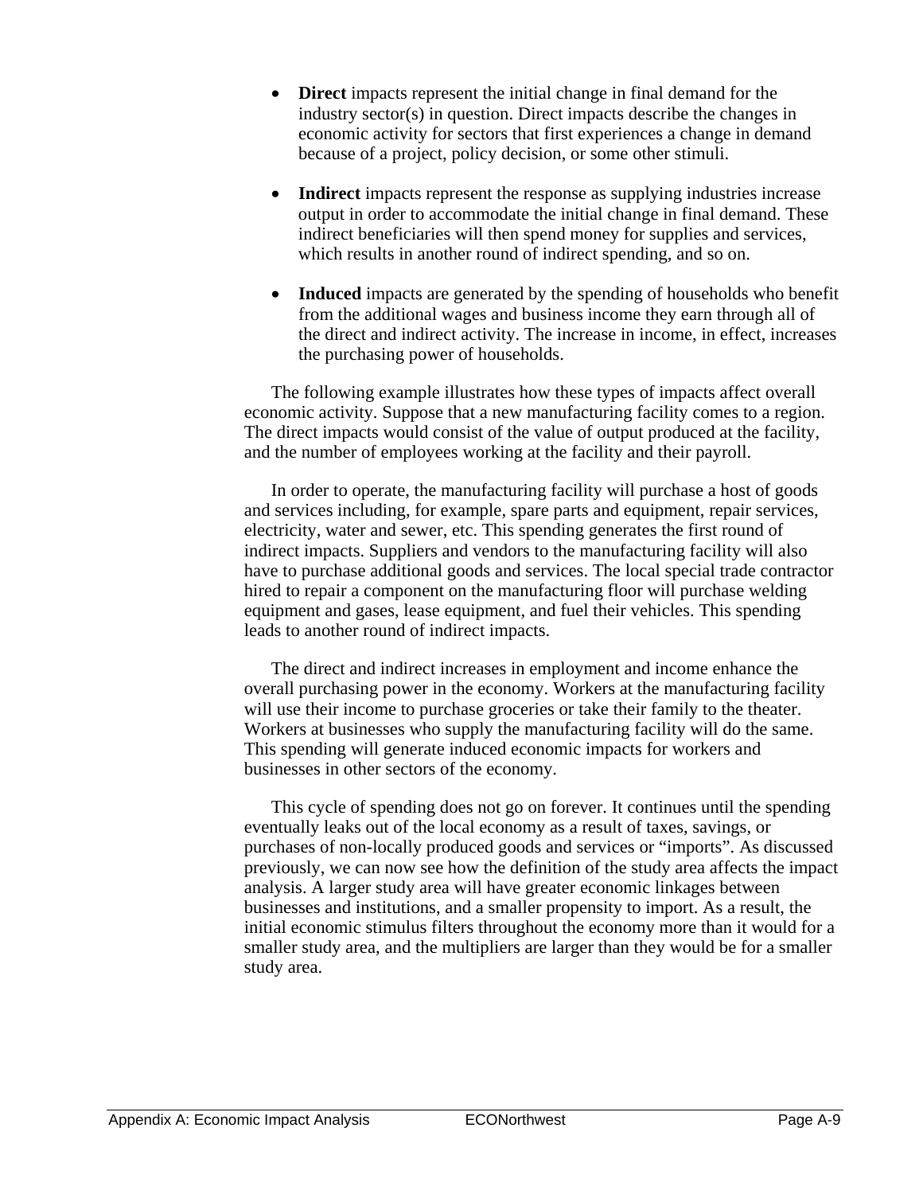- **Direct** impacts represent the initial change in final demand for the industry sector(s) in question. Direct impacts describe the changes in economic activity for sectors that first experiences a change in demand because of a project, policy decision, or some other stimuli.

- **Indirect** impacts represent the response as supplying industries increase output in order to accommodate the initial change in final demand. These indirect beneficiaries will then spend money for supplies and services, which results in another round of indirect spending, and so on.

- **Induced** impacts are generated by the spending of households who benefit from the additional wages and business income they earn through all of the direct and indirect activity. The increase in income, in effect, increases the purchasing power of households.

The following example illustrates how these types of impacts affect overall economic activity. Suppose that a new manufacturing facility comes to a region. The direct impacts would consist of the value of output produced at the facility, and the number of employees working at the facility and their payroll.

In order to operate, the manufacturing facility will purchase a host of goods and services including, for example, spare parts and equipment, repair services, electricity, water and sewer, etc. This spending generates the first round of indirect impacts. Suppliers and vendors to the manufacturing facility will also have to purchase additional goods and services. The local special trade contractor hired to repair a component on the manufacturing floor will purchase welding equipment and gases, lease equipment, and fuel their vehicles. This spending leads to another round of indirect impacts.

The direct and indirect increases in employment and income enhance the overall purchasing power in the economy. Workers at the manufacturing facility will use their income to purchase groceries or take their family to the theater. Workers at businesses who supply the manufacturing facility will do the same. This spending will generate induced economic impacts for workers and businesses in other sectors of the economy.

This cycle of spending does not go on forever. It continues until the spending eventually leaks out of the local economy as a result of taxes, savings, or purchases of non-locally produced goods and services or "imports". As discussed previously, we can now see how the definition of the study area affects the impact analysis. A larger study area will have greater economic linkages between businesses and institutions, and a smaller propensity to import. As a result, the initial economic stimulus filters throughout the economy more than it would for a smaller study area, and the multipliers are larger than they would be for a smaller study area.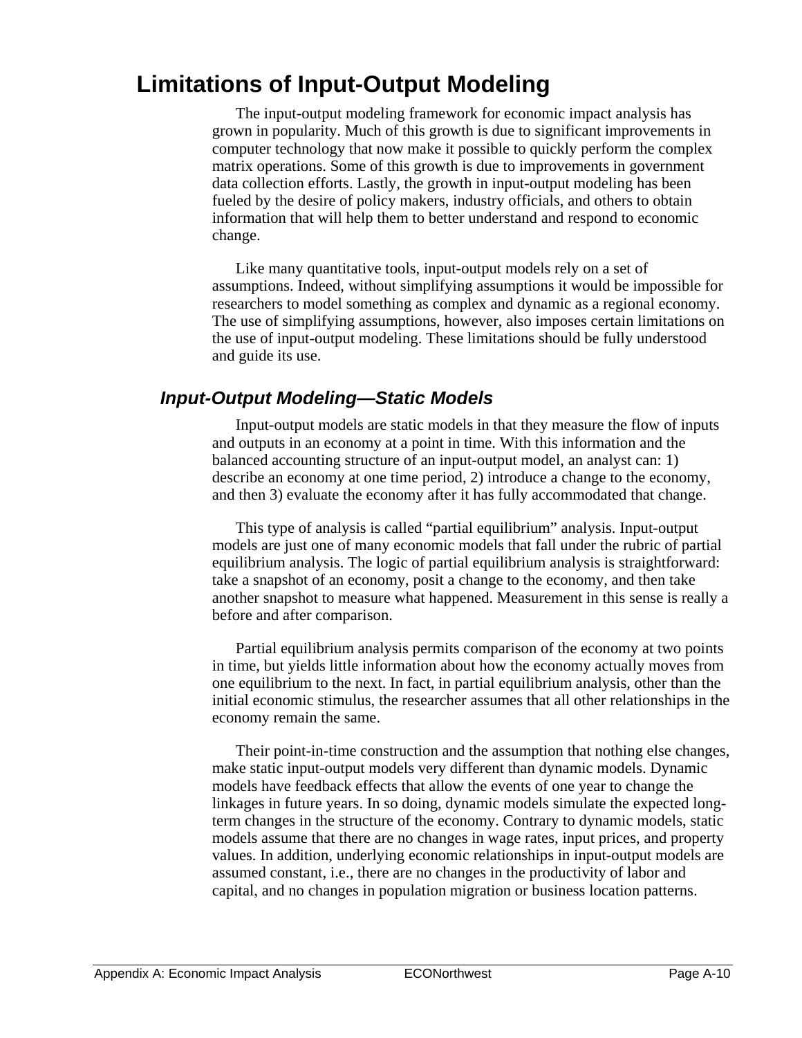# Limitations of Input-Output Modeling

The input-output modeling framework for economic impact analysis has grown in popularity. Much of this growth is due to significant improvements in computer technology that now make it possible to quickly perform the complex matrix operations. Some of this growth is due to improvements in government data collection efforts. Lastly, the growth in input-output modeling has been fueled by the desire of policy makers, industry officials, and others to obtain information that will help them to better understand and respond to economic change.

Like many quantitative tools, input-output models rely on a set of assumptions. Indeed, without simplifying assumptions it would be impossible for researchers to model something as complex and dynamic as a regional economy. The use of simplifying assumptions, however, also imposes certain limitations on the use of input-output modeling. These limitations should be fully understood and guide its use.

## *Input-Output Modeling—Static Models*

Input-output models are static models in that they measure the flow of inputs and outputs in an economy at a point in time. With this information and the balanced accounting structure of an input-output model, an analyst can: 1) describe an economy at one time period, 2) introduce a change to the economy, and then 3) evaluate the economy after it has fully accommodated that change.

This type of analysis is called "partial equilibrium" analysis. Input-output models are just one of many economic models that fall under the rubric of partial equilibrium analysis. The logic of partial equilibrium analysis is straightforward: take a snapshot of an economy, posit a change to the economy, and then take another snapshot to measure what happened. Measurement in this sense is really a before and after comparison.

Partial equilibrium analysis permits comparison of the economy at two points in time, but yields little information about how the economy actually moves from one equilibrium to the next. In fact, in partial equilibrium analysis, other than the initial economic stimulus, the researcher assumes that all other relationships in the economy remain the same.

Their point-in-time construction and the assumption that nothing else changes, make static input-output models very different than dynamic models. Dynamic models have feedback effects that allow the events of one year to change the linkages in future years. In so doing, dynamic models simulate the expected long-term changes in the structure of the economy. Contrary to dynamic models, static models assume that there are no changes in wage rates, input prices, and property values. In addition, underlying economic relationships in input-output models are assumed constant, i.e., there are no changes in the productivity of labor and capital, and no changes in population migration or business location patterns.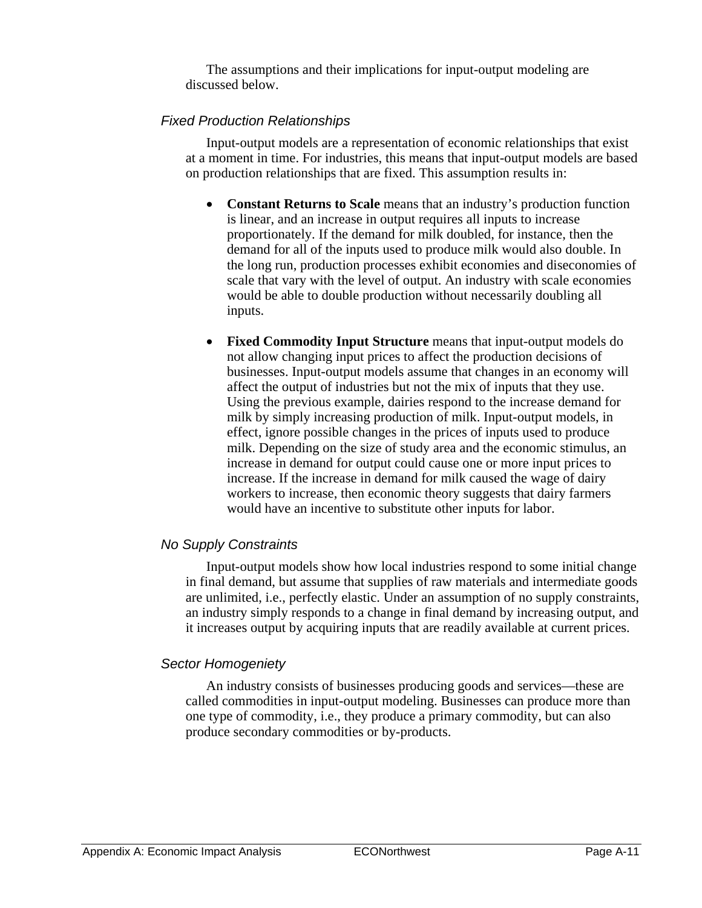The assumptions and their implications for input-output modeling are discussed below.

### *Fixed Production Relationships*

Input-output models are a representation of economic relationships that exist at a moment in time. For industries, this means that input-output models are based on production relationships that are fixed. This assumption results in:

- **Constant Returns to Scale** means that an industry's production function is linear, and an increase in output requires all inputs to increase proportionately. If the demand for milk doubled, for instance, then the demand for all of the inputs used to produce milk would also double. In the long run, production processes exhibit economies and diseconomies of scale that vary with the level of output. An industry with scale economies would be able to double production without necessarily doubling all inputs.

- **Fixed Commodity Input Structure** means that input-output models do not allow changing input prices to affect the production decisions of businesses. Input-output models assume that changes in an economy will affect the output of industries but not the mix of inputs that they use. Using the previous example, dairies respond to the increase demand for milk by simply increasing production of milk. Input-output models, in effect, ignore possible changes in the prices of inputs used to produce milk. Depending on the size of study area and the economic stimulus, an increase in demand for output could cause one or more input prices to increase. If the increase in demand for milk caused the wage of dairy workers to increase, then economic theory suggests that dairy farmers would have an incentive to substitute other inputs for labor.

### *No Supply Constraints*

Input-output models show how local industries respond to some initial change in final demand, but assume that supplies of raw materials and intermediate goods are unlimited, i.e., perfectly elastic. Under an assumption of no supply constraints, an industry simply responds to a change in final demand by increasing output, and it increases output by acquiring inputs that are readily available at current prices.

### *Sector Homogeniety*

An industry consists of businesses producing goods and services—these are called commodities in input-output modeling. Businesses can produce more than one type of commodity, i.e., they produce a primary commodity, but can also produce secondary commodities or by-products.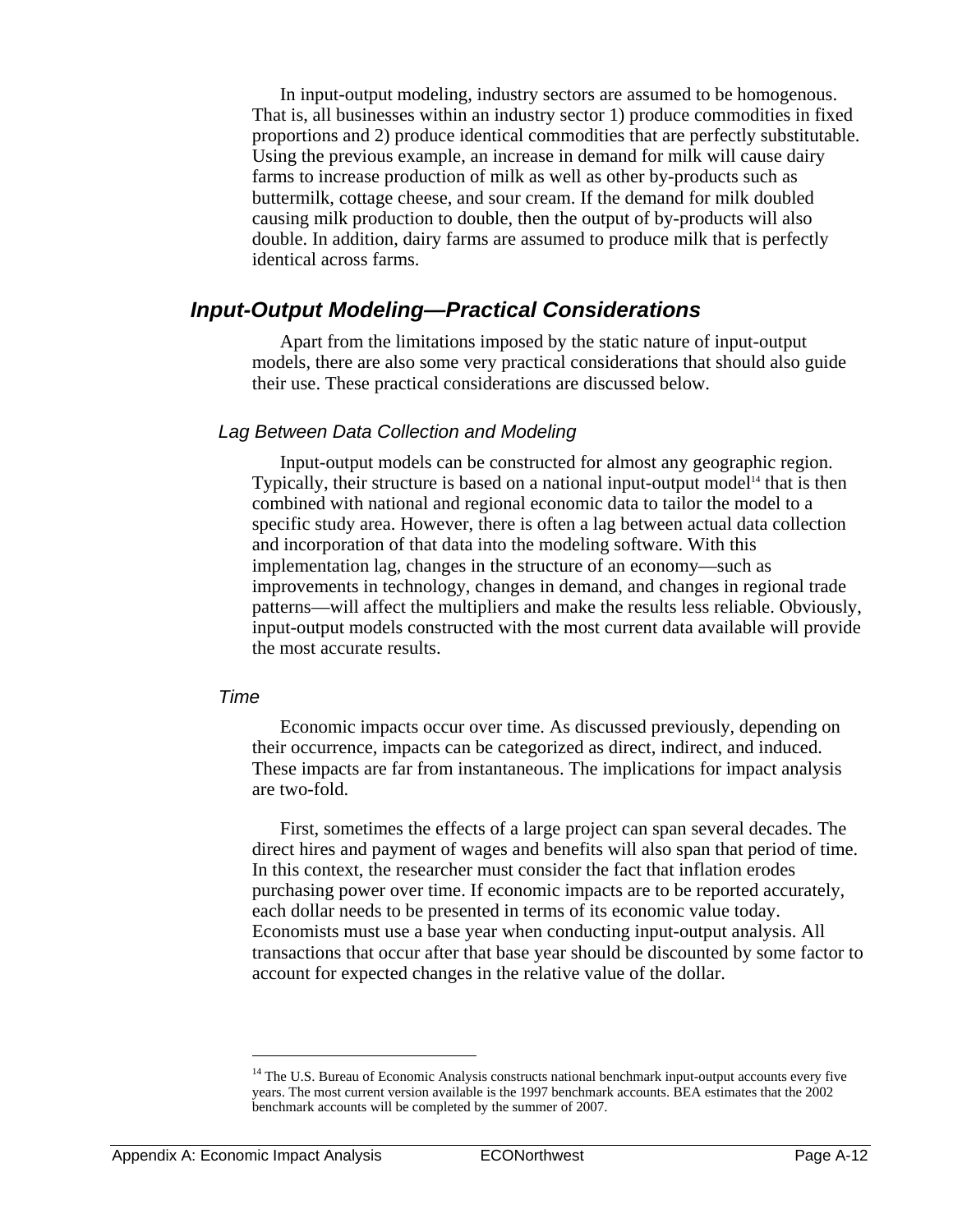In input-output modeling, industry sectors are assumed to be homogenous. That is, all businesses within an industry sector 1) produce commodities in fixed proportions and 2) produce identical commodities that are perfectly substitutable. Using the previous example, an increase in demand for milk will cause dairy farms to increase production of milk as well as other by-products such as buttermilk, cottage cheese, and sour cream. If the demand for milk doubled causing milk production to double, then the output of by-products will also double. In addition, dairy farms are assumed to produce milk that is perfectly identical across farms.

## *Input-Output Modeling—Practical Considerations*

Apart from the limitations imposed by the static nature of input-output models, there are also some very practical considerations that should also guide their use. These practical considerations are discussed below.

### *Lag Between Data Collection and Modeling*

Input-output models can be constructed for almost any geographic region. Typically, their structure is based on a national input-output model[14] that is then combined with national and regional economic data to tailor the model to a specific study area. However, there is often a lag between actual data collection and incorporation of that data into the modeling software. With this implementation lag, changes in the structure of an economy—such as improvements in technology, changes in demand, and changes in regional trade patterns—will affect the multipliers and make the results less reliable. Obviously, input-output models constructed with the most current data available will provide the most accurate results.

### *Time*

Economic impacts occur over time. As discussed previously, depending on their occurrence, impacts can be categorized as direct, indirect, and induced. These impacts are far from instantaneous. The implications for impact analysis are two-fold.

First, sometimes the effects of a large project can span several decades. The direct hires and payment of wages and benefits will also span that period of time. In this context, the researcher must consider the fact that inflation erodes purchasing power over time. If economic impacts are to be reported accurately, each dollar needs to be presented in terms of its economic value today. Economists must use a base year when conducting input-output analysis. All transactions that occur after that base year should be discounted by some factor to account for expected changes in the relative value of the dollar.

---

[14] The U.S. Bureau of Economic Analysis constructs national benchmark input-output accounts every five years. The most current version available is the 1997 benchmark accounts. BEA estimates that the 2002 benchmark accounts will be completed by the summer of 2007.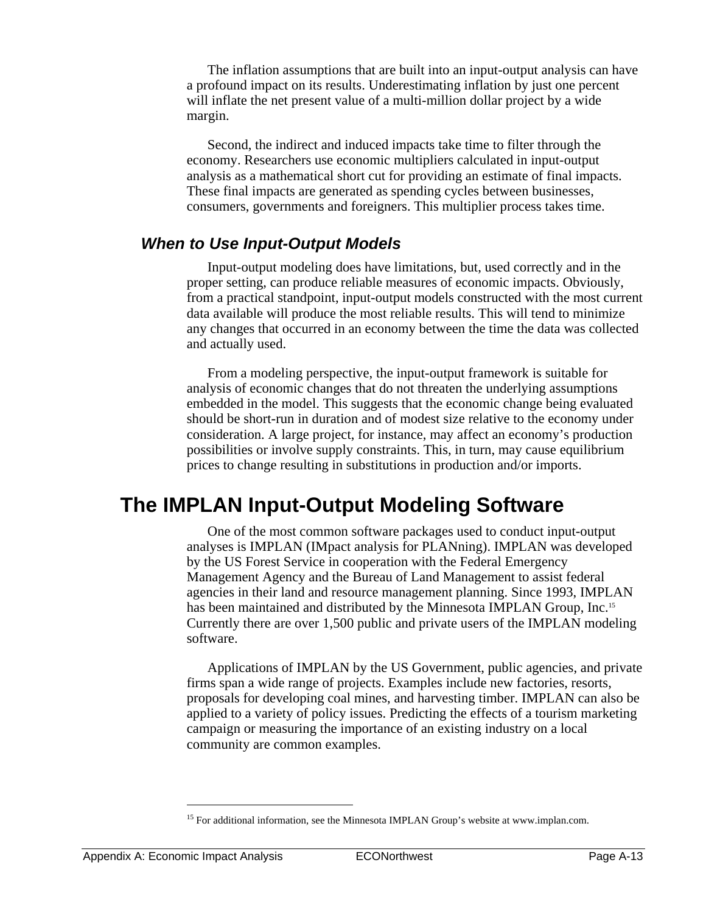The inflation assumptions that are built into an input-output analysis can have a profound impact on its results. Underestimating inflation by just one percent will inflate the net present value of a multi-million dollar project by a wide margin.

Second, the indirect and induced impacts take time to filter through the economy. Researchers use economic multipliers calculated in input-output analysis as a mathematical short cut for providing an estimate of final impacts. These final impacts are generated as spending cycles between businesses, consumers, governments and foreigners. This multiplier process takes time.

### When to Use Input-Output Models

Input-output modeling does have limitations, but, used correctly and in the proper setting, can produce reliable measures of economic impacts. Obviously, from a practical standpoint, input-output models constructed with the most current data available will produce the most reliable results. This will tend to minimize any changes that occurred in an economy between the time the data was collected and actually used.

From a modeling perspective, the input-output framework is suitable for analysis of economic changes that do not threaten the underlying assumptions embedded in the model. This suggests that the economic change being evaluated should be short-run in duration and of modest size relative to the economy under consideration. A large project, for instance, may affect an economy's production possibilities or involve supply constraints. This, in turn, may cause equilibrium prices to change resulting in substitutions in production and/or imports.

## The IMPLAN Input-Output Modeling Software

One of the most common software packages used to conduct input-output analyses is IMPLAN (IMpact analysis for PLANning). IMPLAN was developed by the US Forest Service in cooperation with the Federal Emergency Management Agency and the Bureau of Land Management to assist federal agencies in their land and resource management planning. Since 1993, IMPLAN has been maintained and distributed by the Minnesota IMPLAN Group, Inc.[15] Currently there are over 1,500 public and private users of the IMPLAN modeling software.

Applications of IMPLAN by the US Government, public agencies, and private firms span a wide range of projects. Examples include new factories, resorts, proposals for developing coal mines, and harvesting timber. IMPLAN can also be applied to a variety of policy issues. Predicting the effects of a tourism marketing campaign or measuring the importance of an existing industry on a local community are common examples.

[15] For additional information, see the Minnesota IMPLAN Group's website at www.implan.com.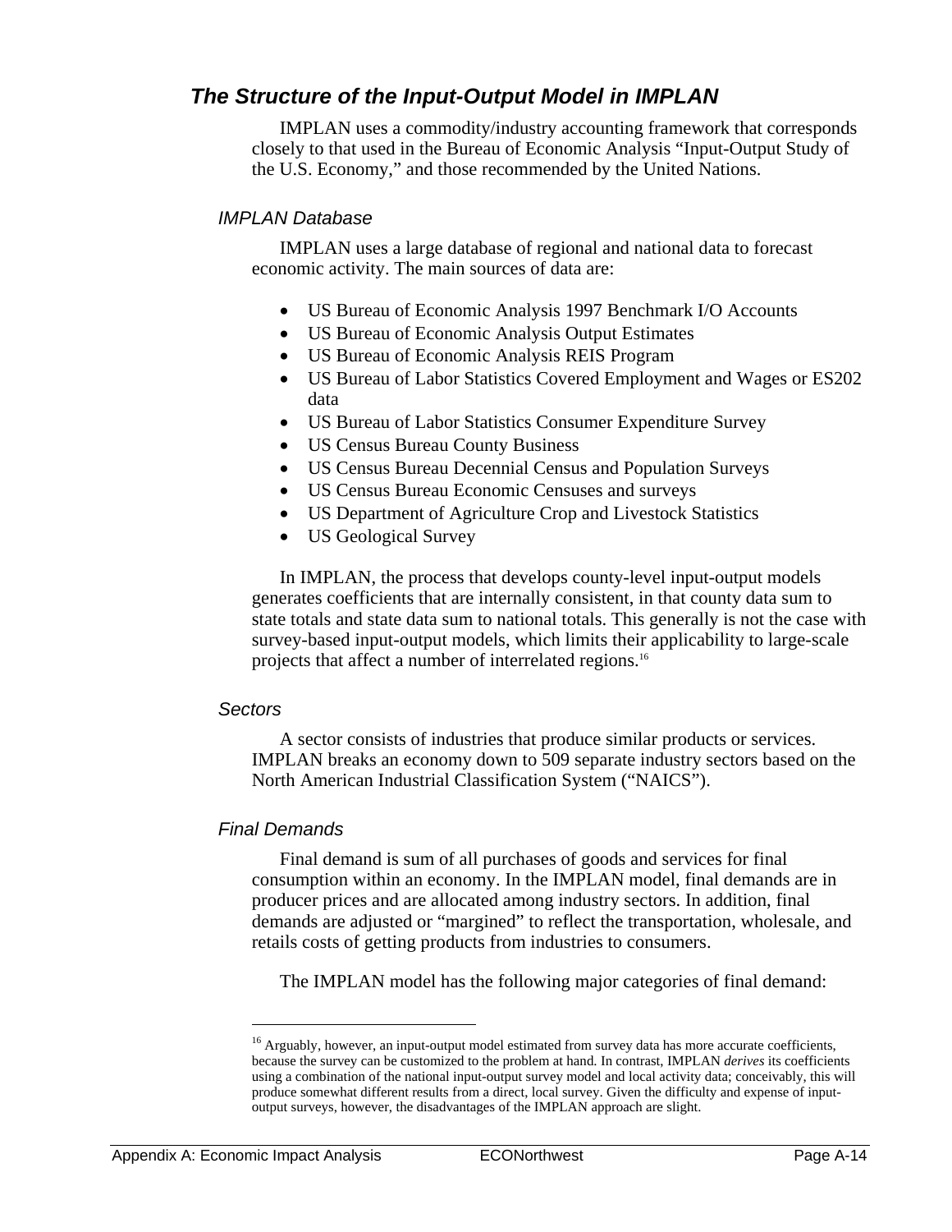## The Structure of the Input-Output Model in IMPLAN

IMPLAN uses a commodity/industry accounting framework that corresponds closely to that used in the Bureau of Economic Analysis "Input-Output Study of the U.S. Economy," and those recommended by the United Nations.

### IMPLAN Database

IMPLAN uses a large database of regional and national data to forecast economic activity. The main sources of data are:

- US Bureau of Economic Analysis 1997 Benchmark I/O Accounts
- US Bureau of Economic Analysis Output Estimates
- US Bureau of Economic Analysis REIS Program
- US Bureau of Labor Statistics Covered Employment and Wages or ES202 data
- US Bureau of Labor Statistics Consumer Expenditure Survey
- US Census Bureau County Business
- US Census Bureau Decennial Census and Population Surveys
- US Census Bureau Economic Censuses and surveys
- US Department of Agriculture Crop and Livestock Statistics
- US Geological Survey

In IMPLAN, the process that develops county-level input-output models generates coefficients that are internally consistent, in that county data sum to state totals and state data sum to national totals. This generally is not the case with survey-based input-output models, which limits their applicability to large-scale projects that affect a number of interrelated regions.[16]

### Sectors

A sector consists of industries that produce similar products or services. IMPLAN breaks an economy down to 509 separate industry sectors based on the North American Industrial Classification System ("NAICS").

### Final Demands

Final demand is sum of all purchases of goods and services for final consumption within an economy. In the IMPLAN model, final demands are in producer prices and are allocated among industry sectors. In addition, final demands are adjusted or "margined" to reflect the transportation, wholesale, and retails costs of getting products from industries to consumers.

The IMPLAN model has the following major categories of final demand:

---

[16] Arguably, however, an input-output model estimated from survey data has more accurate coefficients, because the survey can be customized to the problem at hand. In contrast, IMPLAN *derives* its coefficients using a combination of the national input-output survey model and local activity data; conceivably, this will produce somewhat different results from a direct, local survey. Given the difficulty and expense of input-output surveys, however, the disadvantages of the IMPLAN approach are slight.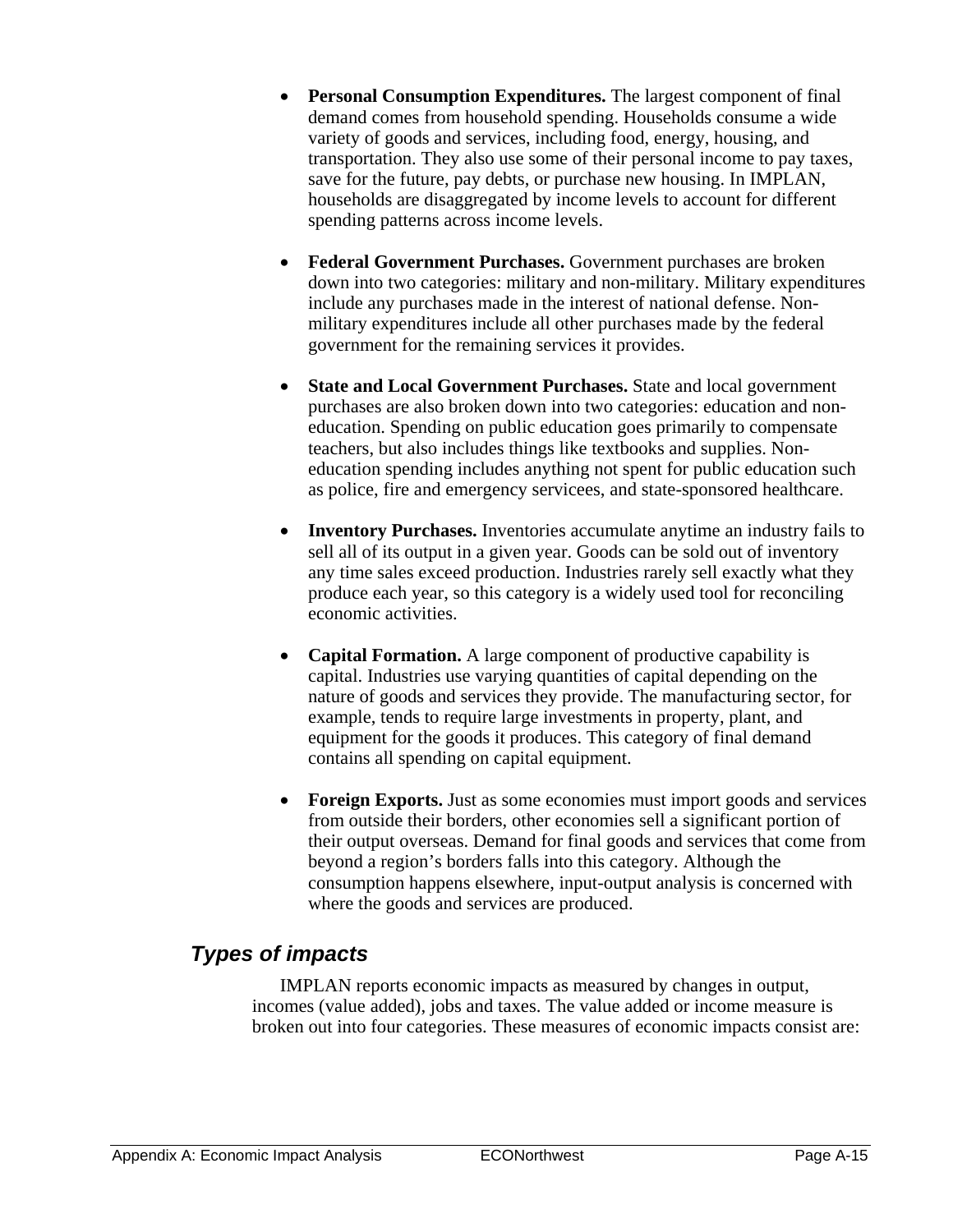- **Personal Consumption Expenditures.** The largest component of final demand comes from household spending. Households consume a wide variety of goods and services, including food, energy, housing, and transportation. They also use some of their personal income to pay taxes, save for the future, pay debts, or purchase new housing. In IMPLAN, households are disaggregated by income levels to account for different spending patterns across income levels.

- **Federal Government Purchases.** Government purchases are broken down into two categories: military and non-military. Military expenditures include any purchases made in the interest of national defense. Non-military expenditures include all other purchases made by the federal government for the remaining services it provides.

- **State and Local Government Purchases.** State and local government purchases are also broken down into two categories: education and non-education. Spending on public education goes primarily to compensate teachers, but also includes things like textbooks and supplies. Non-education spending includes anything not spent for public education such as police, fire and emergency servicees, and state-sponsored healthcare.

- **Inventory Purchases.** Inventories accumulate anytime an industry fails to sell all of its output in a given year. Goods can be sold out of inventory any time sales exceed production. Industries rarely sell exactly what they produce each year, so this category is a widely used tool for reconciling economic activities.

- **Capital Formation.** A large component of productive capability is capital. Industries use varying quantities of capital depending on the nature of goods and services they provide. The manufacturing sector, for example, tends to require large investments in property, plant, and equipment for the goods it produces. This category of final demand contains all spending on capital equipment.

- **Foreign Exports.** Just as some economies must import goods and services from outside their borders, other economies sell a significant portion of their output overseas. Demand for final goods and services that come from beyond a region's borders falls into this category. Although the consumption happens elsewhere, input-output analysis is concerned with where the goods and services are produced.

## *Types of impacts*

IMPLAN reports economic impacts as measured by changes in output, incomes (value added), jobs and taxes. The value added or income measure is broken out into four categories. These measures of economic impacts consist are: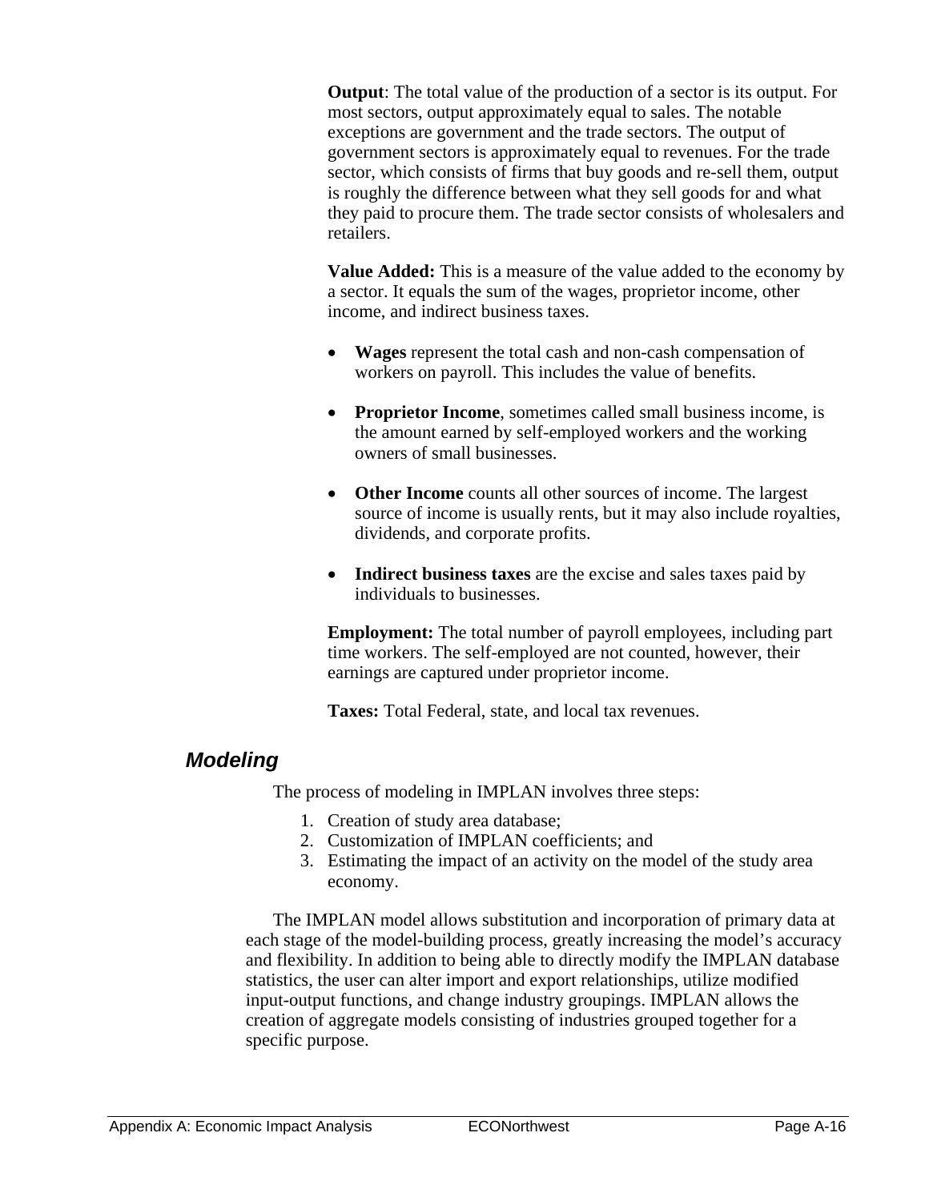**Output**: The total value of the production of a sector is its output. For most sectors, output approximately equal to sales. The notable exceptions are government and the trade sectors. The output of government sectors is approximately equal to revenues. For the trade sector, which consists of firms that buy goods and re-sell them, output is roughly the difference between what they sell goods for and what they paid to procure them. The trade sector consists of wholesalers and retailers.

**Value Added:** This is a measure of the value added to the economy by a sector. It equals the sum of the wages, proprietor income, other income, and indirect business taxes.

- **Wages** represent the total cash and non-cash compensation of workers on payroll. This includes the value of benefits.
- **Proprietor Income**, sometimes called small business income, is the amount earned by self-employed workers and the working owners of small businesses.
- **Other Income** counts all other sources of income. The largest source of income is usually rents, but it may also include royalties, dividends, and corporate profits.
- **Indirect business taxes** are the excise and sales taxes paid by individuals to businesses.

**Employment:** The total number of payroll employees, including part time workers. The self-employed are not counted, however, their earnings are captured under proprietor income.

**Taxes:** Total Federal, state, and local tax revenues.

### *Modeling*

The process of modeling in IMPLAN involves three steps:

1. Creation of study area database;
2. Customization of IMPLAN coefficients; and
3. Estimating the impact of an activity on the model of the study area economy.

The IMPLAN model allows substitution and incorporation of primary data at each stage of the model-building process, greatly increasing the model's accuracy and flexibility. In addition to being able to directly modify the IMPLAN database statistics, the user can alter import and export relationships, utilize modified input-output functions, and change industry groupings. IMPLAN allows the creation of aggregate models consisting of industries grouped together for a specific purpose.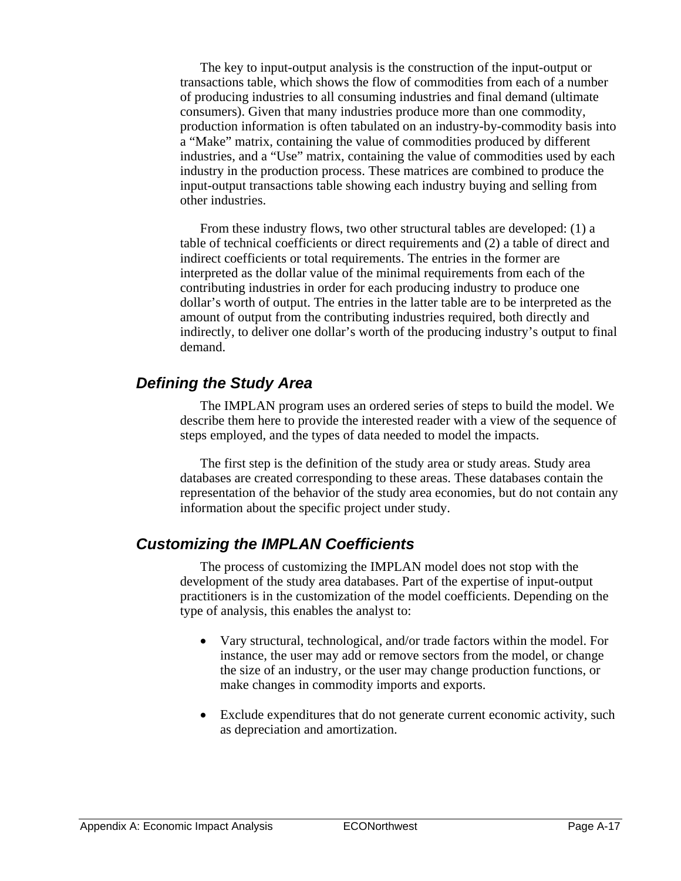The key to input-output analysis is the construction of the input-output or transactions table, which shows the flow of commodities from each of a number of producing industries to all consuming industries and final demand (ultimate consumers). Given that many industries produce more than one commodity, production information is often tabulated on an industry-by-commodity basis into a "Make" matrix, containing the value of commodities produced by different industries, and a "Use" matrix, containing the value of commodities used by each industry in the production process. These matrices are combined to produce the input-output transactions table showing each industry buying and selling from other industries.

From these industry flows, two other structural tables are developed: (1) a table of technical coefficients or direct requirements and (2) a table of direct and indirect coefficients or total requirements. The entries in the former are interpreted as the dollar value of the minimal requirements from each of the contributing industries in order for each producing industry to produce one dollar's worth of output. The entries in the latter table are to be interpreted as the amount of output from the contributing industries required, both directly and indirectly, to deliver one dollar's worth of the producing industry's output to final demand.

### *Defining the Study Area*

The IMPLAN program uses an ordered series of steps to build the model. We describe them here to provide the interested reader with a view of the sequence of steps employed, and the types of data needed to model the impacts.

The first step is the definition of the study area or study areas. Study area databases are created corresponding to these areas. These databases contain the representation of the behavior of the study area economies, but do not contain any information about the specific project under study.

### *Customizing the IMPLAN Coefficients*

The process of customizing the IMPLAN model does not stop with the development of the study area databases. Part of the expertise of input-output practitioners is in the customization of the model coefficients. Depending on the type of analysis, this enables the analyst to:

- Vary structural, technological, and/or trade factors within the model. For instance, the user may add or remove sectors from the model, or change the size of an industry, or the user may change production functions, or make changes in commodity imports and exports.
- Exclude expenditures that do not generate current economic activity, such as depreciation and amortization.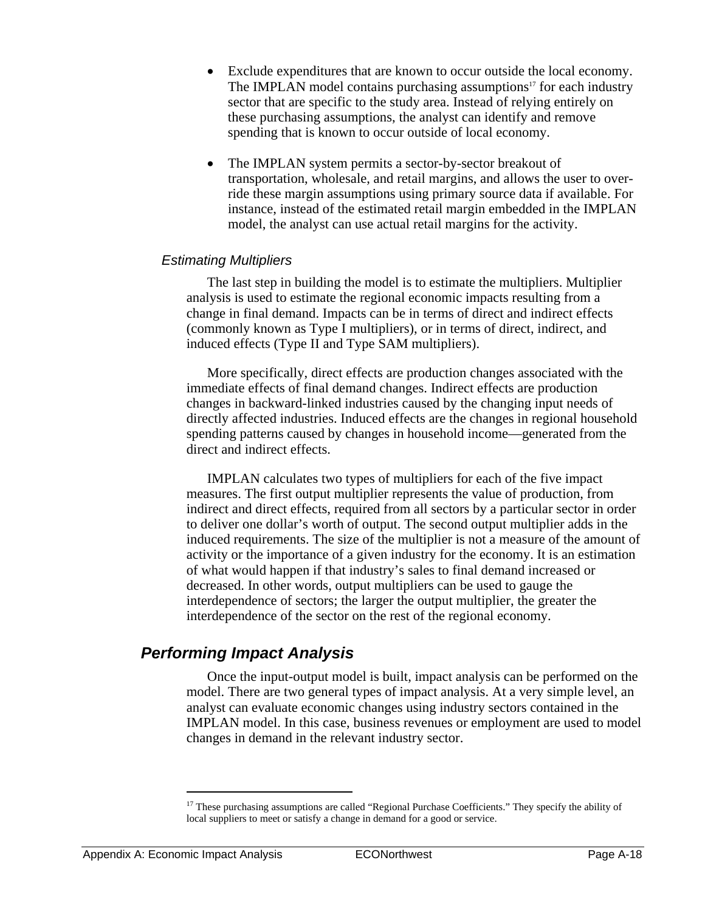- Exclude expenditures that are known to occur outside the local economy. The IMPLAN model contains purchasing assumptions[17] for each industry sector that are specific to the study area. Instead of relying entirely on these purchasing assumptions, the analyst can identify and remove spending that is known to occur outside of local economy.

- The IMPLAN system permits a sector-by-sector breakout of transportation, wholesale, and retail margins, and allows the user to override these margin assumptions using primary source data if available. For instance, instead of the estimated retail margin embedded in the IMPLAN model, the analyst can use actual retail margins for the activity.

### *Estimating Multipliers*

The last step in building the model is to estimate the multipliers. Multiplier analysis is used to estimate the regional economic impacts resulting from a change in final demand. Impacts can be in terms of direct and indirect effects (commonly known as Type I multipliers), or in terms of direct, indirect, and induced effects (Type II and Type SAM multipliers).

More specifically, direct effects are production changes associated with the immediate effects of final demand changes. Indirect effects are production changes in backward-linked industries caused by the changing input needs of directly affected industries. Induced effects are the changes in regional household spending patterns caused by changes in household income—generated from the direct and indirect effects.

IMPLAN calculates two types of multipliers for each of the five impact measures. The first output multiplier represents the value of production, from indirect and direct effects, required from all sectors by a particular sector in order to deliver one dollar's worth of output. The second output multiplier adds in the induced requirements. The size of the multiplier is not a measure of the amount of activity or the importance of a given industry for the economy. It is an estimation of what would happen if that industry's sales to final demand increased or decreased. In other words, output multipliers can be used to gauge the interdependence of sectors; the larger the output multiplier, the greater the interdependence of the sector on the rest of the regional economy.

## ***Performing Impact Analysis***

Once the input-output model is built, impact analysis can be performed on the model. There are two general types of impact analysis. At a very simple level, an analyst can evaluate economic changes using industry sectors contained in the IMPLAN model. In this case, business revenues or employment are used to model changes in demand in the relevant industry sector.

---

[17] These purchasing assumptions are called "Regional Purchase Coefficients." They specify the ability of local suppliers to meet or satisfy a change in demand for a good or service.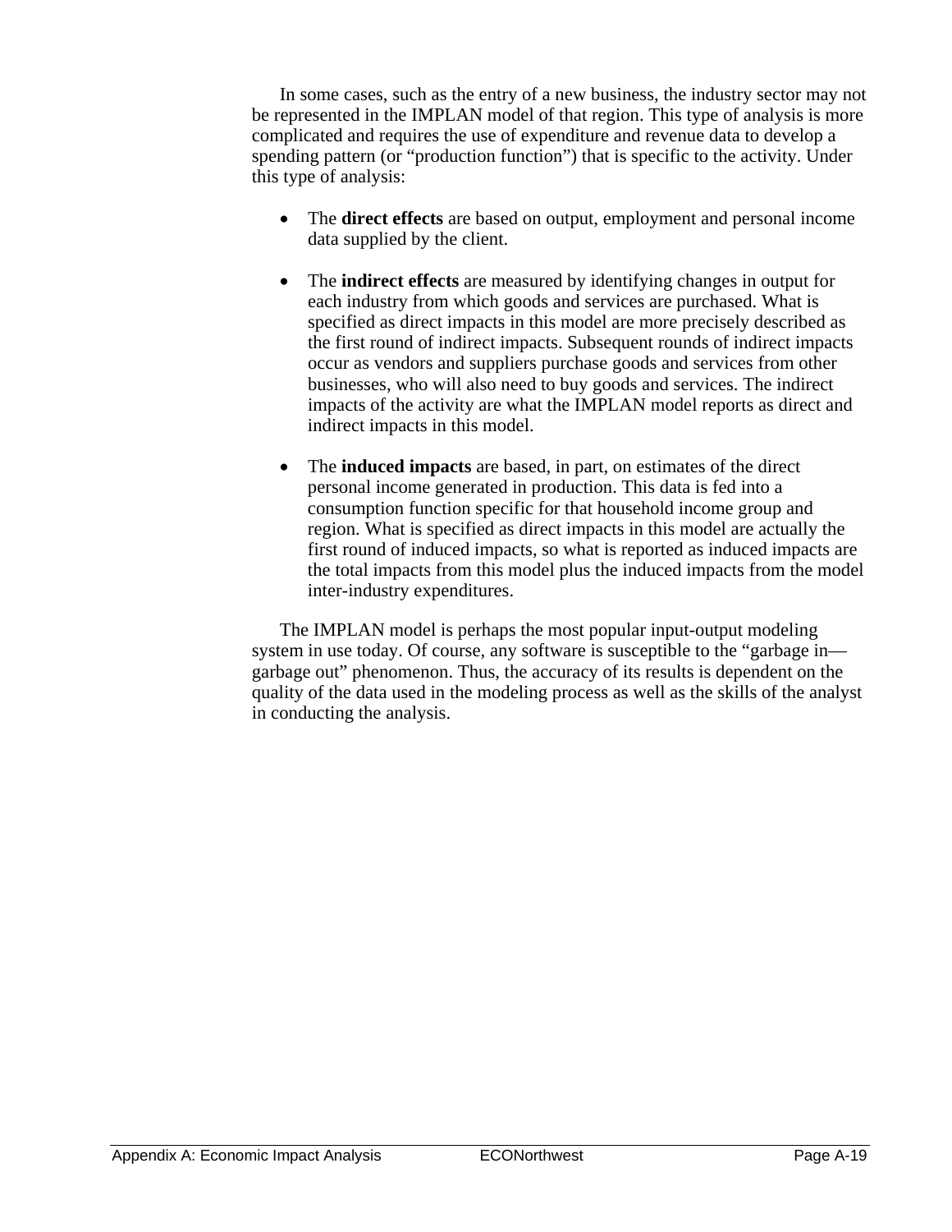In some cases, such as the entry of a new business, the industry sector may not be represented in the IMPLAN model of that region. This type of analysis is more complicated and requires the use of expenditure and revenue data to develop a spending pattern (or "production function") that is specific to the activity. Under this type of analysis:

- The **direct effects** are based on output, employment and personal income data supplied by the client.

- The **indirect effects** are measured by identifying changes in output for each industry from which goods and services are purchased. What is specified as direct impacts in this model are more precisely described as the first round of indirect impacts. Subsequent rounds of indirect impacts occur as vendors and suppliers purchase goods and services from other businesses, who will also need to buy goods and services. The indirect impacts of the activity are what the IMPLAN model reports as direct and indirect impacts in this model.

- The **induced impacts** are based, in part, on estimates of the direct personal income generated in production. This data is fed into a consumption function specific for that household income group and region. What is specified as direct impacts in this model are actually the first round of induced impacts, so what is reported as induced impacts are the total impacts from this model plus the induced impacts from the model inter-industry expenditures.

The IMPLAN model is perhaps the most popular input-output modeling system in use today. Of course, any software is susceptible to the "garbage in—garbage out" phenomenon. Thus, the accuracy of its results is dependent on the quality of the data used in the modeling process as well as the skills of the analyst in conducting the analysis.